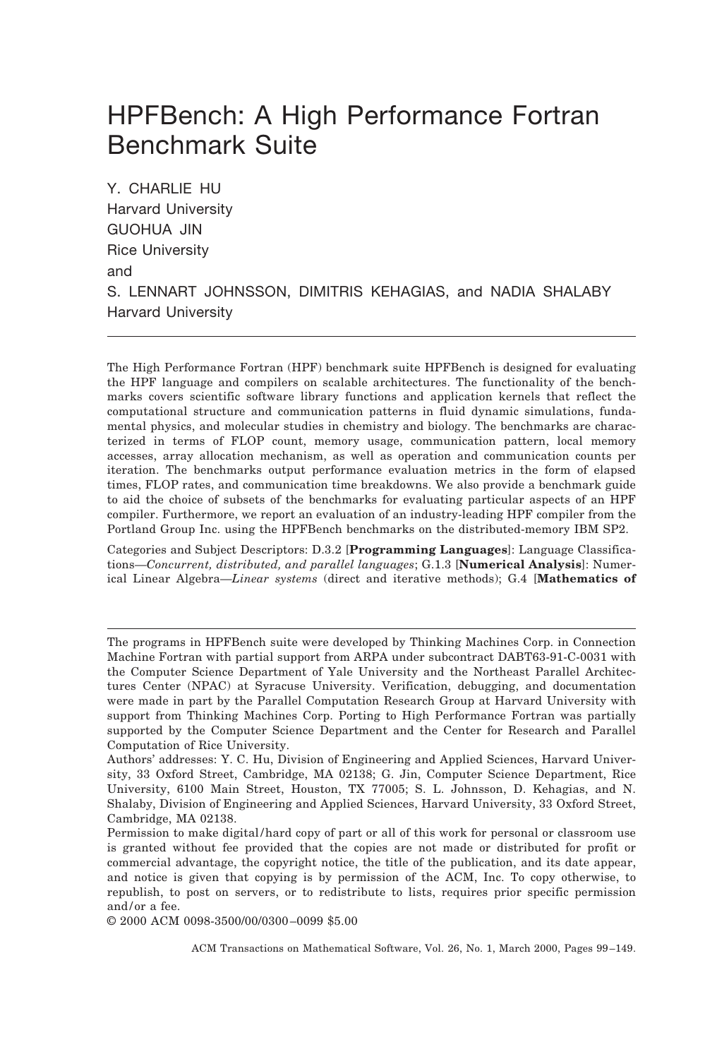# HPFBench: A High Performance Fortran Benchmark Suite

Y. CHARLIE HU
Harvard University
GUOHUA JIN
Rice University
and
S. LENNART JOHNSSON, DIMITRIS KEHAGIAS, and NADIA SHALABY
Harvard University

---

The High Performance Fortran (HPF) benchmark suite HPFBench is designed for evaluating the HPF language and compilers on scalable architectures. The functionality of the benchmarks covers scientific software library functions and application kernels that reflect the computational structure and communication patterns in fluid dynamic simulations, fundamental physics, and molecular studies in chemistry and biology. The benchmarks are characterized in terms of FLOP count, memory usage, communication pattern, local memory accesses, array allocation mechanism, as well as operation and communication counts per iteration. The benchmarks output performance evaluation metrics in the form of elapsed times, FLOP rates, and communication time breakdowns. We also provide a benchmark guide to aid the choice of subsets of the benchmarks for evaluating particular aspects of an HPF compiler. Furthermore, we report an evaluation of an industry-leading HPF compiler from the Portland Group Inc. using the HPFBench benchmarks on the distributed-memory IBM SP2.

Categories and Subject Descriptors: D.3.2 [**Programming Languages**]: Language Classifications—*Concurrent, distributed, and parallel languages*; G.1.3 [**Numerical Analysis**]: Numerical Linear Algebra—*Linear systems* (direct and iterative methods); G.4 [**Mathematics of**

---

The programs in HPFBench suite were developed by Thinking Machines Corp. in Connection Machine Fortran with partial support from ARPA under subcontract DABT63-91-C-0031 with the Computer Science Department of Yale University and the Northeast Parallel Architectures Center (NPAC) at Syracuse University. Verification, debugging, and documentation were made in part by the Parallel Computation Research Group at Harvard University with support from Thinking Machines Corp. Porting to High Performance Fortran was partially supported by the Computer Science Department and the Center for Research and Parallel Computation of Rice University.

Authors' addresses: Y. C. Hu, Division of Engineering and Applied Sciences, Harvard University, 33 Oxford Street, Cambridge, MA 02138; G. Jin, Computer Science Department, Rice University, 6100 Main Street, Houston, TX 77005; S. L. Johnsson, D. Kehagias, and N. Shalaby, Division of Engineering and Applied Sciences, Harvard University, 33 Oxford Street, Cambridge, MA 02138.

Permission to make digital/hard copy of part or all of this work for personal or classroom use is granted without fee provided that the copies are not made or distributed for profit or commercial advantage, the copyright notice, the title of the publication, and its date appear, and notice is given that copying is by permission of the ACM, Inc. To copy otherwise, to republish, to post on servers, or to redistribute to lists, requires prior specific permission and/or a fee.

© 2000 ACM 0098-3500/00/0300–0099 $5.00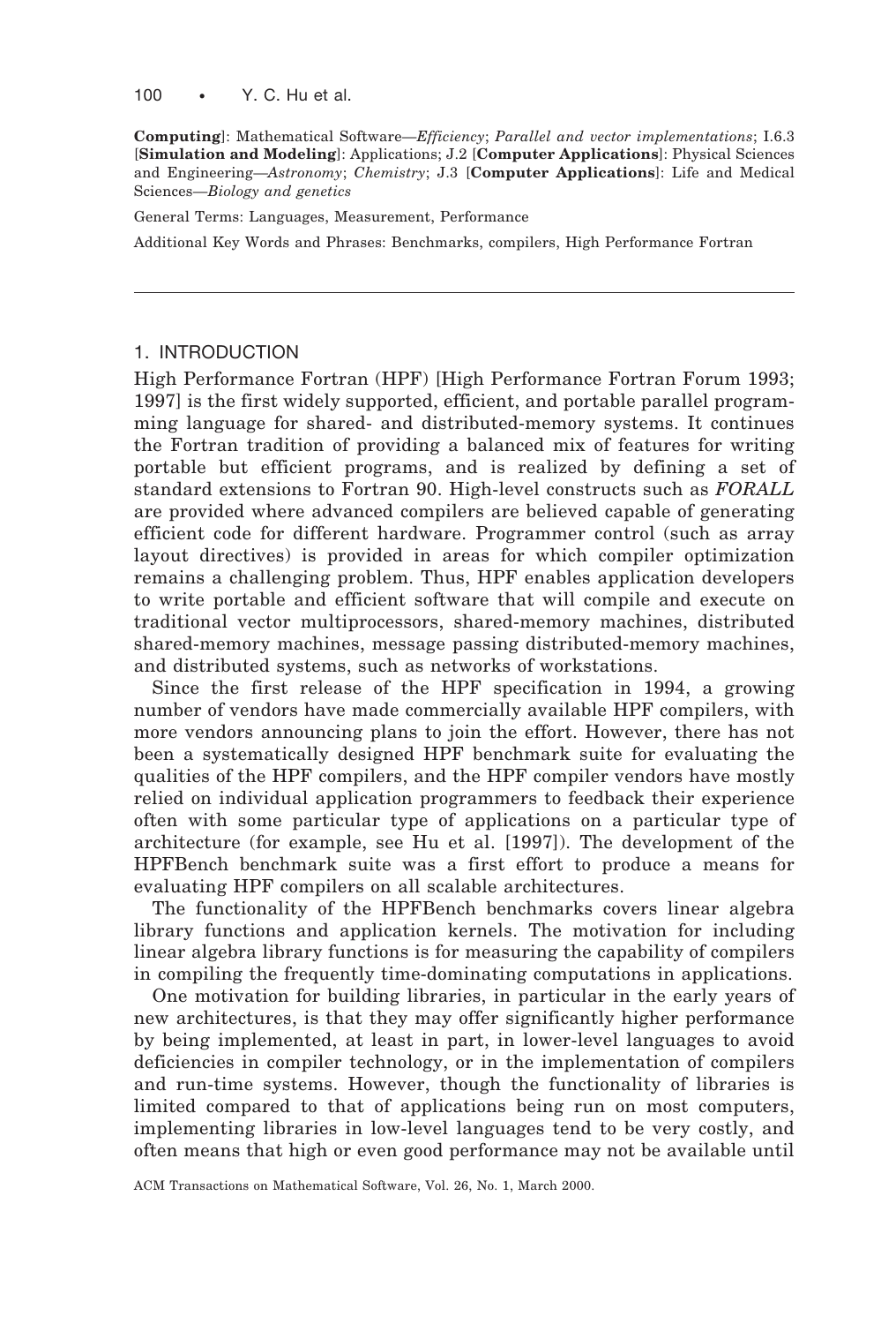**Computing**]: Mathematical Software—*Efficiency*; *Parallel and vector implementations*; I.6.3 [**Simulation and Modeling**]: Applications; J.2 [**Computer Applications**]: Physical Sciences and Engineering—*Astronomy*; *Chemistry*; J.3 [**Computer Applications**]: Life and Medical Sciences—*Biology and genetics*

General Terms: Languages, Measurement, Performance

Additional Key Words and Phrases: Benchmarks, compilers, High Performance Fortran

---

## 1. INTRODUCTION

High Performance Fortran (HPF) [High Performance Fortran Forum 1993; 1997] is the first widely supported, efficient, and portable parallel programming language for shared- and distributed-memory systems. It continues the Fortran tradition of providing a balanced mix of features for writing portable but efficient programs, and is realized by defining a set of standard extensions to Fortran 90. High-level constructs such as *FORALL* are provided where advanced compilers are believed capable of generating efficient code for different hardware. Programmer control (such as array layout directives) is provided in areas for which compiler optimization remains a challenging problem. Thus, HPF enables application developers to write portable and efficient software that will compile and execute on traditional vector multiprocessors, shared-memory machines, distributed shared-memory machines, message passing distributed-memory machines, and distributed systems, such as networks of workstations.

Since the first release of the HPF specification in 1994, a growing number of vendors have made commercially available HPF compilers, with more vendors announcing plans to join the effort. However, there has not been a systematically designed HPF benchmark suite for evaluating the qualities of the HPF compilers, and the HPF compiler vendors have mostly relied on individual application programmers to feedback their experience often with some particular type of applications on a particular type of architecture (for example, see Hu et al. [1997]). The development of the HPFBench benchmark suite was a first effort to produce a means for evaluating HPF compilers on all scalable architectures.

The functionality of the HPFBench benchmarks covers linear algebra library functions and application kernels. The motivation for including linear algebra library functions is for measuring the capability of compilers in compiling the frequently time-dominating computations in applications.

One motivation for building libraries, in particular in the early years of new architectures, is that they may offer significantly higher performance by being implemented, at least in part, in lower-level languages to avoid deficiencies in compiler technology, or in the implementation of compilers and run-time systems. However, though the functionality of libraries is limited compared to that of applications being run on most computers, implementing libraries in low-level languages tend to be very costly, and often means that high or even good performance may not be available until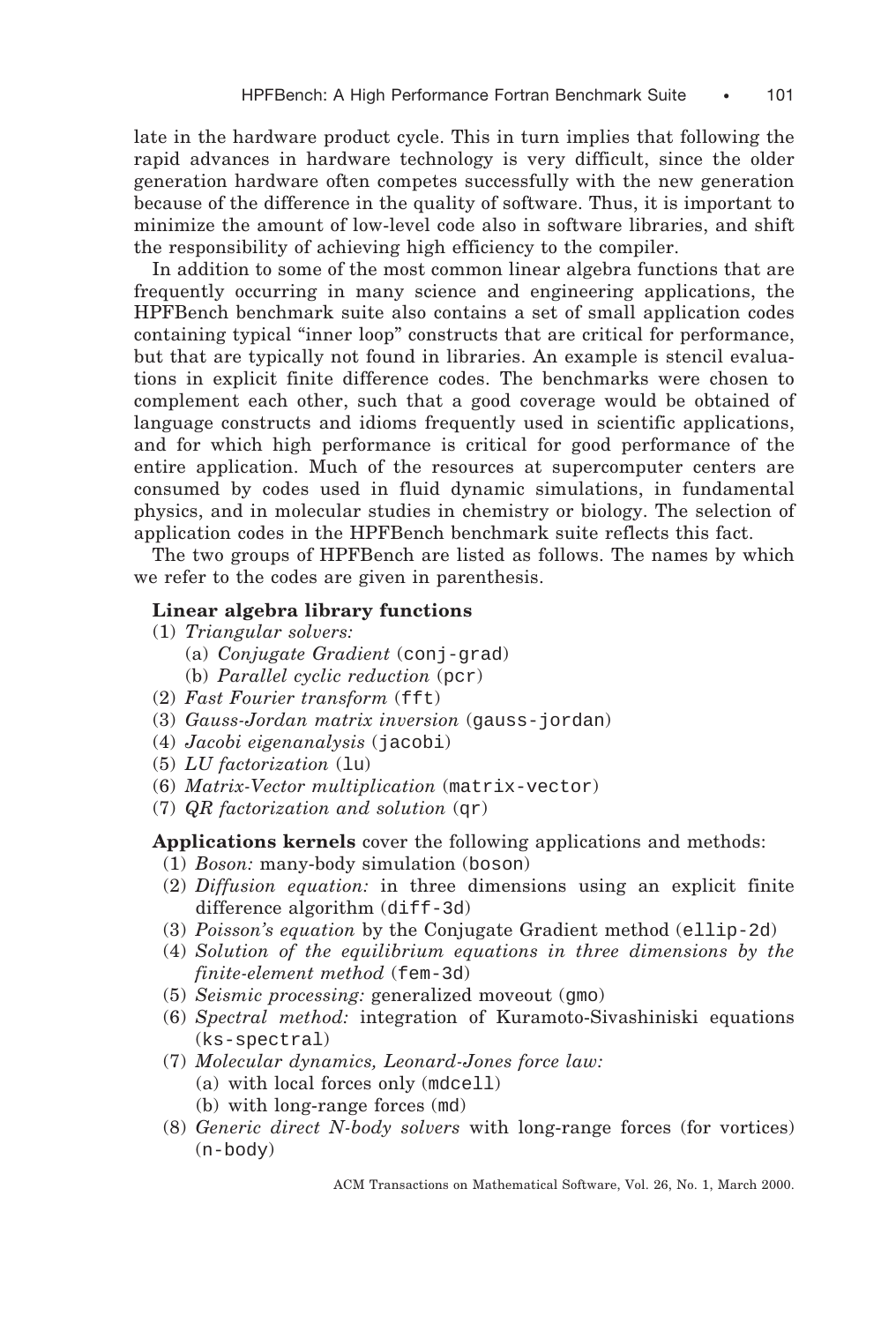late in the hardware product cycle. This in turn implies that following the rapid advances in hardware technology is very difficult, since the older generation hardware often competes successfully with the new generation because of the difference in the quality of software. Thus, it is important to minimize the amount of low-level code also in software libraries, and shift the responsibility of achieving high efficiency to the compiler.

In addition to some of the most common linear algebra functions that are frequently occurring in many science and engineering applications, the HPFBench benchmark suite also contains a set of small application codes containing typical "inner loop" constructs that are critical for performance, but that are typically not found in libraries. An example is stencil evaluations in explicit finite difference codes. The benchmarks were chosen to complement each other, such that a good coverage would be obtained of language constructs and idioms frequently used in scientific applications, and for which high performance is critical for good performance of the entire application. Much of the resources at supercomputer centers are consumed by codes used in fluid dynamic simulations, in fundamental physics, and in molecular studies in chemistry or biology. The selection of application codes in the HPFBench benchmark suite reflects this fact.

The two groups of HPFBench are listed as follows. The names by which we refer to the codes are given in parenthesis.

**Linear algebra library functions**

(1) *Triangular solvers:*
  (a) *Conjugate Gradient* (`conj-grad`)
  (b) *Parallel cyclic reduction* (`pcr`)
(2) *Fast Fourier transform* (`fft`)
(3) *Gauss-Jordan matrix inversion* (`gauss-jordan`)
(4) *Jacobi eigenanalysis* (`jacobi`)
(5) *LU factorization* (`lu`)
(6) *Matrix-Vector multiplication* (`matrix-vector`)
(7) *QR factorization and solution* (`qr`)

**Applications kernels** cover the following applications and methods:

(1) *Boson:* many-body simulation (`boson`)
(2) *Diffusion equation:* in three dimensions using an explicit finite difference algorithm (`diff-3d`)
(3) *Poisson's equation* by the Conjugate Gradient method (`ellip-2d`)
(4) *Solution of the equilibrium equations in three dimensions by the finite-element method* (`fem-3d`)
(5) *Seismic processing:* generalized moveout (`gmo`)
(6) *Spectral method:* integration of Kuramoto-Sivashiniski equations (`ks-spectral`)
(7) *Molecular dynamics, Leonard-Jones force law:*
  (a) with local forces only (`mdcell`)
  (b) with long-range forces (`md`)
(8) *Generic direct N-body solvers* with long-range forces (for vortices) (`n-body`)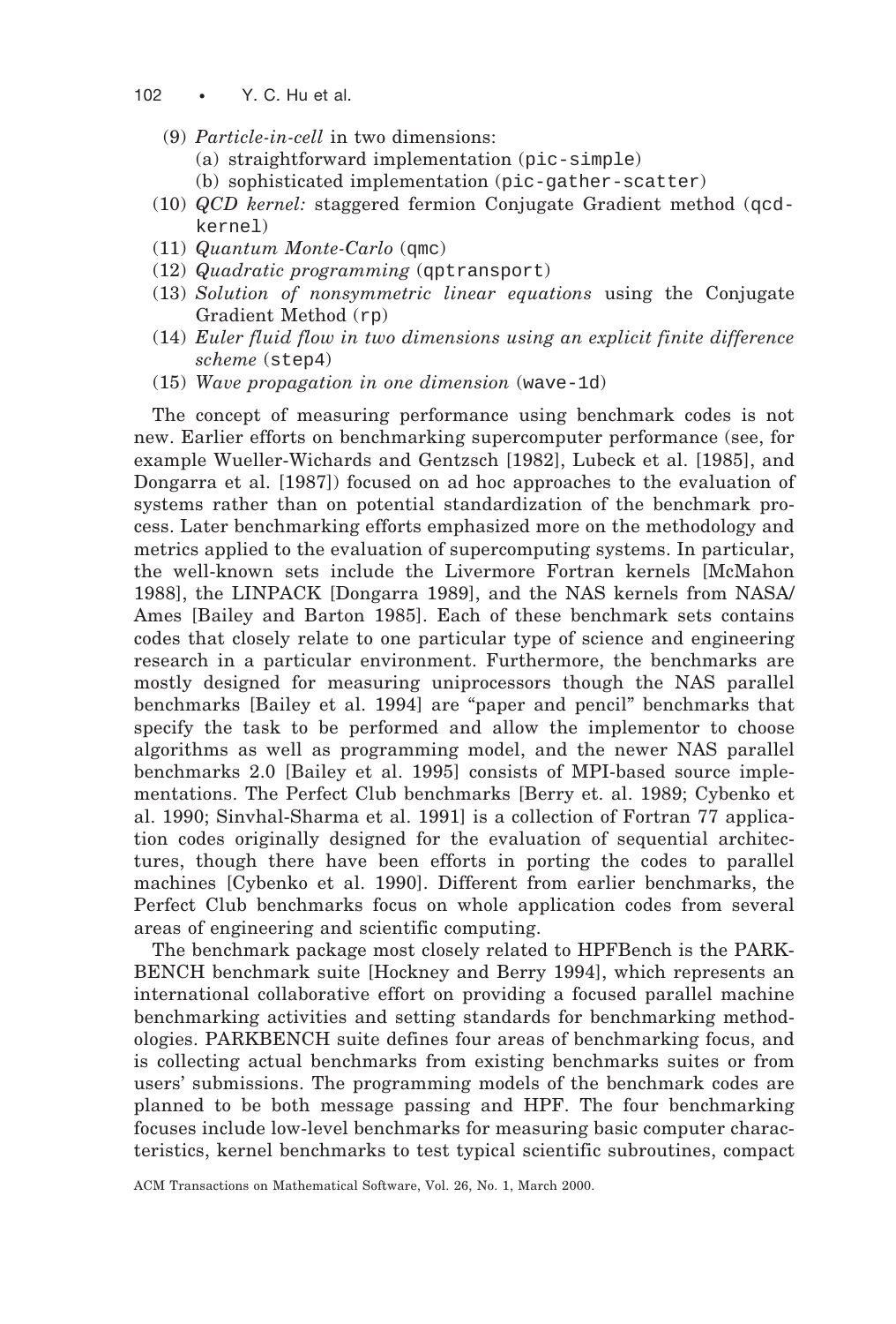(9) *Particle-in-cell* in two dimensions:
   (a) straightforward implementation (`pic-simple`)
   (b) sophisticated implementation (`pic-gather-scatter`)

(10) *QCD kernel:* staggered fermion Conjugate Gradient method (`qcd-kernel`)

(11) *Quantum Monte-Carlo* (`qmc`)

(12) *Quadratic programming* (`qptransport`)

(13) *Solution of nonsymmetric linear equations* using the Conjugate Gradient Method (`rp`)

(14) *Euler fluid flow in two dimensions using an explicit finite difference scheme* (`step4`)

(15) *Wave propagation in one dimension* (`wave-1d`)

The concept of measuring performance using benchmark codes is not new. Earlier efforts on benchmarking supercomputer performance (see, for example Wueller-Wichards and Gentzsch [1982], Lubeck et al. [1985], and Dongarra et al. [1987]) focused on ad hoc approaches to the evaluation of systems rather than on potential standardization of the benchmark process. Later benchmarking efforts emphasized more on the methodology and metrics applied to the evaluation of supercomputing systems. In particular, the well-known sets include the Livermore Fortran kernels [McMahon 1988], the LINPACK [Dongarra 1989], and the NAS kernels from NASA/Ames [Bailey and Barton 1985]. Each of these benchmark sets contains codes that closely relate to one particular type of science and engineering research in a particular environment. Furthermore, the benchmarks are mostly designed for measuring uniprocessors though the NAS parallel benchmarks [Bailey et al. 1994] are "paper and pencil" benchmarks that specify the task to be performed and allow the implementor to choose algorithms as well as programming model, and the newer NAS parallel benchmarks 2.0 [Bailey et al. 1995] consists of MPI-based source implementations. The Perfect Club benchmarks [Berry et. al. 1989; Cybenko et al. 1990; Sinvhal-Sharma et al. 1991] is a collection of Fortran 77 application codes originally designed for the evaluation of sequential architectures, though there have been efforts in porting the codes to parallel machines [Cybenko et al. 1990]. Different from earlier benchmarks, the Perfect Club benchmarks focus on whole application codes from several areas of engineering and scientific computing.

The benchmark package most closely related to HPFBench is the PARKBENCH benchmark suite [Hockney and Berry 1994], which represents an international collaborative effort on providing a focused parallel machine benchmarking activities and setting standards for benchmarking methodologies. PARKBENCH suite defines four areas of benchmarking focus, and is collecting actual benchmarks from existing benchmarks suites or from users' submissions. The programming models of the benchmark codes are planned to be both message passing and HPF. The four benchmarking focuses include low-level benchmarks for measuring basic computer characteristics, kernel benchmarks to test typical scientific subroutines, compact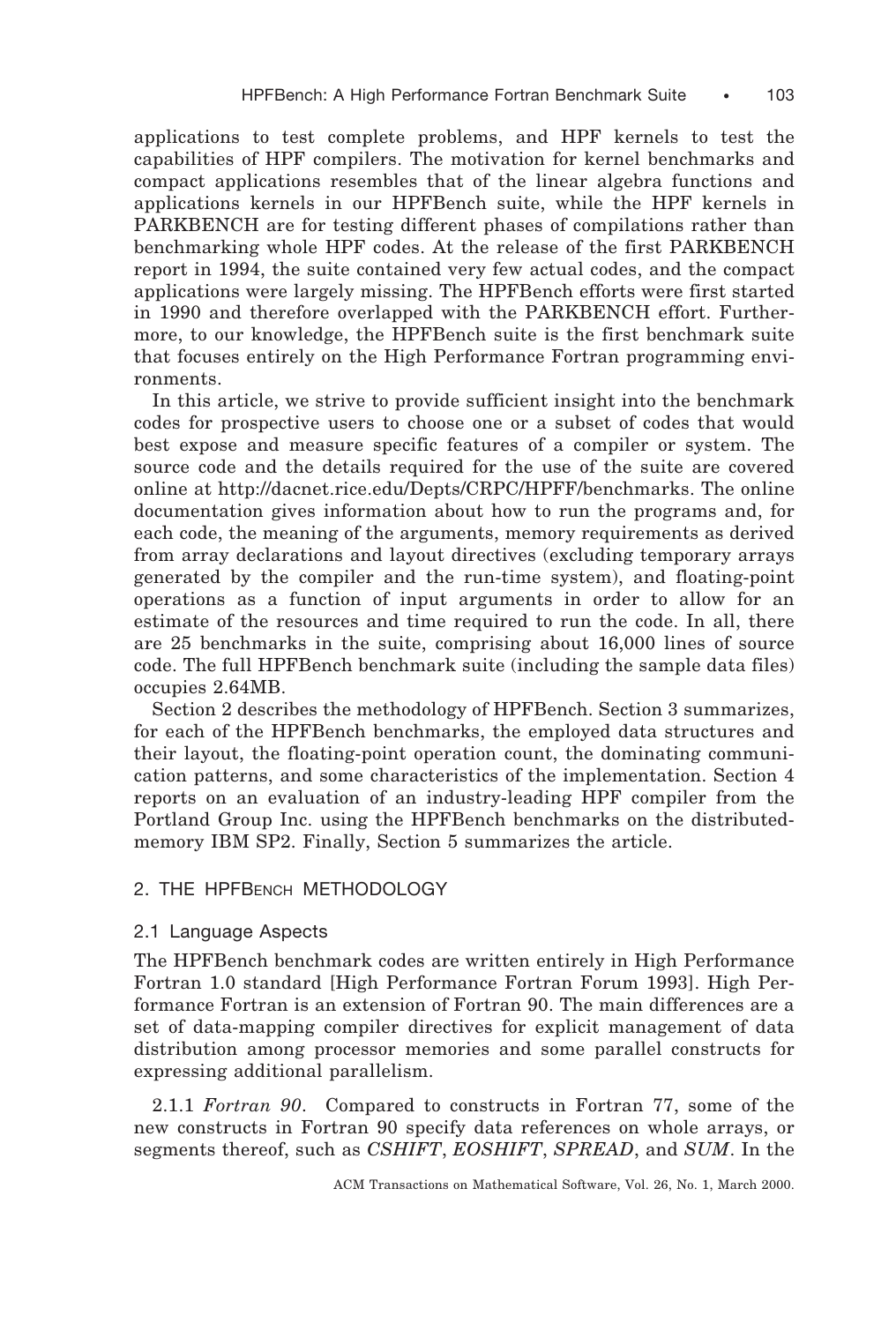applications to test complete problems, and HPF kernels to test the capabilities of HPF compilers. The motivation for kernel benchmarks and compact applications resembles that of the linear algebra functions and applications kernels in our HPFBench suite, while the HPF kernels in PARKBENCH are for testing different phases of compilations rather than benchmarking whole HPF codes. At the release of the first PARKBENCH report in 1994, the suite contained very few actual codes, and the compact applications were largely missing. The HPFBench efforts were first started in 1990 and therefore overlapped with the PARKBENCH effort. Furthermore, to our knowledge, the HPFBench suite is the first benchmark suite that focuses entirely on the High Performance Fortran programming environments.

In this article, we strive to provide sufficient insight into the benchmark codes for prospective users to choose one or a subset of codes that would best expose and measure specific features of a compiler or system. The source code and the details required for the use of the suite are covered online at http://dacnet.rice.edu/Depts/CRPC/HPFF/benchmarks. The online documentation gives information about how to run the programs and, for each code, the meaning of the arguments, memory requirements as derived from array declarations and layout directives (excluding temporary arrays generated by the compiler and the run-time system), and floating-point operations as a function of input arguments in order to allow for an estimate of the resources and time required to run the code. In all, there are 25 benchmarks in the suite, comprising about 16,000 lines of source code. The full HPFBench benchmark suite (including the sample data files) occupies 2.64MB.

Section 2 describes the methodology of HPFBench. Section 3 summarizes, for each of the HPFBench benchmarks, the employed data structures and their layout, the floating-point operation count, the dominating communication patterns, and some characteristics of the implementation. Section 4 reports on an evaluation of an industry-leading HPF compiler from the Portland Group Inc. using the HPFBench benchmarks on the distributed-memory IBM SP2. Finally, Section 5 summarizes the article.

## 2. THE HPFBENCH METHODOLOGY

### 2.1 Language Aspects

The HPFBench benchmark codes are written entirely in High Performance Fortran 1.0 standard [High Performance Fortran Forum 1993]. High Performance Fortran is an extension of Fortran 90. The main differences are a set of data-mapping compiler directives for explicit management of data distribution among processor memories and some parallel constructs for expressing additional parallelism.

2.1.1 *Fortran 90*. Compared to constructs in Fortran 77, some of the new constructs in Fortran 90 specify data references on whole arrays, or segments thereof, such as *CSHIFT*, *EOSHIFT*, *SPREAD*, and *SUM*. In the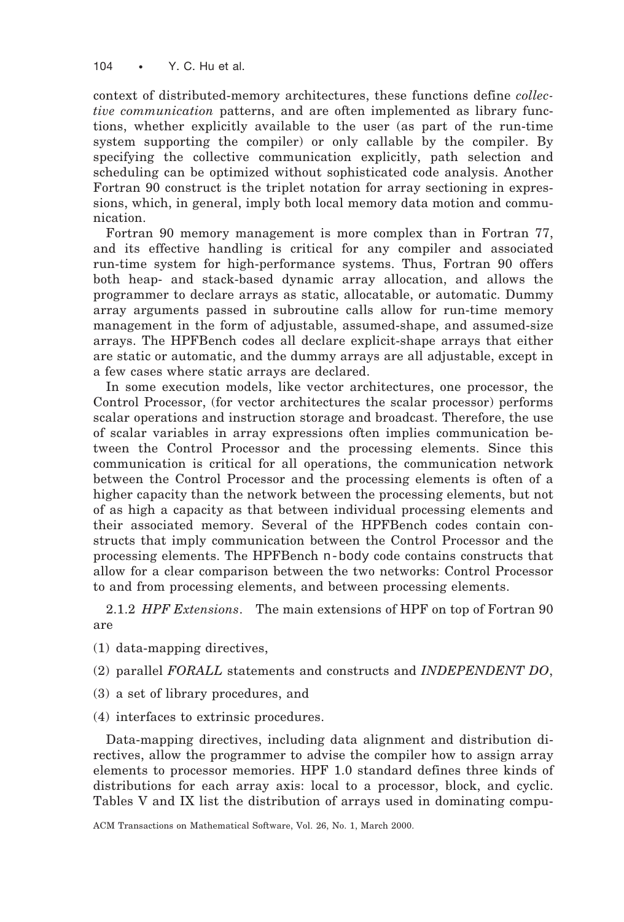context of distributed-memory architectures, these functions define *collective communication* patterns, and are often implemented as library functions, whether explicitly available to the user (as part of the run-time system supporting the compiler) or only callable by the compiler. By specifying the collective communication explicitly, path selection and scheduling can be optimized without sophisticated code analysis. Another Fortran 90 construct is the triplet notation for array sectioning in expressions, which, in general, imply both local memory data motion and communication.

Fortran 90 memory management is more complex than in Fortran 77, and its effective handling is critical for any compiler and associated run-time system for high-performance systems. Thus, Fortran 90 offers both heap- and stack-based dynamic array allocation, and allows the programmer to declare arrays as static, allocatable, or automatic. Dummy array arguments passed in subroutine calls allow for run-time memory management in the form of adjustable, assumed-shape, and assumed-size arrays. The HPFBench codes all declare explicit-shape arrays that either are static or automatic, and the dummy arrays are all adjustable, except in a few cases where static arrays are declared.

In some execution models, like vector architectures, one processor, the Control Processor, (for vector architectures the scalar processor) performs scalar operations and instruction storage and broadcast. Therefore, the use of scalar variables in array expressions often implies communication between the Control Processor and the processing elements. Since this communication is critical for all operations, the communication network between the Control Processor and the processing elements is often of a higher capacity than the network between the processing elements, but not of as high a capacity as that between individual processing elements and their associated memory. Several of the HPFBench codes contain constructs that imply communication between the Control Processor and the processing elements. The HPFBench `n-body` code contains constructs that allow for a clear comparison between the two networks: Control Processor to and from processing elements, and between processing elements.

### 2.1.2 *HPF Extensions*.

The main extensions of HPF on top of Fortran 90 are

(1) data-mapping directives,

(2) parallel *FORALL* statements and constructs and *INDEPENDENT DO*,

(3) a set of library procedures, and

(4) interfaces to extrinsic procedures.

Data-mapping directives, including data alignment and distribution directives, allow the programmer to advise the compiler how to assign array elements to processor memories. HPF 1.0 standard defines three kinds of distributions for each array axis: local to a processor, block, and cyclic. Tables V and IX list the distribution of arrays used in dominating compu-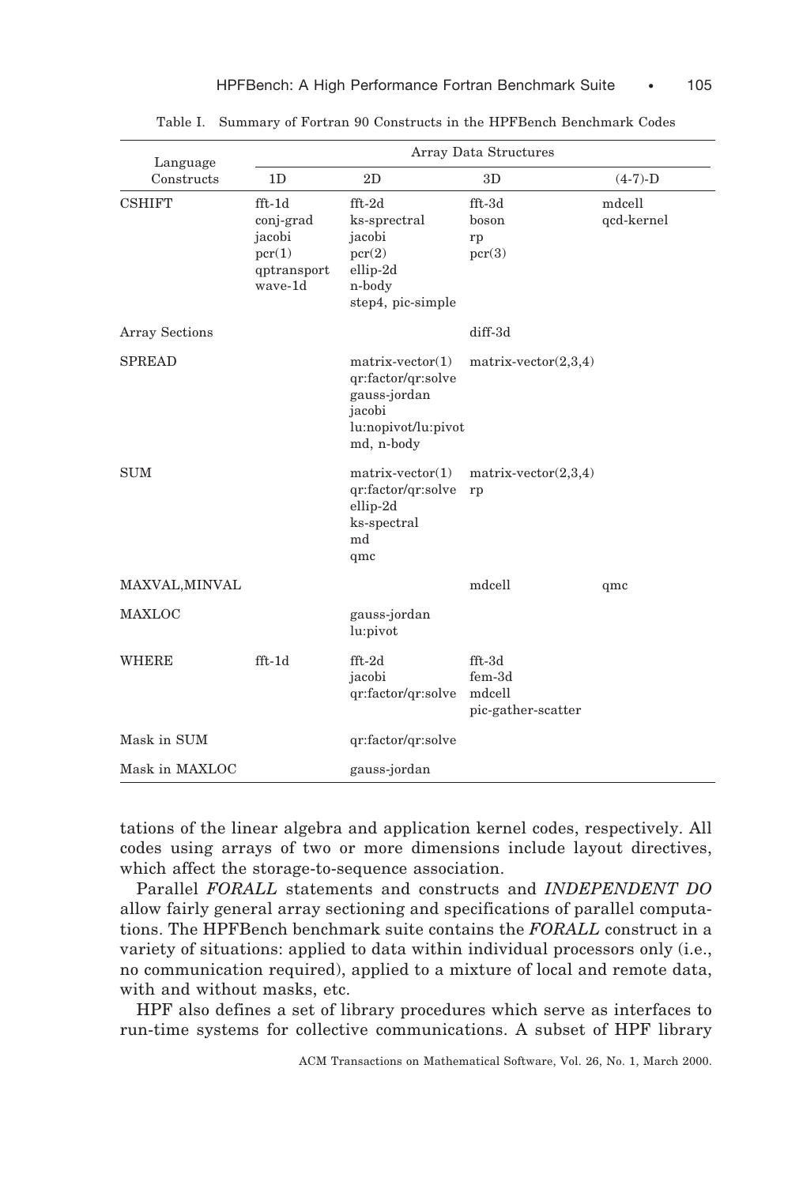Table I. Summary of Fortran 90 Constructs in the HPFBench Benchmark Codes

| Language Constructs | Array Data Structures | | | |
|---|---|---|---|---|
| | 1D | 2D | 3D | (4-7)-D |
| CSHIFT | fft-1d<br>conj-grad<br>jacobi<br>pcr(1)<br>qptransport<br>wave-1d | fft-2d<br>ks-sprectral<br>jacobi<br>pcr(2)<br>ellip-2d<br>n-body<br>step4, pic-simple | fft-3d<br>boson<br>rp<br>pcr(3) | mdcell<br>qcd-kernel |
| Array Sections | | | diff-3d | |
| SPREAD | | matrix-vector(1)<br>qr:factor/qr:solve<br>gauss-jordan<br>jacobi<br>lu:nopivot/lu:pivot<br>md, n-body | matrix-vector(2,3,4) | |
| SUM | | matrix-vector(1)<br>qr:factor/qr:solve<br>ellip-2d<br>ks-spectral<br>md<br>qmc | matrix-vector(2,3,4)<br>rp | |
| MAXVAL,MINVAL | | | mdcell | qmc |
| MAXLOC | | gauss-jordan<br>lu:pivot | | |
| WHERE | fft-1d | fft-2d<br>jacobi<br>qr:factor/qr:solve | fft-3d<br>fem-3d<br>mdcell<br>pic-gather-scatter | |
| Mask in SUM | | qr:factor/qr:solve | | |
| Mask in MAXLOC | | gauss-jordan | | |

tations of the linear algebra and application kernel codes, respectively. All codes using arrays of two or more dimensions include layout directives, which affect the storage-to-sequence association.

Parallel *FORALL* statements and constructs and *INDEPENDENT DO* allow fairly general array sectioning and specifications of parallel computations. The HPFBench benchmark suite contains the *FORALL* construct in a variety of situations: applied to data within individual processors only (i.e., no communication required), applied to a mixture of local and remote data, with and without masks, etc.

HPF also defines a set of library procedures which serve as interfaces to run-time systems for collective communications. A subset of HPF library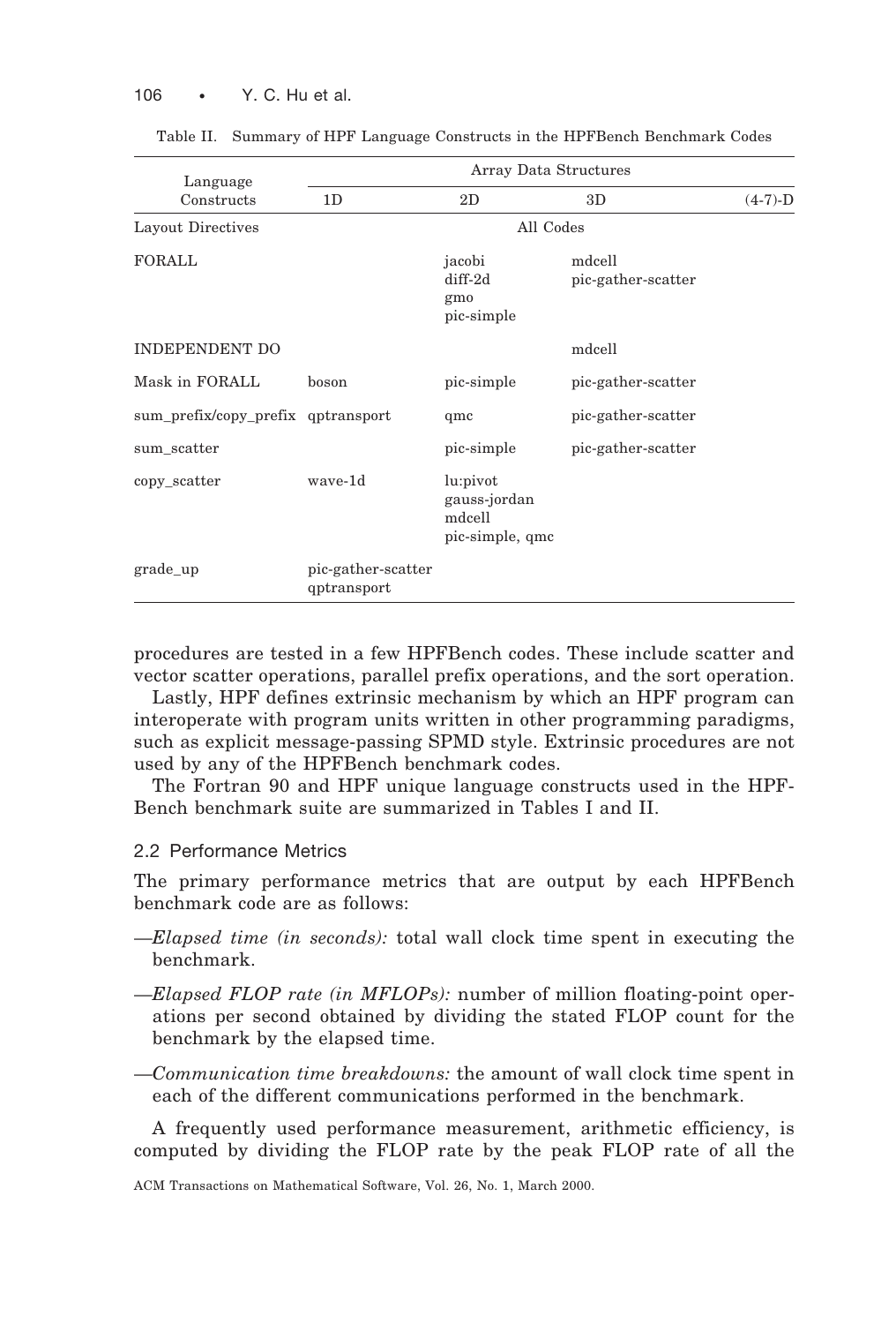Table II. Summary of HPF Language Constructs in the HPFBench Benchmark Codes

| Language Constructs | Array Data Structures | | | |
|---|---|---|---|---|
| | 1D | 2D | 3D | (4-7)-D |
| Layout Directives | All Codes | | | |
| FORALL | | jacobi<br>diff-2d<br>gmo<br>pic-simple | mdcell<br>pic-gather-scatter | |
| INDEPENDENT DO | | | mdcell | |
| Mask in FORALL | boson | pic-simple | pic-gather-scatter | |
| sum_prefix/copy_prefix | qptransport | qmc | pic-gather-scatter | |
| sum_scatter | | pic-simple | pic-gather-scatter | |
| copy_scatter | wave-1d | lu:pivot<br>gauss-jordan<br>mdcell<br>pic-simple, qmc | | |
| grade_up | pic-gather-scatter<br>qptransport | | | |

procedures are tested in a few HPFBench codes. These include scatter and vector scatter operations, parallel prefix operations, and the sort operation.

Lastly, HPF defines extrinsic mechanism by which an HPF program can interoperate with program units written in other programming paradigms, such as explicit message-passing SPMD style. Extrinsic procedures are not used by any of the HPFBench benchmark codes.

The Fortran 90 and HPF unique language constructs used in the HPF-Bench benchmark suite are summarized in Tables I and II.

### 2.2 Performance Metrics

The primary performance metrics that are output by each HPFBench benchmark code are as follows:

—*Elapsed time (in seconds):* total wall clock time spent in executing the benchmark.

—*Elapsed FLOP rate (in MFLOPs):* number of million floating-point operations per second obtained by dividing the stated FLOP count for the benchmark by the elapsed time.

—*Communication time breakdowns:* the amount of wall clock time spent in each of the different communications performed in the benchmark.

A frequently used performance measurement, arithmetic efficiency, is computed by dividing the FLOP rate by the peak FLOP rate of all the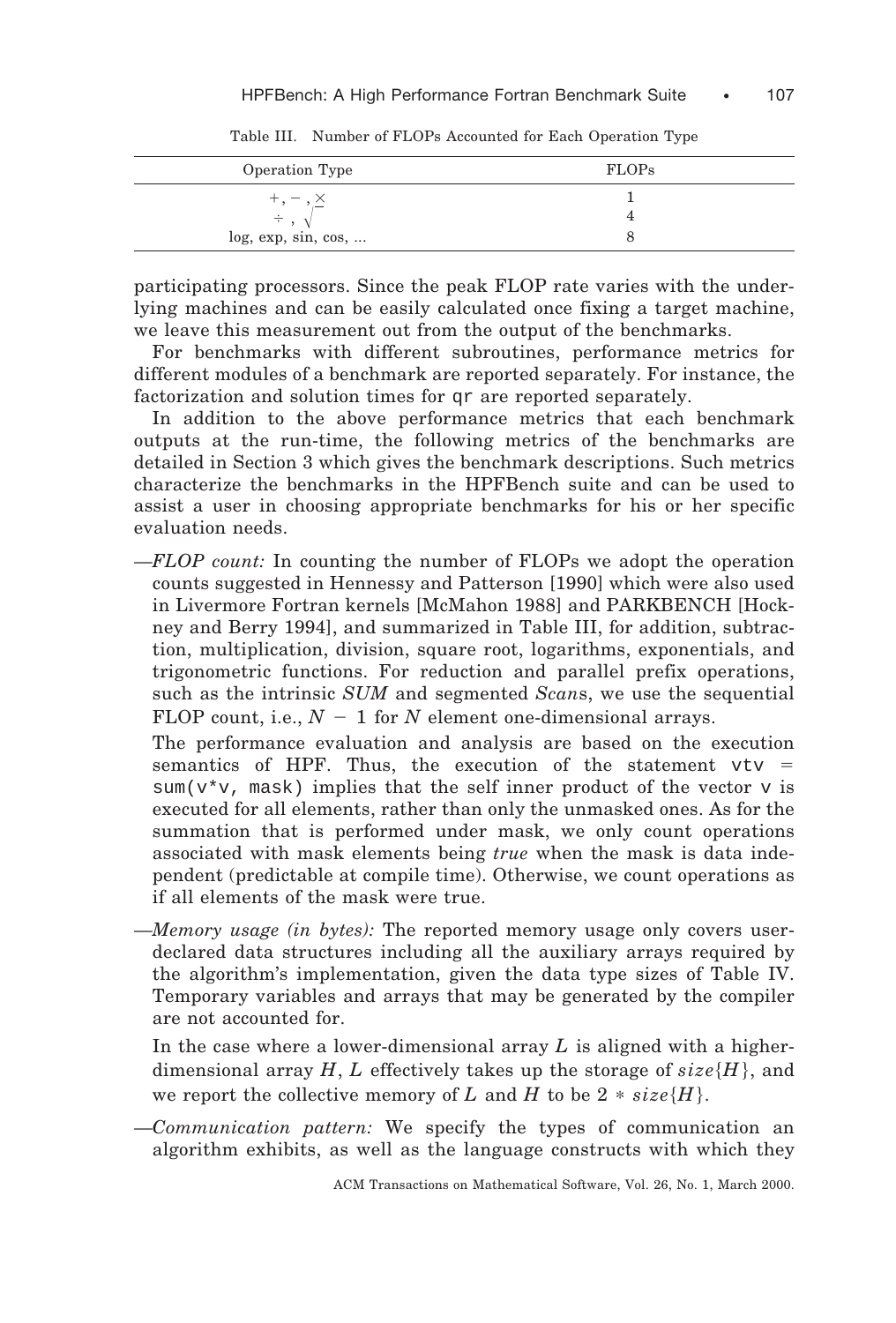Table III. Number of FLOPs Accounted for Each Operation Type

| Operation Type | FLOPs |
|---|---|
| $+, -, \times$ | 1 |
| $\div, \sqrt{}$ | 4 |
| log, exp, sin, cos, ... | 8 |

participating processors. Since the peak FLOP rate varies with the underlying machines and can be easily calculated once fixing a target machine, we leave this measurement out from the output of the benchmarks.

For benchmarks with different subroutines, performance metrics for different modules of a benchmark are reported separately. For instance, the factorization and solution times for `qr` are reported separately.

In addition to the above performance metrics that each benchmark outputs at the run-time, the following metrics of the benchmarks are detailed in Section 3 which gives the benchmark descriptions. Such metrics characterize the benchmarks in the HPFBench suite and can be used to assist a user in choosing appropriate benchmarks for his or her specific evaluation needs.

—*FLOP count:* In counting the number of FLOPs we adopt the operation counts suggested in Hennessy and Patterson [1990] which were also used in Livermore Fortran kernels [McMahon 1988] and PARKBENCH [Hockney and Berry 1994], and summarized in Table III, for addition, subtraction, multiplication, division, square root, logarithms, exponentials, and trigonometric functions. For reduction and parallel prefix operations, such as the intrinsic *SUM* and segmented *Scan*s, we use the sequential FLOP count, i.e., $N - 1$ for $N$ element one-dimensional arrays.

The performance evaluation and analysis are based on the execution semantics of HPF. Thus, the execution of the statement `vtv = sum(v*v, mask)` implies that the self inner product of the vector `v` is executed for all elements, rather than only the unmasked ones. As for the summation that is performed under mask, we only count operations associated with mask elements being *true* when the mask is data independent (predictable at compile time). Otherwise, we count operations as if all elements of the mask were true.

—*Memory usage (in bytes):* The reported memory usage only covers user-declared data structures including all the auxiliary arrays required by the algorithm's implementation, given the data type sizes of Table IV. Temporary variables and arrays that may be generated by the compiler are not accounted for.

In the case where a lower-dimensional array $L$ is aligned with a higher-dimensional array $H$, $L$ effectively takes up the storage of $size\{H\}$, and we report the collective memory of $L$ and $H$ to be $2 * size\{H\}$.

—*Communication pattern:* We specify the types of communication an algorithm exhibits, as well as the language constructs with which they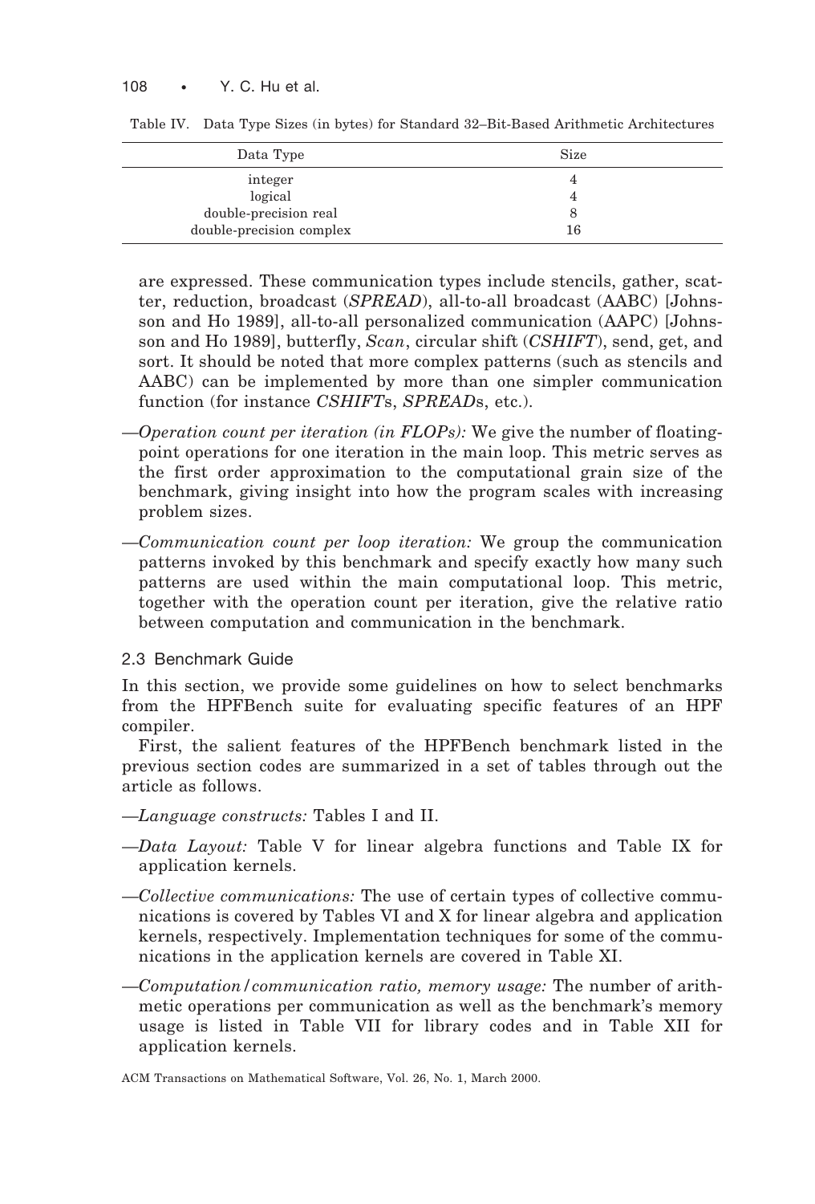Table IV. Data Type Sizes (in bytes) for Standard 32–Bit-Based Arithmetic Architectures

| Data Type | Size |
|---|---|
| integer | 4 |
| logical | 4 |
| double-precision real | 8 |
| double-precision complex | 16 |

are expressed. These communication types include stencils, gather, scatter, reduction, broadcast (*SPREAD*), all-to-all broadcast (AABC) [Johnsson and Ho 1989], all-to-all personalized communication (AAPC) [Johnsson and Ho 1989], butterfly, *Scan*, circular shift (*CSHIFT*), send, get, and sort. It should be noted that more complex patterns (such as stencils and AABC) can be implemented by more than one simpler communication function (for instance *CSHIFT*s, *SPREAD*s, etc.).

—*Operation count per iteration (in FLOPs):* We give the number of floating-point operations for one iteration in the main loop. This metric serves as the first order approximation to the computational grain size of the benchmark, giving insight into how the program scales with increasing problem sizes.

—*Communication count per loop iteration:* We group the communication patterns invoked by this benchmark and specify exactly how many such patterns are used within the main computational loop. This metric, together with the operation count per iteration, give the relative ratio between computation and communication in the benchmark.

### 2.3 Benchmark Guide

In this section, we provide some guidelines on how to select benchmarks from the HPFBench suite for evaluating specific features of an HPF compiler.

First, the salient features of the HPFBench benchmark listed in the previous section codes are summarized in a set of tables through out the article as follows.

—*Language constructs:* Tables I and II.

—*Data Layout:* Table V for linear algebra functions and Table IX for application kernels.

—*Collective communications:* The use of certain types of collective communications is covered by Tables VI and X for linear algebra and application kernels, respectively. Implementation techniques for some of the communications in the application kernels are covered in Table XI.

—*Computation/communication ratio, memory usage:* The number of arithmetic operations per communication as well as the benchmark's memory usage is listed in Table VII for library codes and in Table XII for application kernels.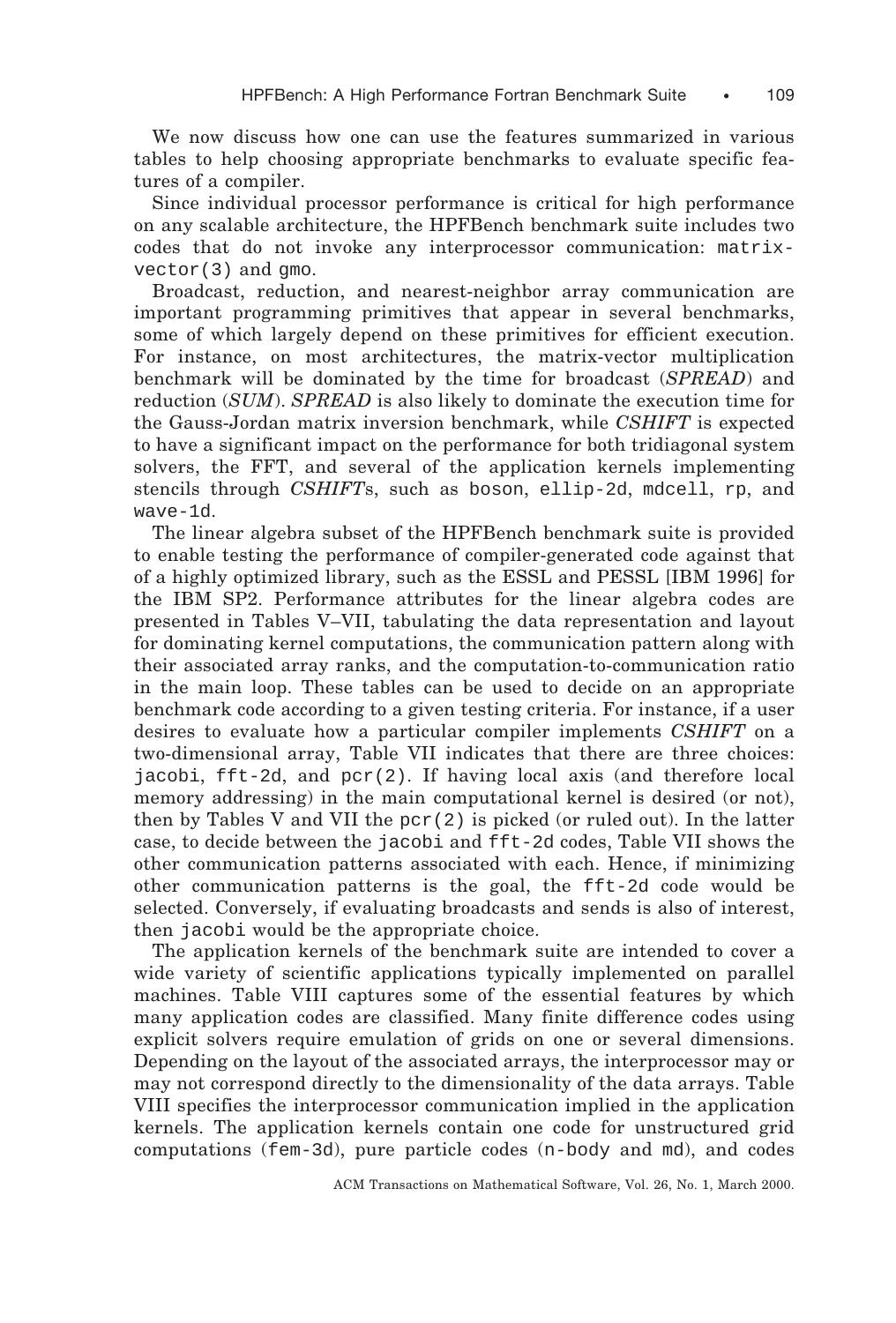We now discuss how one can use the features summarized in various tables to help choosing appropriate benchmarks to evaluate specific features of a compiler.

Since individual processor performance is critical for high performance on any scalable architecture, the HPFBench benchmark suite includes two codes that do not invoke any interprocessor communication: `matrix-vector(3)` and `gmo`.

Broadcast, reduction, and nearest-neighbor array communication are important programming primitives that appear in several benchmarks, some of which largely depend on these primitives for efficient execution. For instance, on most architectures, the matrix-vector multiplication benchmark will be dominated by the time for broadcast (*SPREAD*) and reduction (*SUM*). *SPREAD* is also likely to dominate the execution time for the Gauss-Jordan matrix inversion benchmark, while *CSHIFT* is expected to have a significant impact on the performance for both tridiagonal system solvers, the FFT, and several of the application kernels implementing stencils through *CSHIFT*s, such as `boson`, `ellip-2d`, `mdcell`, `rp`, and `wave-1d`.

The linear algebra subset of the HPFBench benchmark suite is provided to enable testing the performance of compiler-generated code against that of a highly optimized library, such as the ESSL and PESSL [IBM 1996] for the IBM SP2. Performance attributes for the linear algebra codes are presented in Tables V–VII, tabulating the data representation and layout for dominating kernel computations, the communication pattern along with their associated array ranks, and the computation-to-communication ratio in the main loop. These tables can be used to decide on an appropriate benchmark code according to a given testing criteria. For instance, if a user desires to evaluate how a particular compiler implements *CSHIFT* on a two-dimensional array, Table VII indicates that there are three choices: `jacobi`, `fft-2d`, and `pcr(2)`. If having local axis (and therefore local memory addressing) in the main computational kernel is desired (or not), then by Tables V and VII the `pcr(2)` is picked (or ruled out). In the latter case, to decide between the `jacobi` and `fft-2d` codes, Table VII shows the other communication patterns associated with each. Hence, if minimizing other communication patterns is the goal, the `fft-2d` code would be selected. Conversely, if evaluating broadcasts and sends is also of interest, then `jacobi` would be the appropriate choice.

The application kernels of the benchmark suite are intended to cover a wide variety of scientific applications typically implemented on parallel machines. Table VIII captures some of the essential features by which many application codes are classified. Many finite difference codes using explicit solvers require emulation of grids on one or several dimensions. Depending on the layout of the associated arrays, the interprocessor may or may not correspond directly to the dimensionality of the data arrays. Table VIII specifies the interprocessor communication implied in the application kernels. The application kernels contain one code for unstructured grid computations (`fem-3d`), pure particle codes (`n-body` and `md`), and codes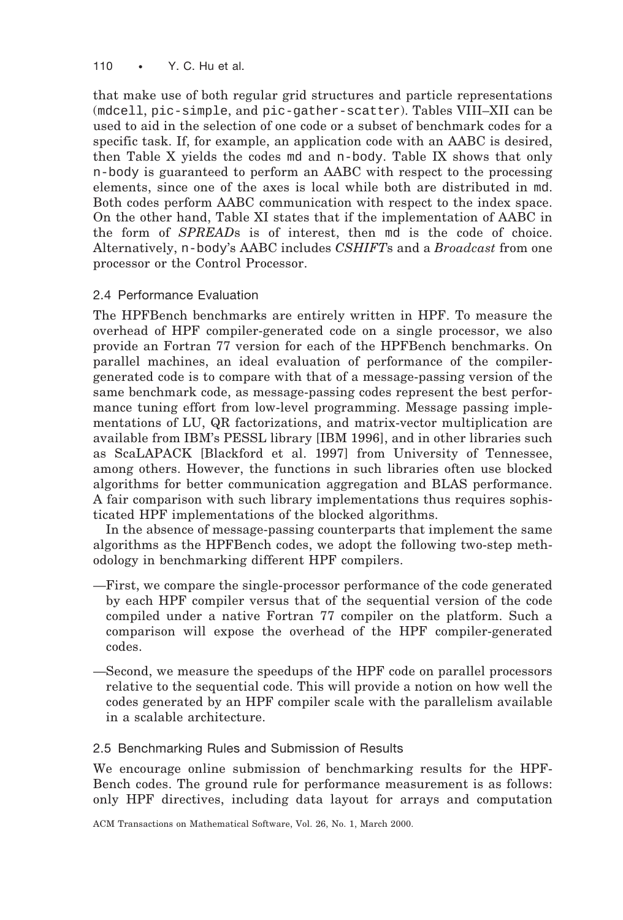that make use of both regular grid structures and particle representations (`mdcell`, `pic-simple`, and `pic-gather-scatter`). Tables VIII–XII can be used to aid in the selection of one code or a subset of benchmark codes for a specific task. If, for example, an application code with an AABC is desired, then Table X yields the codes `md` and `n-body`. Table IX shows that only `n-body` is guaranteed to perform an AABC with respect to the processing elements, since one of the axes is local while both are distributed in `md`. Both codes perform AABC communication with respect to the index space. On the other hand, Table XI states that if the implementation of AABC in the form of *SPREAD*s is of interest, then `md` is the code of choice. Alternatively, `n-body`'s AABC includes *CSHIFT*s and a *Broadcast* from one processor or the Control Processor.

## 2.4 Performance Evaluation

The HPFBench benchmarks are entirely written in HPF. To measure the overhead of HPF compiler-generated code on a single processor, we also provide an Fortran 77 version for each of the HPFBench benchmarks. On parallel machines, an ideal evaluation of performance of the compiler-generated code is to compare with that of a message-passing version of the same benchmark code, as message-passing codes represent the best performance tuning effort from low-level programming. Message passing implementations of LU, QR factorizations, and matrix-vector multiplication are available from IBM's PESSL library [IBM 1996], and in other libraries such as ScaLAPACK [Blackford et al. 1997] from University of Tennessee, among others. However, the functions in such libraries often use blocked algorithms for better communication aggregation and BLAS performance. A fair comparison with such library implementations thus requires sophisticated HPF implementations of the blocked algorithms.

In the absence of message-passing counterparts that implement the same algorithms as the HPFBench codes, we adopt the following two-step methodology in benchmarking different HPF compilers.

—First, we compare the single-processor performance of the code generated by each HPF compiler versus that of the sequential version of the code compiled under a native Fortran 77 compiler on the platform. Such a comparison will expose the overhead of the HPF compiler-generated codes.

—Second, we measure the speedups of the HPF code on parallel processors relative to the sequential code. This will provide a notion on how well the codes generated by an HPF compiler scale with the parallelism available in a scalable architecture.

## 2.5 Benchmarking Rules and Submission of Results

We encourage online submission of benchmarking results for the HPFBench codes. The ground rule for performance measurement is as follows: only HPF directives, including data layout for arrays and computation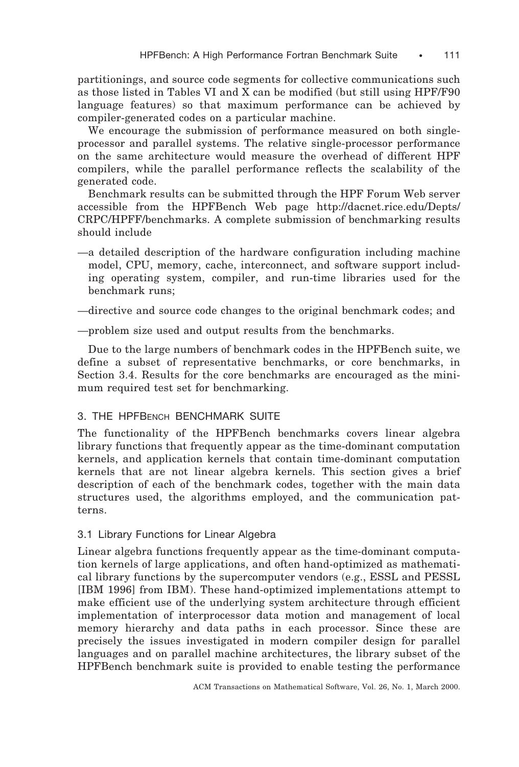partitionings, and source code segments for collective communications such as those listed in Tables VI and X can be modified (but still using HPF/F90 language features) so that maximum performance can be achieved by compiler-generated codes on a particular machine.

We encourage the submission of performance measured on both single-processor and parallel systems. The relative single-processor performance on the same architecture would measure the overhead of different HPF compilers, while the parallel performance reflects the scalability of the generated code.

Benchmark results can be submitted through the HPF Forum Web server accessible from the HPFBench Web page http://dacnet.rice.edu/Depts/CRPC/HPFF/benchmarks. A complete submission of benchmarking results should include

—a detailed description of the hardware configuration including machine model, CPU, memory, cache, interconnect, and software support including operating system, compiler, and run-time libraries used for the benchmark runs;

—directive and source code changes to the original benchmark codes; and

—problem size used and output results from the benchmarks.

Due to the large numbers of benchmark codes in the HPFBench suite, we define a subset of representative benchmarks, or core benchmarks, in Section 3.4. Results for the core benchmarks are encouraged as the minimum required test set for benchmarking.

## 3. THE HPFBENCH BENCHMARK SUITE

The functionality of the HPFBench benchmarks covers linear algebra library functions that frequently appear as the time-dominant computation kernels, and application kernels that contain time-dominant computation kernels that are not linear algebra kernels. This section gives a brief description of each of the benchmark codes, together with the main data structures used, the algorithms employed, and the communication patterns.

### 3.1 Library Functions for Linear Algebra

Linear algebra functions frequently appear as the time-dominant computation kernels of large applications, and often hand-optimized as mathematical library functions by the supercomputer vendors (e.g., ESSL and PESSL [IBM 1996] from IBM). These hand-optimized implementations attempt to make efficient use of the underlying system architecture through efficient implementation of interprocessor data motion and management of local memory hierarchy and data paths in each processor. Since these are precisely the issues investigated in modern compiler design for parallel languages and on parallel machine architectures, the library subset of the HPFBench benchmark suite is provided to enable testing the performance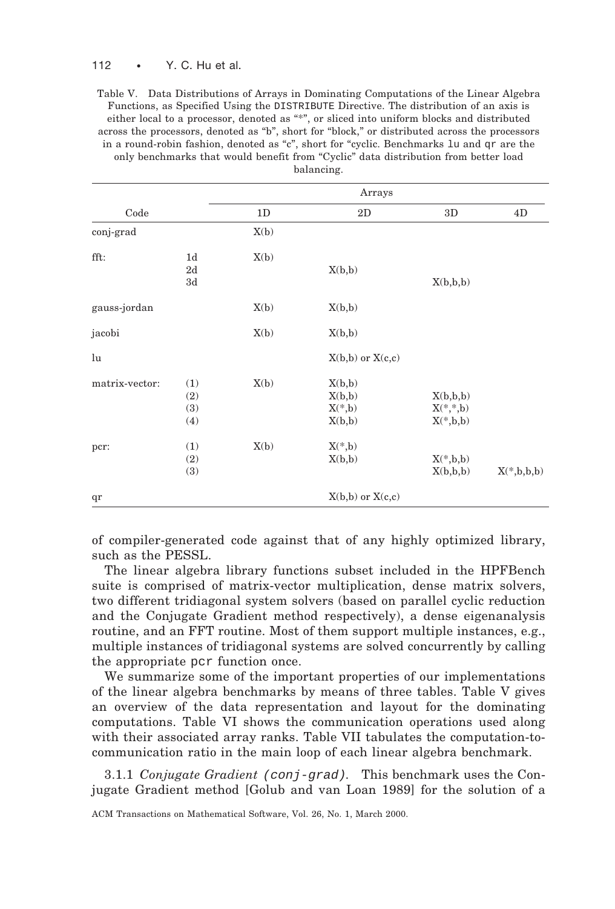Table V. Data Distributions of Arrays in Dominating Computations of the Linear Algebra Functions, as Specified Using the DISTRIBUTE Directive. The distribution of an axis is either local to a processor, denoted as "*", or sliced into uniform blocks and distributed across the processors, denoted as "b", short for "block," or distributed across the processors in a round-robin fashion, denoted as "c", short for "cyclic. Benchmarks lu and qr are the only benchmarks that would benefit from "Cyclic" data distribution from better load balancing.

| Code | | Arrays | | | |
|---|---|---|---|---|---|
| | | 1D | 2D | 3D | 4D |
| conj-grad | | X(b) | | | |
| fft: | 1d | X(b) | | | |
| | 2d | | X(b,b) | | |
| | 3d | | | X(b,b,b) | |
| gauss-jordan | | X(b) | X(b,b) | | |
| jacobi | | X(b) | X(b,b) | | |
| lu | | | X(b,b) or X(c,c) | | |
| matrix-vector: | (1) | X(b) | X(b,b) | | |
| | (2) | | X(b,b) | X(b,b,b) | |
| | (3) | | X(*,b) | X(*,*,b) | |
| | (4) | | X(b,b) | X(*,b,b) | |
| pcr: | (1) | X(b) | X(*,b) | | |
| | (2) | | X(b,b) | X(*,b,b) | |
| | (3) | | | X(b,b,b) | X(*,b,b,b) |
| qr | | | X(b,b) or X(c,c) | | |

of compiler-generated code against that of any highly optimized library, such as the PESSL.

The linear algebra library functions subset included in the HPFBench suite is comprised of matrix-vector multiplication, dense matrix solvers, two different tridiagonal system solvers (based on parallel cyclic reduction and the Conjugate Gradient method respectively), a dense eigenanalysis routine, and an FFT routine. Most of them support multiple instances, e.g., multiple instances of tridiagonal systems are solved concurrently by calling the appropriate pcr function once.

We summarize some of the important properties of our implementations of the linear algebra benchmarks by means of three tables. Table V gives an overview of the data representation and layout for the dominating computations. Table VI shows the communication operations used along with their associated array ranks. Table VII tabulates the computation-to-communication ratio in the main loop of each linear algebra benchmark.

3.1.1 *Conjugate Gradient (conj-grad).* This benchmark uses the Conjugate Gradient method [Golub and van Loan 1989] for the solution of a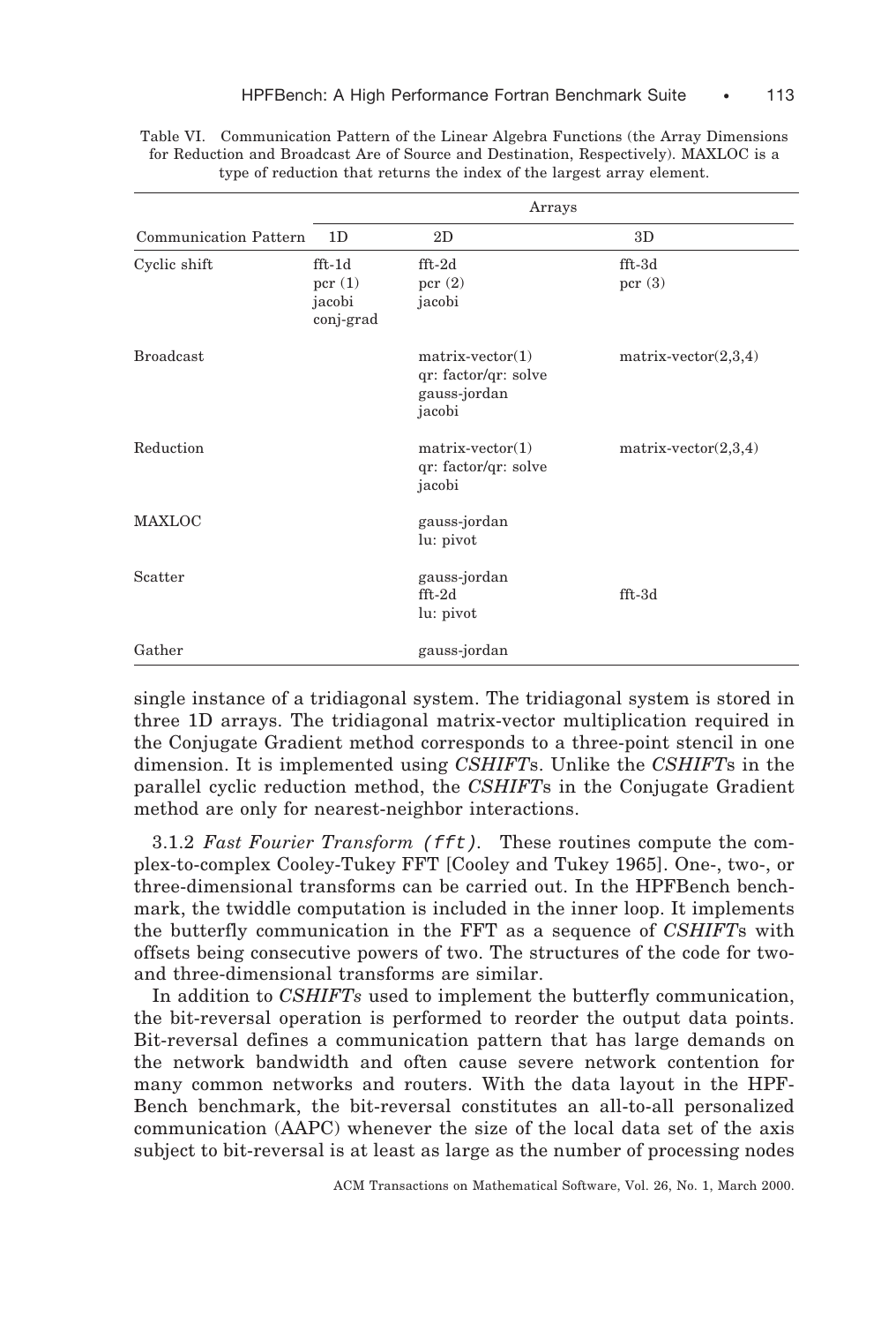Table VI. Communication Pattern of the Linear Algebra Functions (the Array Dimensions for Reduction and Broadcast Are of Source and Destination, Respectively). MAXLOC is a type of reduction that returns the index of the largest array element.

| Communication Pattern | Arrays | | |
|---|---|---|---|
| | 1D | 2D | 3D |
| Cyclic shift | fft-1d<br>pcr (1)<br>jacobi<br>conj-grad | fft-2d<br>pcr (2)<br>jacobi | fft-3d<br>pcr (3) |
| Broadcast | | matrix-vector(1)<br>qr: factor/qr: solve<br>gauss-jordan<br>jacobi | matrix-vector(2,3,4) |
| Reduction | | matrix-vector(1)<br>qr: factor/qr: solve<br>jacobi | matrix-vector(2,3,4) |
| MAXLOC | | gauss-jordan<br>lu: pivot | |
| Scatter | | gauss-jordan<br>fft-2d<br>lu: pivot | fft-3d |
| Gather | | gauss-jordan | |

single instance of a tridiagonal system. The tridiagonal system is stored in three 1D arrays. The tridiagonal matrix-vector multiplication required in the Conjugate Gradient method corresponds to a three-point stencil in one dimension. It is implemented using *CSHIFT*s. Unlike the *CSHIFT*s in the parallel cyclic reduction method, the *CSHIFT*s in the Conjugate Gradient method are only for nearest-neighbor interactions.

#### 3.1.2 *Fast Fourier Transform (`fft`)*.

These routines compute the complex-to-complex Cooley-Tukey FFT [Cooley and Tukey 1965]. One-, two-, or three-dimensional transforms can be carried out. In the HPFBench benchmark, the twiddle computation is included in the inner loop. It implements the butterfly communication in the FFT as a sequence of *CSHIFT*s with offsets being consecutive powers of two. The structures of the code for two- and three-dimensional transforms are similar.

In addition to *CSHIFTs* used to implement the butterfly communication, the bit-reversal operation is performed to reorder the output data points. Bit-reversal defines a communication pattern that has large demands on the network bandwidth and often cause severe network contention for many common networks and routers. With the data layout in the HPF-Bench benchmark, the bit-reversal constitutes an all-to-all personalized communication (AAPC) whenever the size of the local data set of the axis subject to bit-reversal is at least as large as the number of processing nodes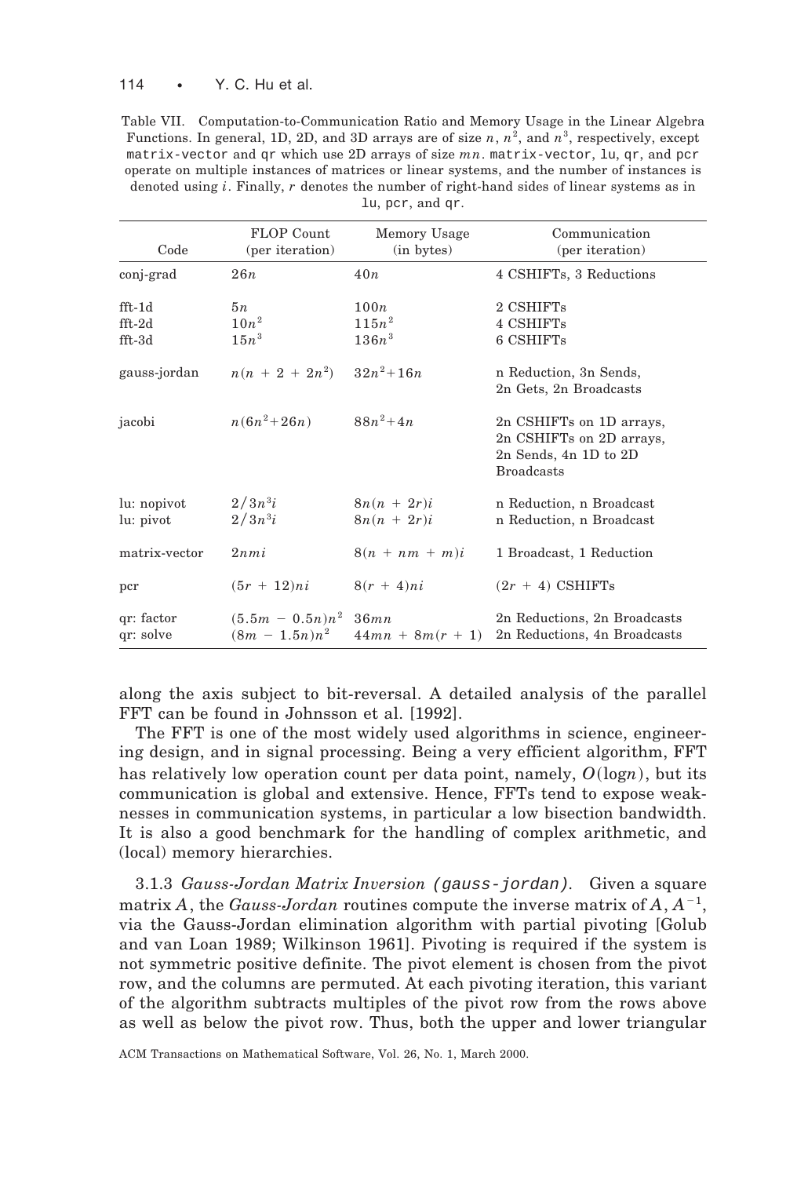Table VII. Computation-to-Communication Ratio and Memory Usage in the Linear Algebra Functions. In general, 1D, 2D, and 3D arrays are of size $n$, $n^2$, and $n^3$, respectively, except `matrix-vector` and `qr` which use 2D arrays of size $mn$. `matrix-vector`, `lu`, and `pcr` operate on multiple instances of matrices or linear systems, and the number of instances is denoted using $i$. Finally, $r$ denotes the number of right-hand sides of linear systems as in `lu`, `pcr`, and `qr`.

| Code | FLOP Count (per iteration) | Memory Usage (in bytes) | Communication (per iteration) |
|---|---|---|---|
| conj-grad | $26n$ | $40n$ | 4 CSHIFTs, 3 Reductions |
| fft-1d | $5n$ | $100n$ | 2 CSHIFTs |
| fft-2d | $10n^2$ | $115n^2$ | 4 CSHIFTs |
| fft-3d | $15n^3$ | $136n^3$ | 6 CSHIFTs |
| gauss-jordan | $n(n + 2 + 2n^2)$ | $32n^2+16n$ | n Reduction, 3n Sends, 2n Gets, 2n Broadcasts |
| jacobi | $n(6n^2+26n)$ | $88n^2+4n$ | 2n CSHIFTs on 1D arrays, 2n CSHIFTs on 2D arrays, 2n Sends, 4n 1D to 2D Broadcasts |
| lu: nopivot | $2/3n^3i$ | $8n(n + 2r)i$ | n Reduction, n Broadcast |
| lu: pivot | $2/3n^3i$ | $8n(n + 2r)i$ | n Reduction, n Broadcast |
| matrix-vector | $2nmi$ | $8(n + nm + m)i$ | 1 Broadcast, 1 Reduction |
| pcr | $(5r + 12)ni$ | $8(r + 4)ni$ | $(2r + 4)$ CSHIFTs |
| qr: factor | $(5.5m - 0.5n)n^2$ | $36mn$ | 2n Reductions, 2n Broadcasts |
| qr: solve | $(8m - 1.5n)n^2$ | $44mn + 8m(r + 1)$ | 2n Reductions, 4n Broadcasts |

along the axis subject to bit-reversal. A detailed analysis of the parallel FFT can be found in Johnsson et al. [1992].

The FFT is one of the most widely used algorithms in science, engineering design, and in signal processing. Being a very efficient algorithm, FFT has relatively low operation count per data point, namely, $O(\log n)$, but its communication is global and extensive. Hence, FFTs tend to expose weaknesses in communication systems, in particular a low bisection bandwidth. It is also a good benchmark for the handling of complex arithmetic, and (local) memory hierarchies.

3.1.3 *Gauss-Jordan Matrix Inversion (`gauss-jordan`).* Given a square matrix $A$, the *Gauss-Jordan* routines compute the inverse matrix of $A$, $A^{-1}$, via the Gauss-Jordan elimination algorithm with partial pivoting [Golub and van Loan 1989; Wilkinson 1961]. Pivoting is required if the system is not symmetric positive definite. The pivot element is chosen from the pivot row, and the columns are permuted. At each pivoting iteration, this variant of the algorithm subtracts multiples of the pivot row from the rows above as well as below the pivot row. Thus, both the upper and lower triangular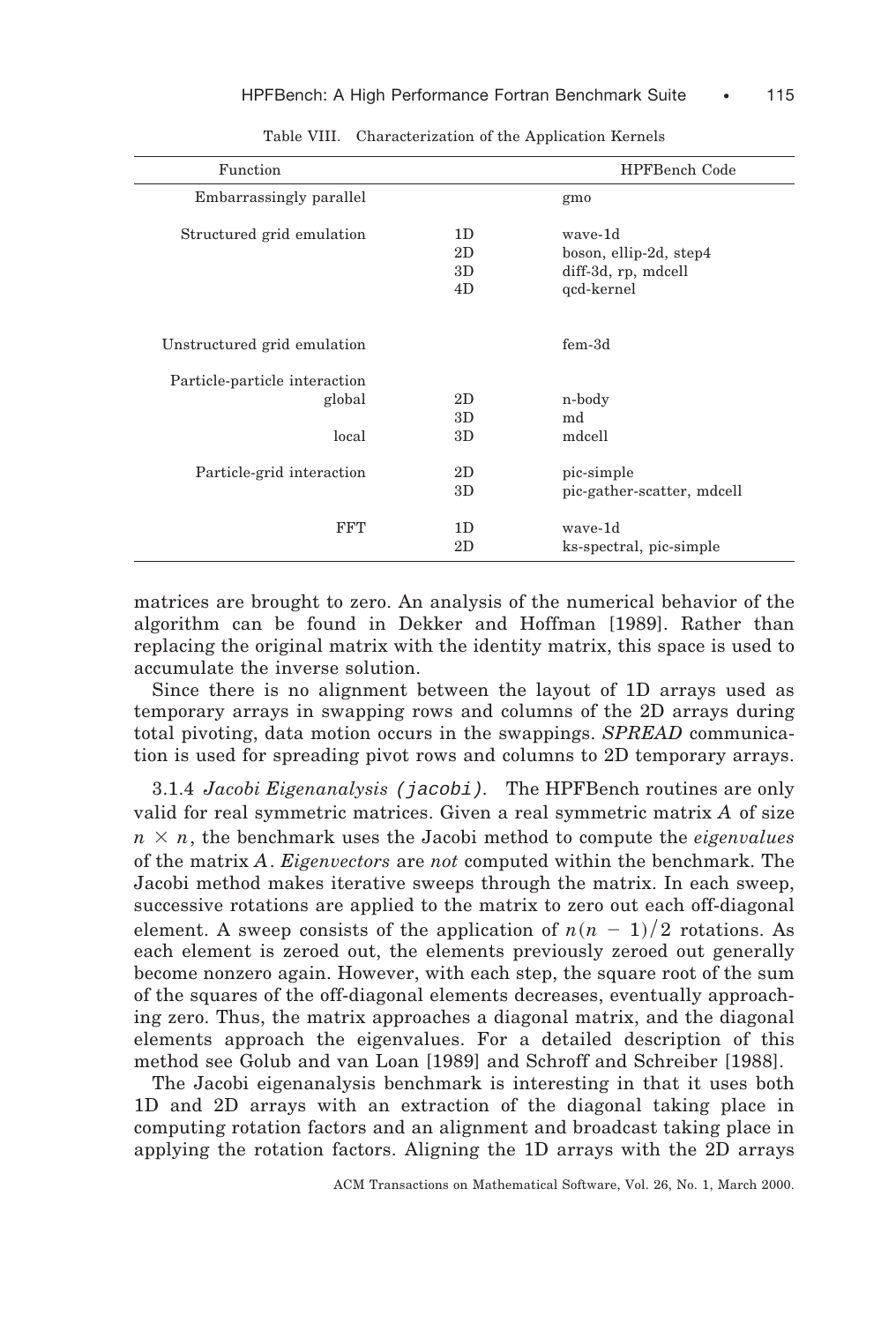Table VIII. Characterization of the Application Kernels

| Function | | HPFBench Code |
|---|---|---|
| Embarrassingly parallel | | gmo |
| Structured grid emulation | 1D | wave-1d |
| | 2D | boson, ellip-2d, step4 |
| | 3D | diff-3d, rp, mdcell |
| | 4D | qcd-kernel |
| Unstructured grid emulation | | fem-3d |
| Particle-particle interaction | | |
| global | 2D | n-body |
| | 3D | md |
| local | 3D | mdcell |
| Particle-grid interaction | 2D | pic-simple |
| | 3D | pic-gather-scatter, mdcell |
| FFT | 1D | wave-1d |
| | 2D | ks-spectral, pic-simple |

matrices are brought to zero. An analysis of the numerical behavior of the algorithm can be found in Dekker and Hoffman [1989]. Rather than replacing the original matrix with the identity matrix, this space is used to accumulate the inverse solution.

Since there is no alignment between the layout of 1D arrays used as temporary arrays in swapping rows and columns of the 2D arrays during total pivoting, data motion occurs in the swappings. *SPREAD* communication is used for spreading pivot rows and columns to 2D temporary arrays.

3.1.4 *Jacobi Eigenanalysis (jacobi)*. The HPFBench routines are only valid for real symmetric matrices. Given a real symmetric matrix $A$ of size $n \times n$, the benchmark uses the Jacobi method to compute the *eigenvalues* of the matrix $A$. *Eigenvectors* are *not* computed within the benchmark. The Jacobi method makes iterative sweeps through the matrix. In each sweep, successive rotations are applied to the matrix to zero out each off-diagonal element. A sweep consists of the application of $n(n-1)/2$ rotations. As each element is zeroed out, the elements previously zeroed out generally become nonzero again. However, with each step, the square root of the sum of the squares of the off-diagonal elements decreases, eventually approaching zero. Thus, the matrix approaches a diagonal matrix, and the diagonal elements approach the eigenvalues. For a detailed description of this method see Golub and van Loan [1989] and Schroff and Schreiber [1988].

The Jacobi eigenanalysis benchmark is interesting in that it uses both 1D and 2D arrays with an extraction of the diagonal taking place in computing rotation factors and an alignment and broadcast taking place in applying the rotation factors. Aligning the 1D arrays with the 2D arrays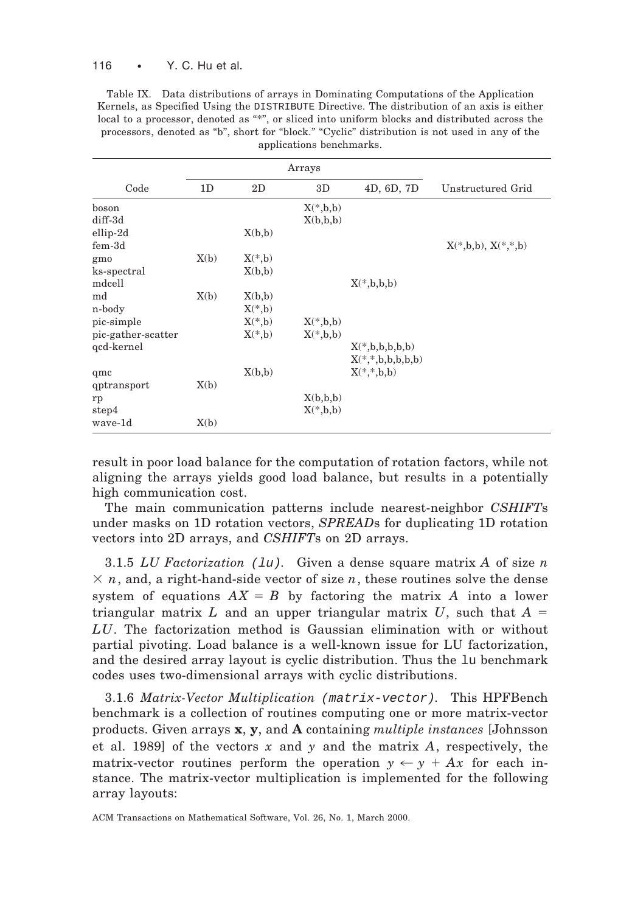Table IX. Data distributions of arrays in Dominating Computations of the Application Kernels, as Specified Using the DISTRIBUTE Directive. The distribution of an axis is either local to a processor, denoted as "*", or sliced into uniform blocks and distributed across the processors, denoted as "b", short for "block." "Cyclic" distribution is not used in any of the applications benchmarks.

| Code | Arrays 1D | 2D | 3D | 4D, 6D, 7D | Unstructured Grid |
|---|---|---|---|---|---|
| boson | | | X(*,b,b) | | |
| diff-3d | | | X(b,b,b) | | |
| ellip-2d | | X(b,b) | | | |
| fem-3d | | | | | X(*,b,b), X(*,*,b) |
| gmo | X(b) | X(*,b) | | | |
| ks-spectral | | X(b,b) | | | |
| mdcell | | | | X(*,b,b,b) | |
| md | X(b) | X(b,b) | | | |
| n-body | | X(*,b) | | | |
| pic-simple | | X(*,b) | X(*,b,b) | | |
| pic-gather-scatter | | X(*,b) | X(*,b,b) | | |
| qcd-kernel | | | | X(*,b,b,b,b,b) X(*,*,b,b,b,b,b) | |
| qmc | | X(b,b) | | X(*,*,b,b) | |
| qptransport | X(b) | | | | |
| rp | | | X(b,b,b) | | |
| step4 | | | X(*,b,b) | | |
| wave-1d | X(b) | | | | |

result in poor load balance for the computation of rotation factors, while not aligning the arrays yields good load balance, but results in a potentially high communication cost.

The main communication patterns include nearest-neighbor *CSHIFT*s under masks on 1D rotation vectors, *SPREAD*s for duplicating 1D rotation vectors into 2D arrays, and *CSHIFT*s on 2D arrays.

3.1.5 *LU Factorization* (`lu`). Given a dense square matrix $A$ of size $n \times n$, and, a right-hand-side vector of size $n$, these routines solve the dense system of equations $AX = B$ by factoring the matrix $A$ into a lower triangular matrix $L$ and an upper triangular matrix $U$, such that $A = LU$. The factorization method is Gaussian elimination with or without partial pivoting. Load balance is a well-known issue for LU factorization, and the desired array layout is cyclic distribution. Thus the `lu` benchmark codes uses two-dimensional arrays with cyclic distributions.

3.1.6 *Matrix-Vector Multiplication* (`matrix-vector`). This HPFBench benchmark is a collection of routines computing one or more matrix-vector products. Given arrays $\mathbf{x}$, $\mathbf{y}$, and $\mathbf{A}$ containing *multiple instances* [Johnsson et al. 1989] of the vectors $x$ and $y$ and the matrix $A$, respectively, the matrix-vector routines perform the operation $y \leftarrow y + Ax$ for each instance. The matrix-vector multiplication is implemented for the following array layouts: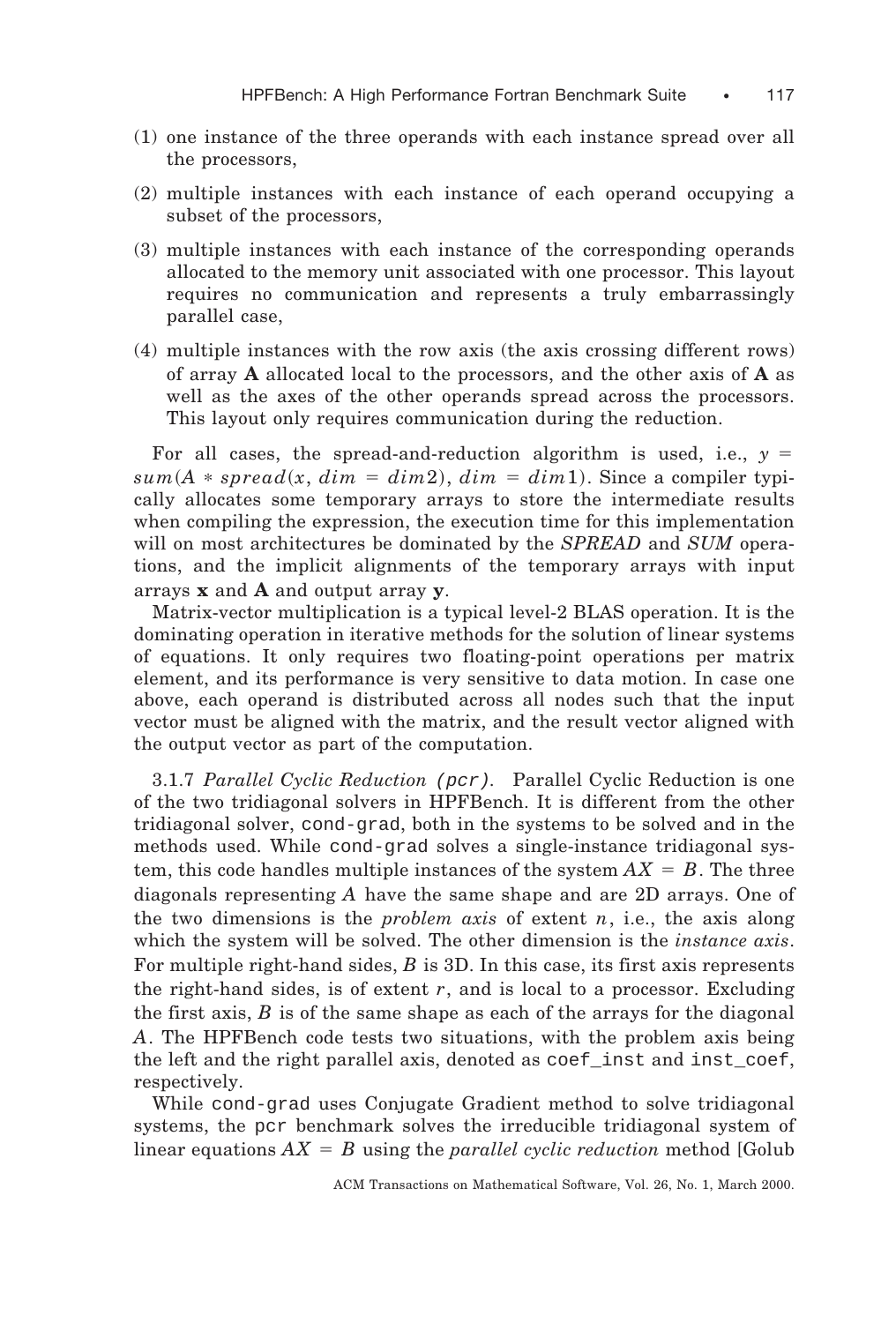(1) one instance of the three operands with each instance spread over all the processors,

(2) multiple instances with each instance of each operand occupying a subset of the processors,

(3) multiple instances with each instance of the corresponding operands allocated to the memory unit associated with one processor. This layout requires no communication and represents a truly embarrassingly parallel case,

(4) multiple instances with the row axis (the axis crossing different rows) of array **A** allocated local to the processors, and the other axis of **A** as well as the axes of the other operands spread across the processors. This layout only requires communication during the reduction.

For all cases, the spread-and-reduction algorithm is used, i.e., $y = sum(A * spread(x, dim = dim2), dim = dim1)$. Since a compiler typically allocates some temporary arrays to store the intermediate results when compiling the expression, the execution time for this implementation will on most architectures be dominated by the *SPREAD* and *SUM* operations, and the implicit alignments of the temporary arrays with input arrays **x** and **A** and output array **y**.

Matrix-vector multiplication is a typical level-2 BLAS operation. It is the dominating operation in iterative methods for the solution of linear systems of equations. It only requires two floating-point operations per matrix element, and its performance is very sensitive to data motion. In case one above, each operand is distributed across all nodes such that the input vector must be aligned with the matrix, and the result vector aligned with the output vector as part of the computation.

3.1.7 *Parallel Cyclic Reduction (*`pcr`*).* Parallel Cyclic Reduction is one of the two tridiagonal solvers in HPFBench. It is different from the other tridiagonal solver, `cond-grad`, both in the systems to be solved and in the methods used. While `cond-grad` solves a single-instance tridiagonal system, this code handles multiple instances of the system $AX = B$. The three diagonals representing $A$ have the same shape and are 2D arrays. One of the two dimensions is the *problem axis* of extent $n$, i.e., the axis along which the system will be solved. The other dimension is the *instance axis*. For multiple right-hand sides, $B$ is 3D. In this case, its first axis represents the right-hand sides, is of extent $r$, and is local to a processor. Excluding the first axis, $B$ is of the same shape as each of the arrays for the diagonal $A$. The HPFBench code tests two situations, with the problem axis being the left and the right parallel axis, denoted as `coef_inst` and `inst_coef`, respectively.

While `cond-grad` uses Conjugate Gradient method to solve tridiagonal systems, the `pcr` benchmark solves the irreducible tridiagonal system of linear equations $AX = B$ using the *parallel cyclic reduction* method [Golub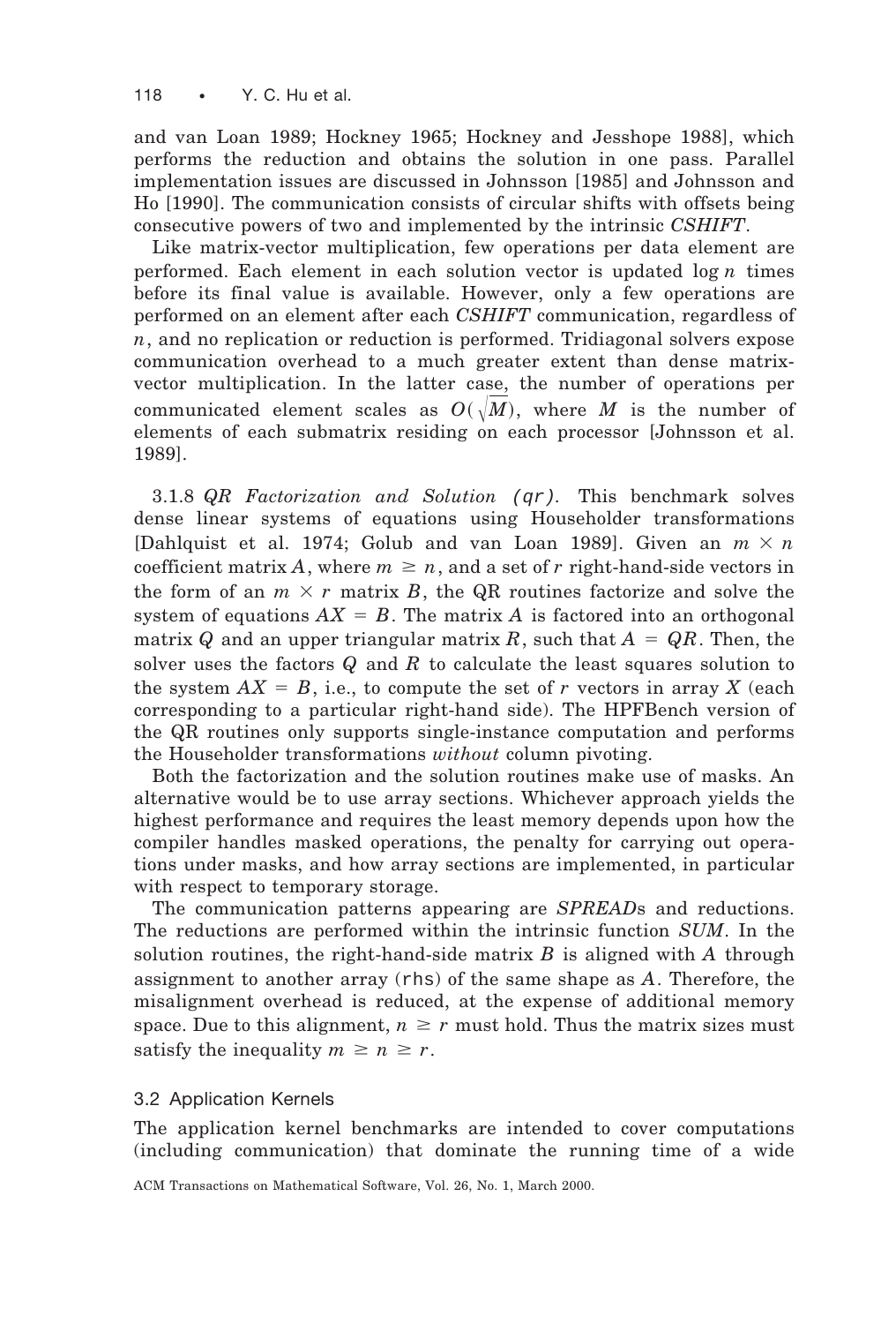and van Loan 1989; Hockney 1965; Hockney and Jesshope 1988], which performs the reduction and obtains the solution in one pass. Parallel implementation issues are discussed in Johnsson [1985] and Johnsson and Ho [1990]. The communication consists of circular shifts with offsets being consecutive powers of two and implemented by the intrinsic *CSHIFT*.

Like matrix-vector multiplication, few operations per data element are performed. Each element in each solution vector is updated $\log n$ times before its final value is available. However, only a few operations are performed on an element after each *CSHIFT* communication, regardless of $n$, and no replication or reduction is performed. Tridiagonal solvers expose communication overhead to a much greater extent than dense matrix-vector multiplication. In the latter case, the number of operations per communicated element scales as $O(\sqrt{M})$, where $M$ is the number of elements of each submatrix residing on each processor [Johnsson et al. 1989].

3.1.8 *QR Factorization and Solution (qr)*. This benchmark solves dense linear systems of equations using Householder transformations [Dahlquist et al. 1974; Golub and van Loan 1989]. Given an $m \times n$ coefficient matrix $A$, where $m \geq n$, and a set of $r$ right-hand-side vectors in the form of an $m \times r$ matrix $B$, the QR routines factorize and solve the system of equations $AX = B$. The matrix $A$ is factored into an orthogonal matrix $Q$ and an upper triangular matrix $R$, such that $A = QR$. Then, the solver uses the factors $Q$ and $R$ to calculate the least squares solution to the system $AX = B$, i.e., to compute the set of $r$ vectors in array $X$ (each corresponding to a particular right-hand side). The HPFBench version of the QR routines only supports single-instance computation and performs the Householder transformations *without* column pivoting.

Both the factorization and the solution routines make use of masks. An alternative would be to use array sections. Whichever approach yields the highest performance and requires the least memory depends upon how the compiler handles masked operations, the penalty for carrying out operations under masks, and how array sections are implemented, in particular with respect to temporary storage.

The communication patterns appearing are *SPREAD*s and reductions. The reductions are performed within the intrinsic function *SUM*. In the solution routines, the right-hand-side matrix $B$ is aligned with $A$ through assignment to another array (rhs) of the same shape as $A$. Therefore, the misalignment overhead is reduced, at the expense of additional memory space. Due to this alignment, $n \geq r$ must hold. Thus the matrix sizes must satisfy the inequality $m \geq n \geq r$.

### 3.2 Application Kernels

The application kernel benchmarks are intended to cover computations (including communication) that dominate the running time of a wide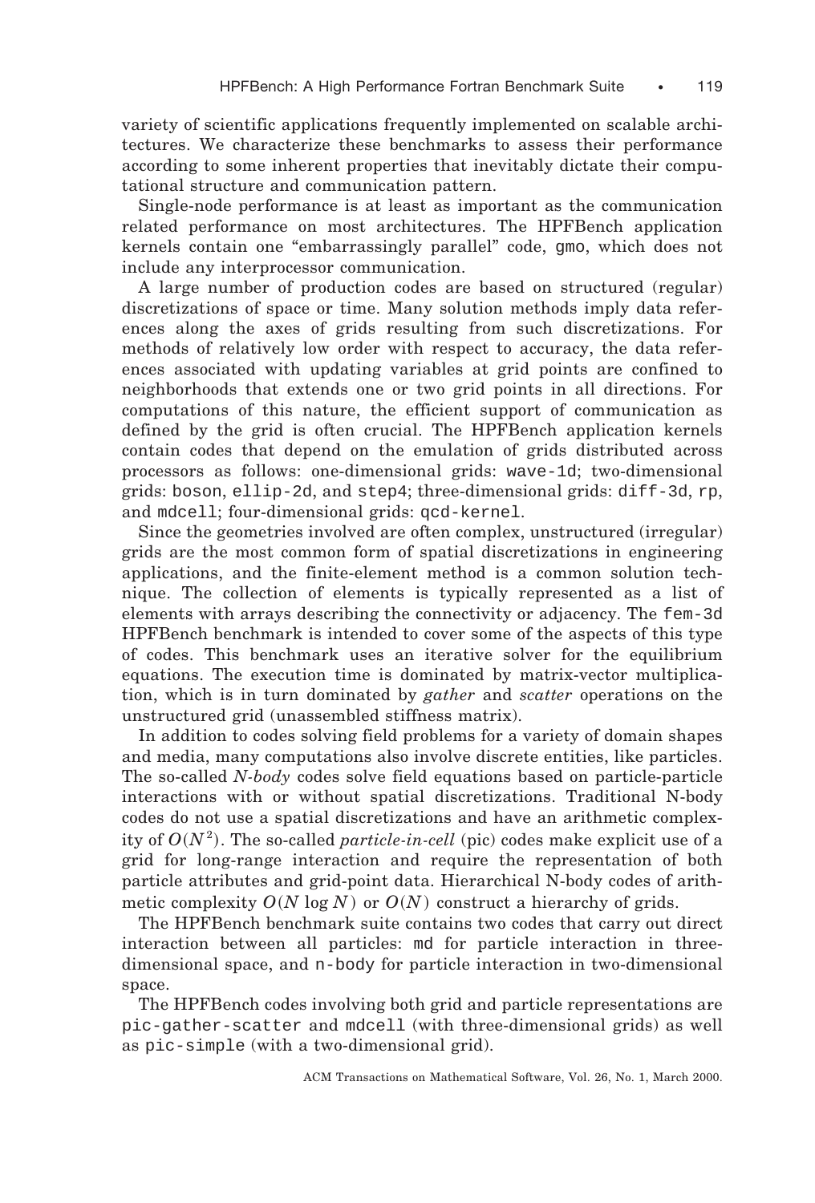variety of scientific applications frequently implemented on scalable architectures. We characterize these benchmarks to assess their performance according to some inherent properties that inevitably dictate their computational structure and communication pattern.

Single-node performance is at least as important as the communication related performance on most architectures. The HPFBench application kernels contain one "embarrassingly parallel" code, `gmo`, which does not include any interprocessor communication.

A large number of production codes are based on structured (regular) discretizations of space or time. Many solution methods imply data references along the axes of grids resulting from such discretizations. For methods of relatively low order with respect to accuracy, the data references associated with updating variables at grid points are confined to neighborhoods that extends one or two grid points in all directions. For computations of this nature, the efficient support of communication as defined by the grid is often crucial. The HPFBench application kernels contain codes that depend on the emulation of grids distributed across processors as follows: one-dimensional grids: `wave-1d`; two-dimensional grids: `boson`, `ellip-2d`, and `step4`; three-dimensional grids: `diff-3d`, `rp`, and `mdcell`; four-dimensional grids: `qcd-kernel`.

Since the geometries involved are often complex, unstructured (irregular) grids are the most common form of spatial discretizations in engineering applications, and the finite-element method is a common solution technique. The collection of elements is typically represented as a list of elements with arrays describing the connectivity or adjacency. The `fem-3d` HPFBench benchmark is intended to cover some of the aspects of this type of codes. This benchmark uses an iterative solver for the equilibrium equations. The execution time is dominated by matrix-vector multiplication, which is in turn dominated by *gather* and *scatter* operations on the unstructured grid (unassembled stiffness matrix).

In addition to codes solving field problems for a variety of domain shapes and media, many computations also involve discrete entities, like particles. The so-called *N-body* codes solve field equations based on particle-particle interactions with or without spatial discretizations. Traditional N-body codes do not use a spatial discretizations and have an arithmetic complexity of $O(N^2)$. The so-called *particle-in-cell* (pic) codes make explicit use of a grid for long-range interaction and require the representation of both particle attributes and grid-point data. Hierarchical N-body codes of arithmetic complexity $O(N \log N)$ or $O(N)$ construct a hierarchy of grids.

The HPFBench benchmark suite contains two codes that carry out direct interaction between all particles: `md` for particle interaction in three-dimensional space, and `n-body` for particle interaction in two-dimensional space.

The HPFBench codes involving both grid and particle representations are `pic-gather-scatter` and `mdcell` (with three-dimensional grids) as well as `pic-simple` (with a two-dimensional grid).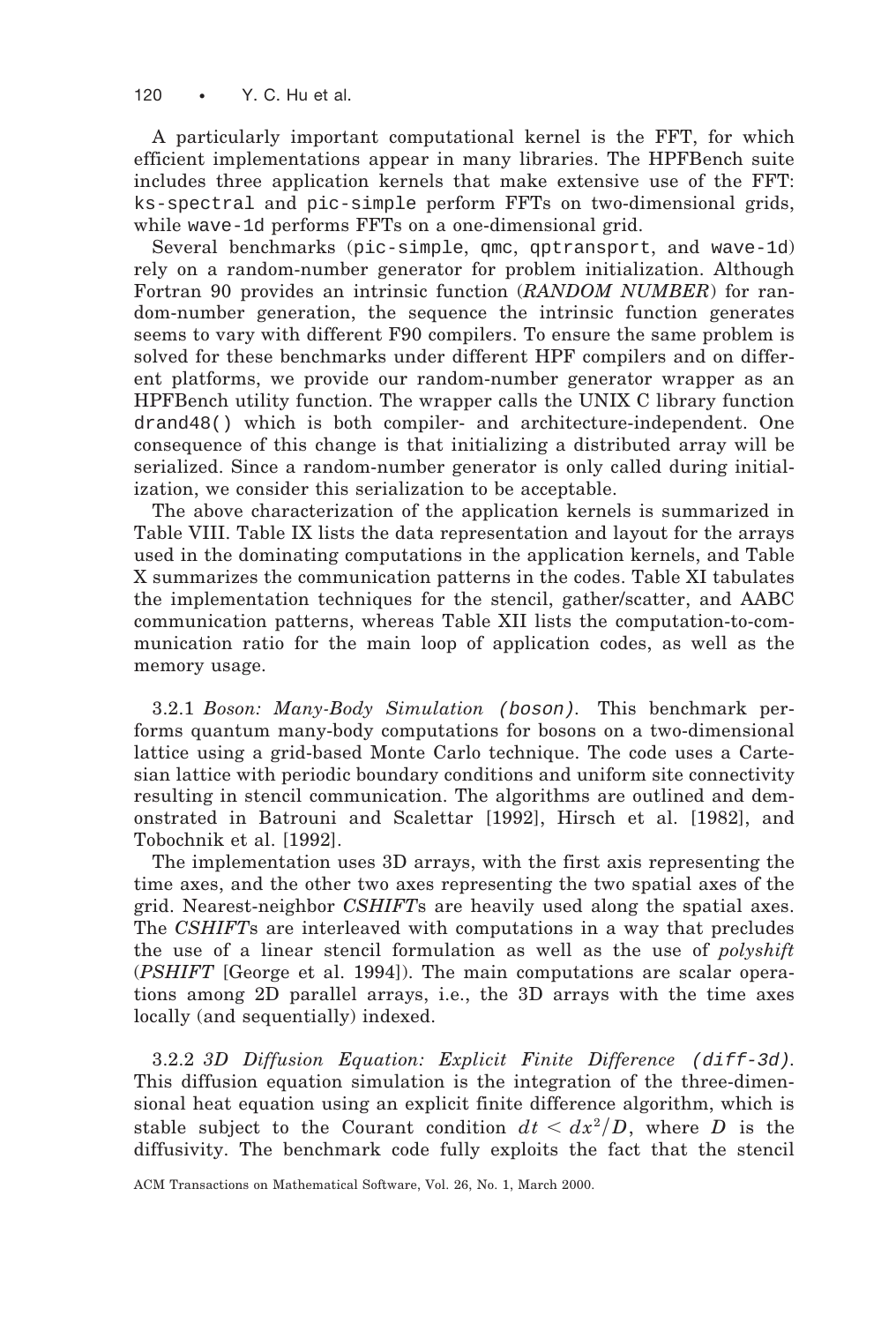A particularly important computational kernel is the FFT, for which efficient implementations appear in many libraries. The HPFBench suite includes three application kernels that make extensive use of the FFT: `ks-spectral` and `pic-simple` perform FFTs on two-dimensional grids, while `wave-1d` performs FFTs on a one-dimensional grid.

Several benchmarks (`pic-simple`, `qmc`, `qptransport`, and `wave-1d`) rely on a random-number generator for problem initialization. Although Fortran 90 provides an intrinsic function (*RANDOM NUMBER*) for random-number generation, the sequence the intrinsic function generates seems to vary with different F90 compilers. To ensure the same problem is solved for these benchmarks under different HPF compilers and on different platforms, we provide our random-number generator wrapper as an HPFBench utility function. The wrapper calls the UNIX C library function `drand48()` which is both compiler- and architecture-independent. One consequence of this change is that initializing a distributed array will be serialized. Since a random-number generator is only called during initialization, we consider this serialization to be acceptable.

The above characterization of the application kernels is summarized in Table VIII. Table IX lists the data representation and layout for the arrays used in the dominating computations in the application kernels, and Table X summarizes the communication patterns in the codes. Table XI tabulates the implementation techniques for the stencil, gather/scatter, and AABC communication patterns, whereas Table XII lists the computation-to-communication ratio for the main loop of application codes, as well as the memory usage.

3.2.1 *Boson: Many-Body Simulation* (`boson`). This benchmark performs quantum many-body computations for bosons on a two-dimensional lattice using a grid-based Monte Carlo technique. The code uses a Cartesian lattice with periodic boundary conditions and uniform site connectivity resulting in stencil communication. The algorithms are outlined and demonstrated in Batrouni and Scalettar [1992], Hirsch et al. [1982], and Tobochnik et al. [1992].

The implementation uses 3D arrays, with the first axis representing the time axes, and the other two axes representing the two spatial axes of the grid. Nearest-neighbor *CSHIFT*s are heavily used along the spatial axes. The *CSHIFT*s are interleaved with computations in a way that precludes the use of a linear stencil formulation as well as the use of *polyshift* (*PSHIFT* [George et al. 1994]). The main computations are scalar operations among 2D parallel arrays, i.e., the 3D arrays with the time axes locally (and sequentially) indexed.

3.2.2 *3D Diffusion Equation: Explicit Finite Difference* (`diff-3d`). This diffusion equation simulation is the integration of the three-dimensional heat equation using an explicit finite difference algorithm, which is stable subject to the Courant condition $dt < dx^2/D$, where $D$ is the diffusivity. The benchmark code fully exploits the fact that the stencil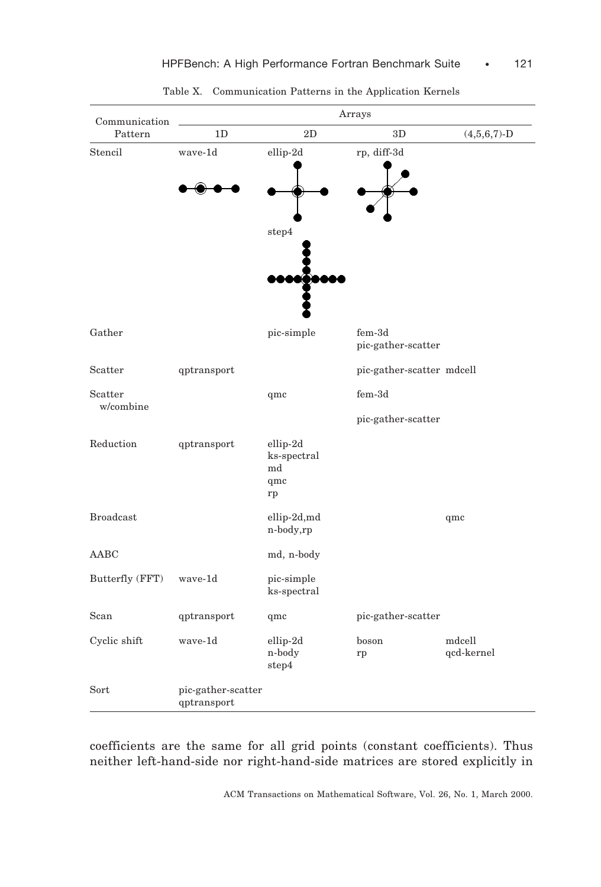Table X. Communication Patterns in the Application Kernels

| Communication Pattern | Arrays | | | |
|---|---|---|---|---|
| | 1D | 2D | 3D | (4,5,6,7)-D |
| Stencil | wave-1d | ellip-2d<br>step4 | rp, diff-3d | |
| Gather | | pic-simple | fem-3d<br>pic-gather-scatter | |
| Scatter | qptransport | | pic-gather-scatter | mdcell |
| Scatter w/combine | | qmc | fem-3d<br>pic-gather-scatter | |
| Reduction | qptransport | ellip-2d<br>ks-spectral<br>md<br>qmc<br>rp | | |
| Broadcast | | ellip-2d,md<br>n-body,rp | | qmc |
| AABC | | md, n-body | | |
| Butterfly (FFT) | wave-1d | pic-simple<br>ks-spectral | | |
| Scan | qptransport | qmc | pic-gather-scatter | |
| Cyclic shift | wave-1d | ellip-2d<br>n-body<br>step4 | boson<br>rp | mdcell<br>qcd-kernel |
| Sort | pic-gather-scatter<br>qptransport | | | |

coefficients are the same for all grid points (constant coefficients). Thus neither left-hand-side nor right-hand-side matrices are stored explicitly in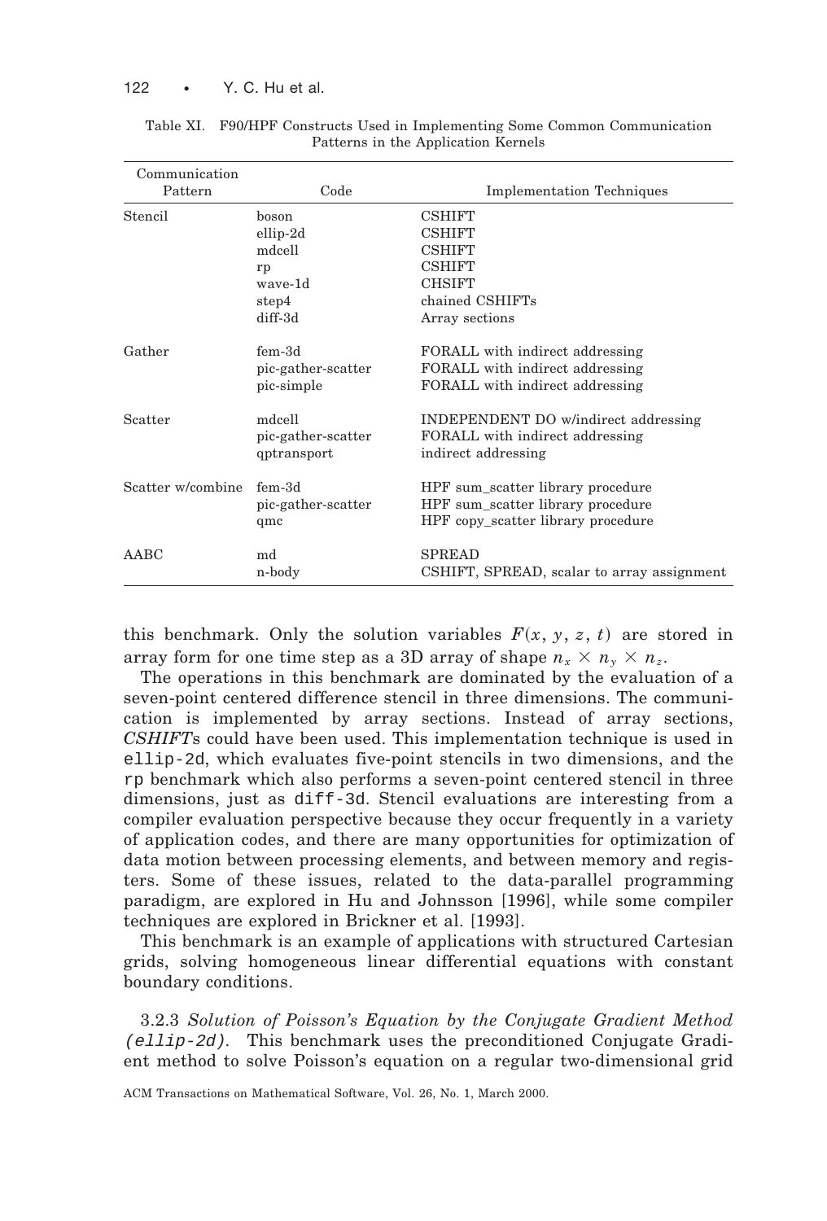Table XI. F90/HPF Constructs Used in Implementing Some Common Communication Patterns in the Application Kernels

| Communication Pattern | Code | Implementation Techniques |
|---|---|---|
| Stencil | boson | CSHIFT |
| | ellip-2d | CSHIFT |
| | mdcell | CSHIFT |
| | rp | CSHIFT |
| | wave-1d | CHSIFT |
| | step4 | chained CSHIFTs |
| | diff-3d | Array sections |
| Gather | fem-3d | FORALL with indirect addressing |
| | pic-gather-scatter | FORALL with indirect addressing |
| | pic-simple | FORALL with indirect addressing |
| Scatter | mdcell | INDEPENDENT DO w/indirect addressing |
| | pic-gather-scatter | FORALL with indirect addressing |
| | qptransport | indirect addressing |
| Scatter w/combine | fem-3d | HPF sum_scatter library procedure |
| | pic-gather-scatter | HPF sum_scatter library procedure |
| | qmc | HPF copy_scatter library procedure |
| AABC | md | SPREAD |
| | n-body | CSHIFT, SPREAD, scalar to array assignment |

this benchmark. Only the solution variables $F(x, y, z, t)$ are stored in array form for one time step as a 3D array of shape $n_x \times n_y \times n_z$.

The operations in this benchmark are dominated by the evaluation of a seven-point centered difference stencil in three dimensions. The communication is implemented by array sections. Instead of array sections, *CSHIFT*s could have been used. This implementation technique is used in ellip-2d, which evaluates five-point stencils in two dimensions, and the rp benchmark which also performs a seven-point centered stencil in three dimensions, just as diff-3d. Stencil evaluations are interesting from a compiler evaluation perspective because they occur frequently in a variety of application codes, and there are many opportunities for optimization of data motion between processing elements, and between memory and registers. Some of these issues, related to the data-parallel programming paradigm, are explored in Hu and Johnsson [1996], while some compiler techniques are explored in Brickner et al. [1993].

This benchmark is an example of applications with structured Cartesian grids, solving homogeneous linear differential equations with constant boundary conditions.

3.2.3 *Solution of Poisson's Equation by the Conjugate Gradient Method (ellip-2d).* This benchmark uses the preconditioned Conjugate Gradient method to solve Poisson's equation on a regular two-dimensional grid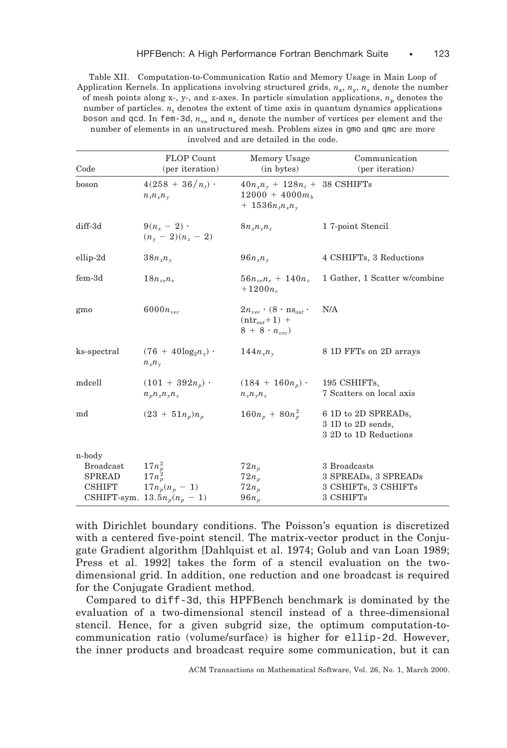Table XII. Computation-to-Communication Ratio and Memory Usage in Main Loop of Application Kernels. In applications involving structured grids, $n_x$, $n_y$, $n_z$ denote the number of mesh points along x-, y-, and z-axes. In particle simulation applications, $n_p$ denotes the number of particles. $n_t$ denotes the extent of time axis in quantum dynamics applications boson and qcd. In fem-3d, $n_{ve}$ and $n_e$ denote the number of vertices per element and the number of elements in an unstructured mesh. Problem sizes in gmo and qmc are more involved and are detailed in the code.

| Code | FLOP Count (per iteration) | Memory Usage (in bytes) | Communication (per iteration) |
|---|---|---|---|
| boson | $4(258 + 36/n_t) \cdot n_t n_x n_y$ | $40n_x n_y + 128n_t + 12000 + 4000m_b + 1536n_t n_x n_y$ | 38 CSHIFTs |
| diff-3d | $9(n_x - 2) \cdot (n_y - 2)(n_z - 2)$ | $8n_x n_y n_z$ | 1 7-point Stencil |
| ellip-2d | $38n_x n_y$ | $96n_x n_y$ | 4 CSHIFTs, 3 Reductions |
| fem-3d | $18n_{ve}n_e$ | $56n_{ve}n_e + 140n_v + 1200n_e$ | 1 Gather, 1 Scatter w/combine |
| gmo | $6000n_{vec}$ | $2n_{vec} \cdot (8 \cdot \mathrm{ns}_{out} \cdot (\mathrm{ntr}_{out}+1) + 8 + 8 \cdot n_{vec})$ | N/A |
| ks-spectral | $(76 + 40\log_2 n_x) \cdot n_x n_y$ | $144n_x n_y$ | 8 1D FFTs on 2D arrays |
| mdcell | $(101 + 392n_p) \cdot n_p n_x n_y n_z$ | $(184 + 160n_p) \cdot n_x n_y n_z$ | 195 CSHIFTs, 7 Scatters on local axis |
| md | $(23 + 51n_p)n_p$ | $160n_p + 80n_p^2$ | 6 1D to 2D SPREADs, 3 1D to 2D sends, 3 2D to 1D Reductions |
| n-body | | | |
| Broadcast | $17n_p^2$ | $72n_p$ | 3 Broadcasts |
| SPREAD | $17n_p^2$ | $72n_p$ | 3 SPREADs, 3 SPREADs |
| CSHIFT | $17n_p(n_p - 1)$ | $72n_p$ | 3 CSHIFTs, 3 CSHIFTs |
| CSHIFT-sym. | $13.5n_p(n_p - 1)$ | $96n_p$ | 3 CSHIFTs |

with Dirichlet boundary conditions. The Poisson's equation is discretized with a centered five-point stencil. The matrix-vector product in the Conjugate Gradient algorithm [Dahlquist et al. 1974; Golub and van Loan 1989; Press et al. 1992] takes the form of a stencil evaluation on the two-dimensional grid. In addition, one reduction and one broadcast is required for the Conjugate Gradient method.

Compared to diff-3d, this HPFBench benchmark is dominated by the evaluation of a two-dimensional stencil instead of a three-dimensional stencil. Hence, for a given subgrid size, the optimum computation-to-communication ratio (volume/surface) is higher for ellip-2d. However, the inner products and broadcast require some communication, but it can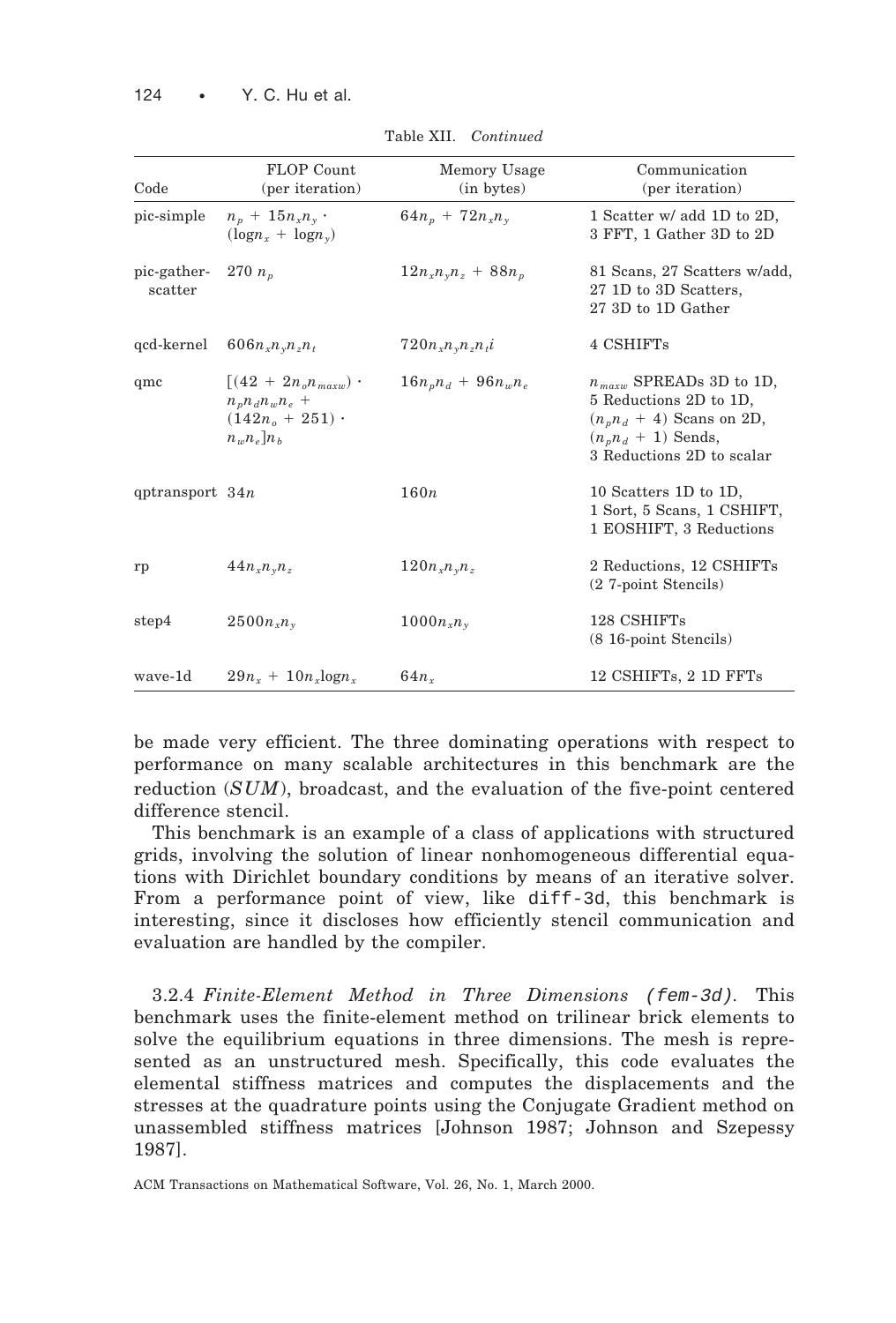Table XII. *Continued*

| Code | FLOP Count (per iteration) | Memory Usage (in bytes) | Communication (per iteration) |
|---|---|---|---|
| pic-simple | $n_p + 15n_xn_y \cdot (\log n_x + \log n_y)$ | $64n_p + 72n_xn_y$ | 1 Scatter w/ add 1D to 2D, 3 FFT, 1 Gather 3D to 2D |
| pic-gather-scatter | $270\ n_p$ | $12n_xn_yn_z + 88n_p$ | 81 Scans, 27 Scatters w/add, 27 1D to 3D Scatters, 27 3D to 1D Gather |
| qcd-kernel | $606n_xn_yn_zn_t$ | $720n_xn_yn_zn_ti$ | 4 CSHIFTs |
| qmc | $[(42 + 2n_on_{maxw}) \cdot n_pn_dn_wn_e + (142n_o + 251) \cdot n_wn_e]n_b$ | $16n_pn_d + 96n_wn_e$ | $n_{maxw}$ SPREADs 3D to 1D, 5 Reductions 2D to 1D, $(n_pn_d + 4)$ Scans on 2D, $(n_pn_d + 1)$ Sends, 3 Reductions 2D to scalar |
| qptransport | $34n$ | $160n$ | 10 Scatters 1D to 1D, 1 Sort, 5 Scans, 1 CSHIFT, 1 EOSHIFT, 3 Reductions |
| rp | $44n_xn_yn_z$ | $120n_xn_yn_z$ | 2 Reductions, 12 CSHIFTs (2 7-point Stencils) |
| step4 | $2500n_xn_y$ | $1000n_xn_y$ | 128 CSHIFTs (8 16-point Stencils) |
| wave-1d | $29n_x + 10n_x\log n_x$ | $64n_x$ | 12 CSHIFTs, 2 1D FFTs |

be made very efficient. The three dominating operations with respect to performance on many scalable architectures in this benchmark are the reduction (*SUM*), broadcast, and the evaluation of the five-point centered difference stencil.

This benchmark is an example of a class of applications with structured grids, involving the solution of linear nonhomogeneous differential equations with Dirichlet boundary conditions by means of an iterative solver. From a performance point of view, like `diff-3d`, this benchmark is interesting, since it discloses how efficiently stencil communication and evaluation are handled by the compiler.

3.2.4 *Finite-Element Method in Three Dimensions (`fem-3d`).* This benchmark uses the finite-element method on trilinear brick elements to solve the equilibrium equations in three dimensions. The mesh is represented as an unstructured mesh. Specifically, this code evaluates the elemental stiffness matrices and computes the displacements and the stresses at the quadrature points using the Conjugate Gradient method on unassembled stiffness matrices [Johnson 1987; Johnson and Szepessy 1987].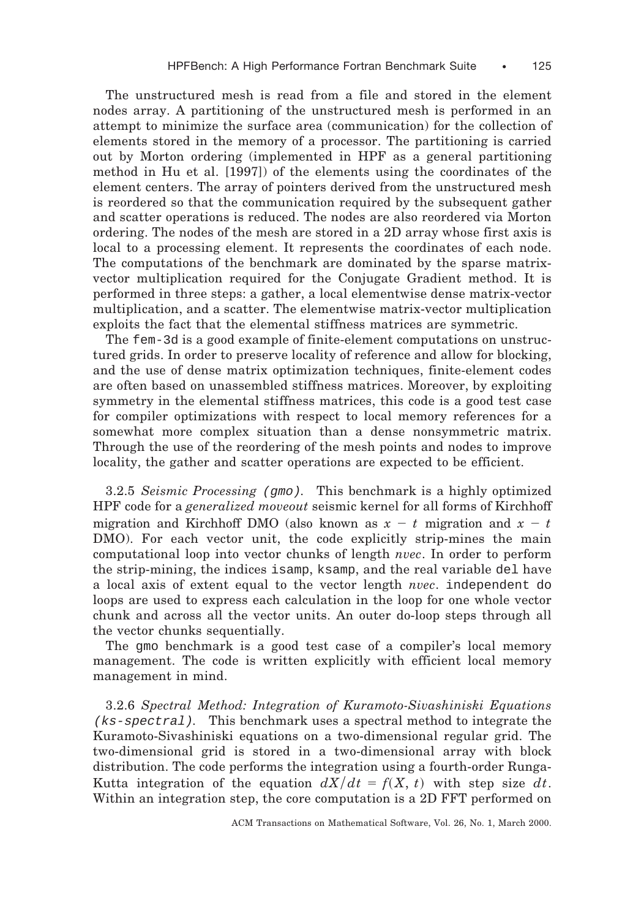The unstructured mesh is read from a file and stored in the element nodes array. A partitioning of the unstructured mesh is performed in an attempt to minimize the surface area (communication) for the collection of elements stored in the memory of a processor. The partitioning is carried out by Morton ordering (implemented in HPF as a general partitioning method in Hu et al. [1997]) of the elements using the coordinates of the element centers. The array of pointers derived from the unstructured mesh is reordered so that the communication required by the subsequent gather and scatter operations is reduced. The nodes are also reordered via Morton ordering. The nodes of the mesh are stored in a 2D array whose first axis is local to a processing element. It represents the coordinates of each node. The computations of the benchmark are dominated by the sparse matrix-vector multiplication required for the Conjugate Gradient method. It is performed in three steps: a gather, a local elementwise dense matrix-vector multiplication, and a scatter. The elementwise matrix-vector multiplication exploits the fact that the elemental stiffness matrices are symmetric.

The `fem-3d` is a good example of finite-element computations on unstructured grids. In order to preserve locality of reference and allow for blocking, and the use of dense matrix optimization techniques, finite-element codes are often based on unassembled stiffness matrices. Moreover, by exploiting symmetry in the elemental stiffness matrices, this code is a good test case for compiler optimizations with respect to local memory references for a somewhat more complex situation than a dense nonsymmetric matrix. Through the use of the reordering of the mesh points and nodes to improve locality, the gather and scatter operations are expected to be efficient.

3.2.5 *Seismic Processing* (`gmo`). This benchmark is a highly optimized HPF code for a *generalized moveout* seismic kernel for all forms of Kirchhoff migration and Kirchhoff DMO (also known as $x - t$ migration and $x - t$ DMO). For each vector unit, the code explicitly strip-mines the main computational loop into vector chunks of length *nvec*. In order to perform the strip-mining, the indices `isamp`, `ksamp`, and the real variable `del` have a local axis of extent equal to the vector length *nvec*. `independent do` loops are used to express each calculation in the loop for one whole vector chunk and across all the vector units. An outer do-loop steps through all the vector chunks sequentially.

The `gmo` benchmark is a good test case of a compiler's local memory management. The code is written explicitly with efficient local memory management in mind.

3.2.6 *Spectral Method: Integration of Kuramoto-Sivashiniski Equations* (`ks-spectral`). This benchmark uses a spectral method to integrate the Kuramoto-Sivashiniski equations on a two-dimensional regular grid. The two-dimensional grid is stored in a two-dimensional array with block distribution. The code performs the integration using a fourth-order Runga-Kutta integration of the equation $dX/dt = f(X, t)$ with step size $dt$. Within an integration step, the core computation is a 2D FFT performed on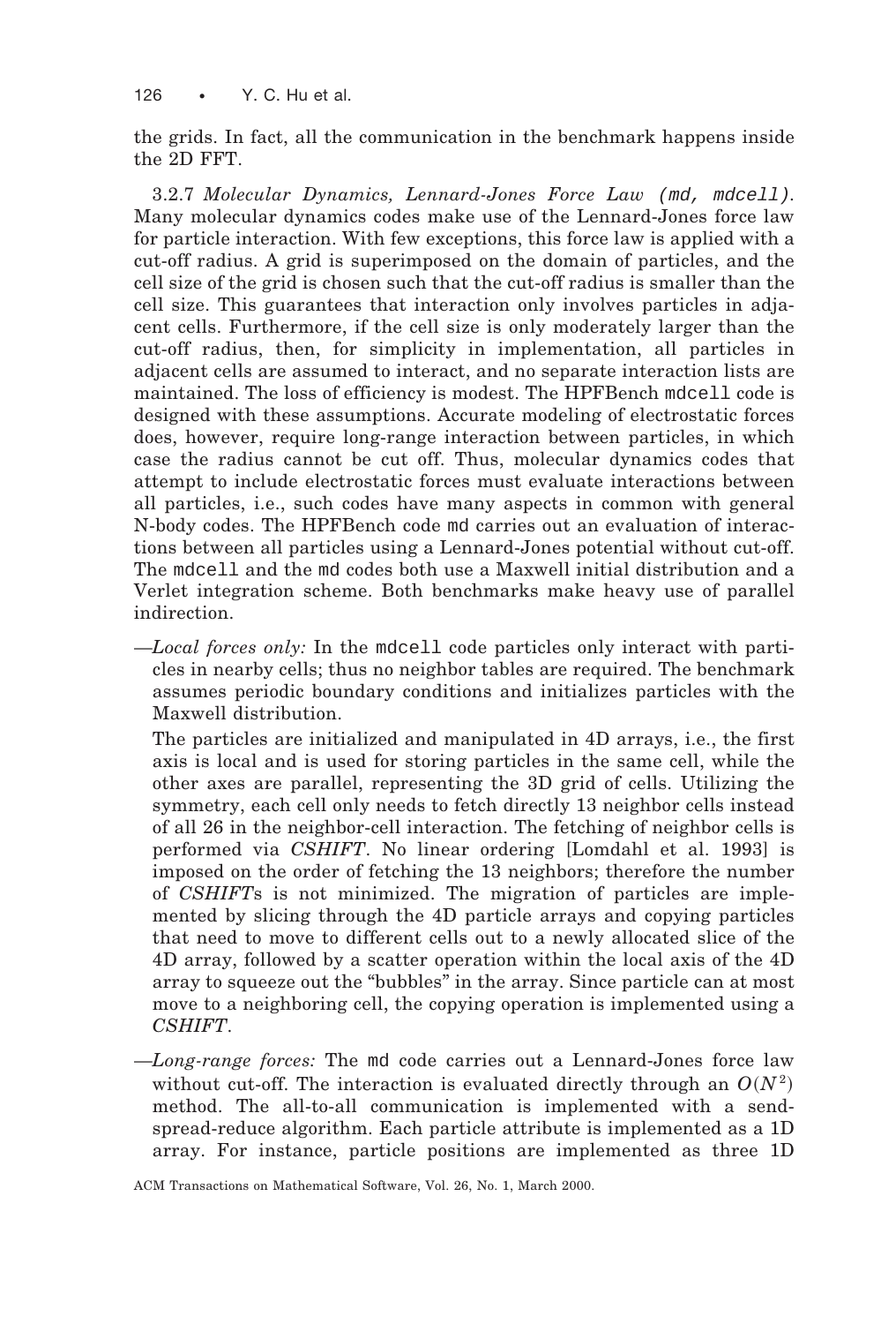the grids. In fact, all the communication in the benchmark happens inside the 2D FFT.

3.2.7 *Molecular Dynamics, Lennard-Jones Force Law (md, mdcell).* Many molecular dynamics codes make use of the Lennard-Jones force law for particle interaction. With few exceptions, this force law is applied with a cut-off radius. A grid is superimposed on the domain of particles, and the cell size of the grid is chosen such that the cut-off radius is smaller than the cell size. This guarantees that interaction only involves particles in adjacent cells. Furthermore, if the cell size is only moderately larger than the cut-off radius, then, for simplicity in implementation, all particles in adjacent cells are assumed to interact, and no separate interaction lists are maintained. The loss of efficiency is modest. The HPFBench `mdcell` code is designed with these assumptions. Accurate modeling of electrostatic forces does, however, require long-range interaction between particles, in which case the radius cannot be cut off. Thus, molecular dynamics codes that attempt to include electrostatic forces must evaluate interactions between all particles, i.e., such codes have many aspects in common with general N-body codes. The HPFBench code `md` carries out an evaluation of interactions between all particles using a Lennard-Jones potential without cut-off. The `mdcell` and the `md` codes both use a Maxwell initial distribution and a Verlet integration scheme. Both benchmarks make heavy use of parallel indirection.

—*Local forces only:* In the `mdcell` code particles only interact with particles in nearby cells; thus no neighbor tables are required. The benchmark assumes periodic boundary conditions and initializes particles with the Maxwell distribution.

The particles are initialized and manipulated in 4D arrays, i.e., the first axis is local and is used for storing particles in the same cell, while the other axes are parallel, representing the 3D grid of cells. Utilizing the symmetry, each cell only needs to fetch directly 13 neighbor cells instead of all 26 in the neighbor-cell interaction. The fetching of neighbor cells is performed via *CSHIFT*. No linear ordering [Lomdahl et al. 1993] is imposed on the order of fetching the 13 neighbors; therefore the number of *CSHIFT*s is not minimized. The migration of particles are implemented by slicing through the 4D particle arrays and copying particles that need to move to different cells out to a newly allocated slice of the 4D array, followed by a scatter operation within the local axis of the 4D array to squeeze out the "bubbles" in the array. Since particle can at most move to a neighboring cell, the copying operation is implemented using a *CSHIFT*.

—*Long-range forces:* The `md` code carries out a Lennard-Jones force law without cut-off. The interaction is evaluated directly through an $O(N^2)$ method. The all-to-all communication is implemented with a send-spread-reduce algorithm. Each particle attribute is implemented as a 1D array. For instance, particle positions are implemented as three 1D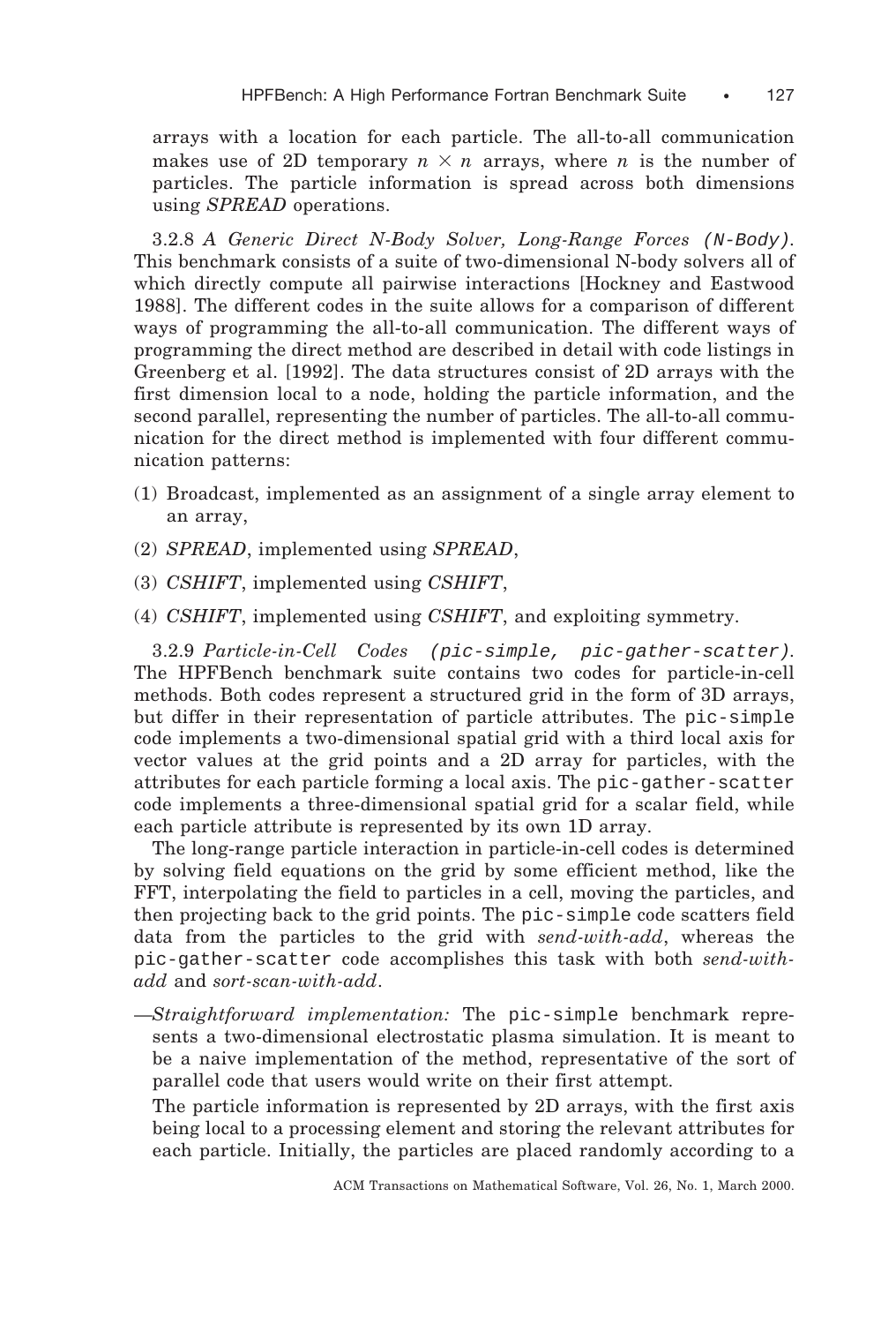arrays with a location for each particle. The all-to-all communication makes use of 2D temporary $n \times n$ arrays, where $n$ is the number of particles. The particle information is spread across both dimensions using *SPREAD* operations.

3.2.8 *A Generic Direct N-Body Solver, Long-Range Forces* (`N-Body`). This benchmark consists of a suite of two-dimensional N-body solvers all of which directly compute all pairwise interactions [Hockney and Eastwood 1988]. The different codes in the suite allows for a comparison of different ways of programming the all-to-all communication. The different ways of programming the direct method are described in detail with code listings in Greenberg et al. [1992]. The data structures consist of 2D arrays with the first dimension local to a node, holding the particle information, and the second parallel, representing the number of particles. The all-to-all communication for the direct method is implemented with four different communication patterns:

(1) Broadcast, implemented as an assignment of a single array element to an array,

(2) *SPREAD*, implemented using *SPREAD*,

(3) *CSHIFT*, implemented using *CSHIFT*,

(4) *CSHIFT*, implemented using *CSHIFT*, and exploiting symmetry.

3.2.9 *Particle-in-Cell Codes* (`pic-simple, pic-gather-scatter`). The HPFBench benchmark suite contains two codes for particle-in-cell methods. Both codes represent a structured grid in the form of 3D arrays, but differ in their representation of particle attributes. The `pic-simple` code implements a two-dimensional spatial grid with a third local axis for vector values at the grid points and a 2D array for particles, with the attributes for each particle forming a local axis. The `pic-gather-scatter` code implements a three-dimensional spatial grid for a scalar field, while each particle attribute is represented by its own 1D array.

The long-range particle interaction in particle-in-cell codes is determined by solving field equations on the grid by some efficient method, like the FFT, interpolating the field to particles in a cell, moving the particles, and then projecting back to the grid points. The `pic-simple` code scatters field data from the particles to the grid with *send-with-add*, whereas the `pic-gather-scatter` code accomplishes this task with both *send-with-add* and *sort-scan-with-add*.

—*Straightforward implementation:* The `pic-simple` benchmark represents a two-dimensional electrostatic plasma simulation. It is meant to be a naive implementation of the method, representative of the sort of parallel code that users would write on their first attempt.

The particle information is represented by 2D arrays, with the first axis being local to a processing element and storing the relevant attributes for each particle. Initially, the particles are placed randomly according to a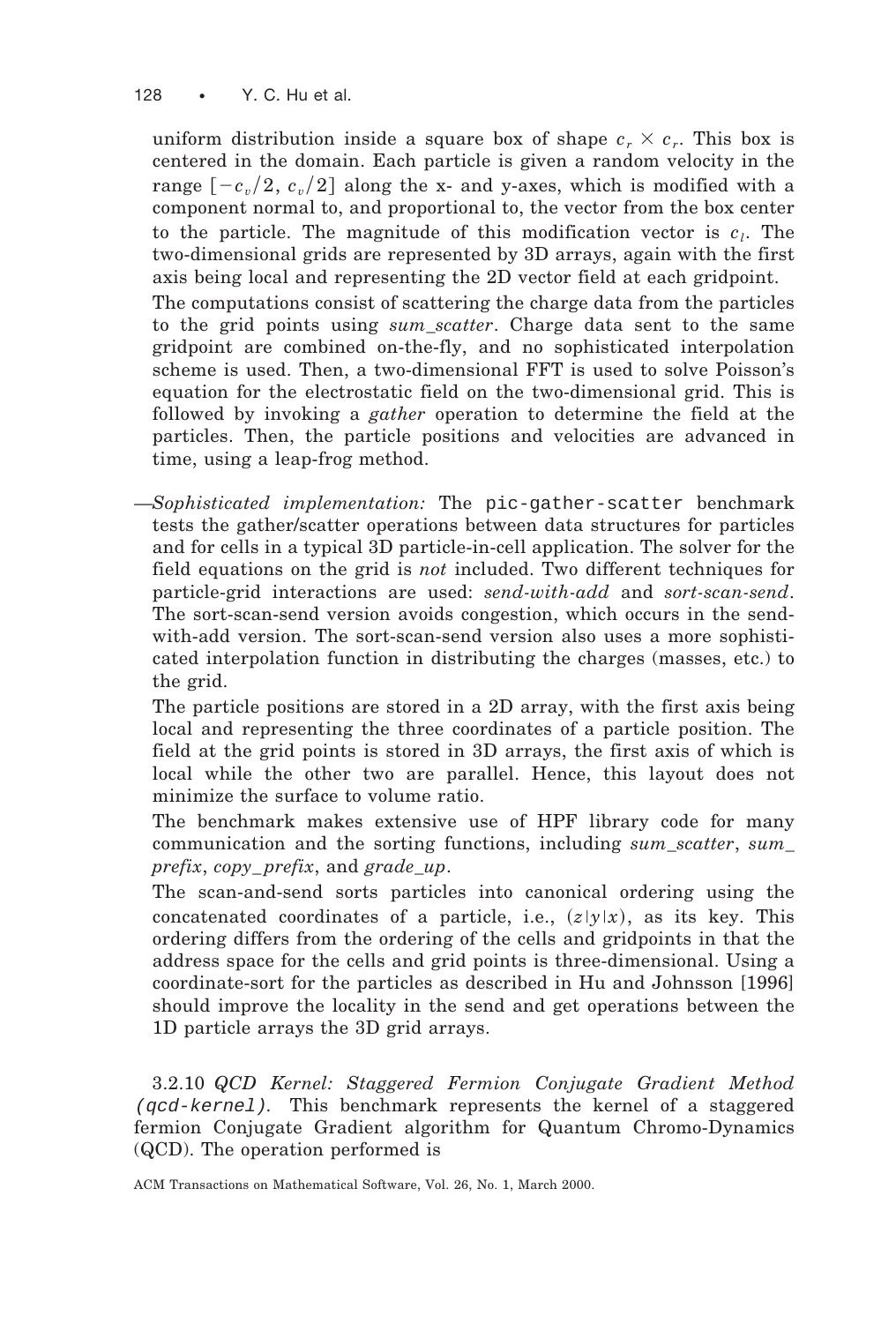uniform distribution inside a square box of shape $c_r \times c_r$. This box is centered in the domain. Each particle is given a random velocity in the range $[-c_v/2, c_v/2]$ along the x- and y-axes, which is modified with a component normal to, and proportional to, the vector from the box center to the particle. The magnitude of this modification vector is $c_l$. The two-dimensional grids are represented by 3D arrays, again with the first axis being local and representing the 2D vector field at each gridpoint.

The computations consist of scattering the charge data from the particles to the grid points using *sum_scatter*. Charge data sent to the same gridpoint are combined on-the-fly, and no sophisticated interpolation scheme is used. Then, a two-dimensional FFT is used to solve Poisson's equation for the electrostatic field on the two-dimensional grid. This is followed by invoking a *gather* operation to determine the field at the particles. Then, the particle positions and velocities are advanced in time, using a leap-frog method.

—*Sophisticated implementation:* The `pic-gather-scatter` benchmark tests the gather/scatter operations between data structures for particles and for cells in a typical 3D particle-in-cell application. The solver for the field equations on the grid is *not* included. Two different techniques for particle-grid interactions are used: *send-with-add* and *sort-scan-send*. The sort-scan-send version avoids congestion, which occurs in the send-with-add version. The sort-scan-send version also uses a more sophisticated interpolation function in distributing the charges (masses, etc.) to the grid.

The particle positions are stored in a 2D array, with the first axis being local and representing the three coordinates of a particle position. The field at the grid points is stored in 3D arrays, the first axis of which is local while the other two are parallel. Hence, this layout does not minimize the surface to volume ratio.

The benchmark makes extensive use of HPF library code for many communication and the sorting functions, including *sum_scatter*, *sum_prefix*, *copy_prefix*, and *grade_up*.

The scan-and-send sorts particles into canonical ordering using the concatenated coordinates of a particle, i.e., $(z|y|x)$, as its key. This ordering differs from the ordering of the cells and gridpoints in that the address space for the cells and grid points is three-dimensional. Using a coordinate-sort for the particles as described in Hu and Johnsson [1996] should improve the locality in the send and get operations between the 1D particle arrays the 3D grid arrays.

### 3.2.10 *QCD Kernel: Staggered Fermion Conjugate Gradient Method (`qcd-kernel`).*

This benchmark represents the kernel of a staggered fermion Conjugate Gradient algorithm for Quantum Chromo-Dynamics (QCD). The operation performed is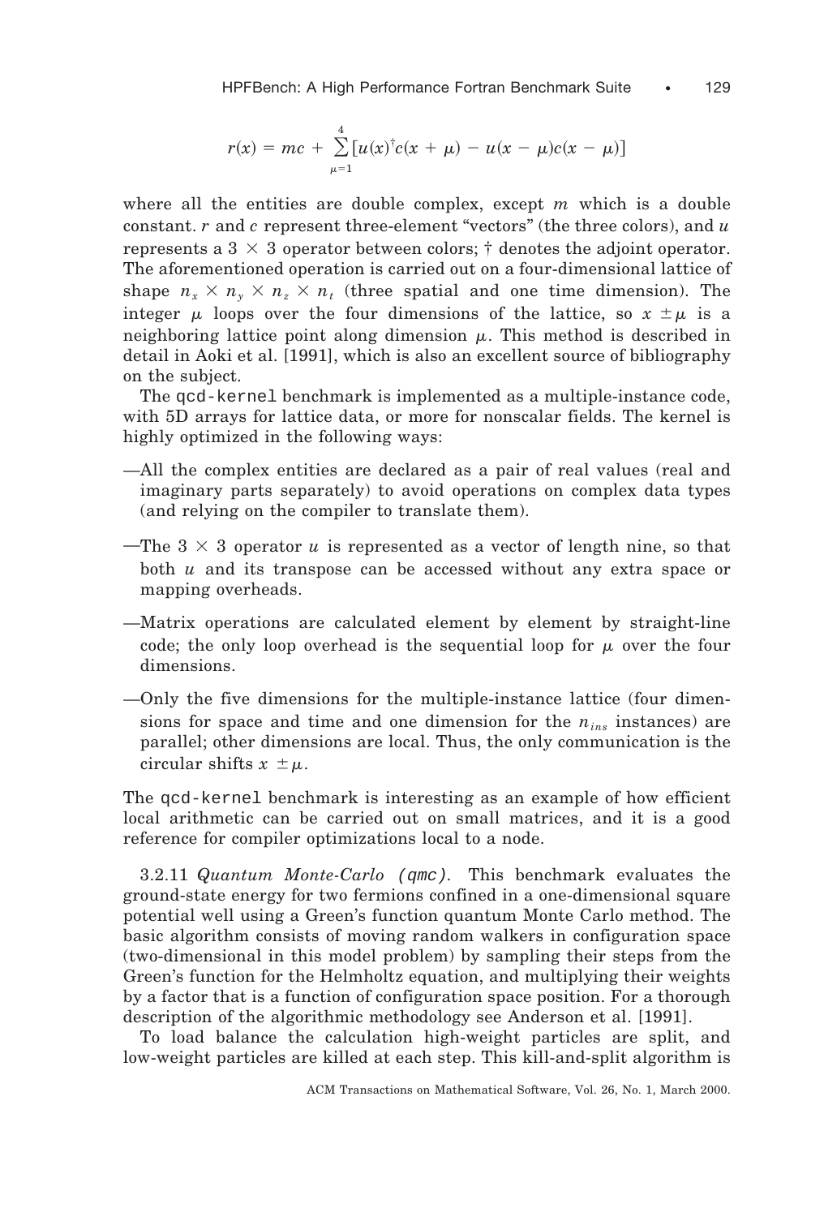$$r(x) = mc + \sum_{\mu=1}^{4} [u(x)^{\dagger} c(x + \mu) - u(x - \mu) c(x - \mu)]$$

where all the entities are double complex, except $m$ which is a double constant. $r$ and $c$ represent three-element "vectors" (the three colors), and $u$ represents a $3 \times 3$ operator between colors; † denotes the adjoint operator. The aforementioned operation is carried out on a four-dimensional lattice of shape $n_x \times n_y \times n_z \times n_t$ (three spatial and one time dimension). The integer $\mu$ loops over the four dimensions of the lattice, so $x \pm \mu$ is a neighboring lattice point along dimension $\mu$. This method is described in detail in Aoki et al. [1991], which is also an excellent source of bibliography on the subject.

The `qcd-kernel` benchmark is implemented as a multiple-instance code, with 5D arrays for lattice data, or more for nonscalar fields. The kernel is highly optimized in the following ways:

—All the complex entities are declared as a pair of real values (real and imaginary parts separately) to avoid operations on complex data types (and relying on the compiler to translate them).

—The $3 \times 3$ operator $u$ is represented as a vector of length nine, so that both $u$ and its transpose can be accessed without any extra space or mapping overheads.

—Matrix operations are calculated element by element by straight-line code; the only loop overhead is the sequential loop for $\mu$ over the four dimensions.

—Only the five dimensions for the multiple-instance lattice (four dimensions for space and time and one dimension for the $n_{ins}$ instances) are parallel; other dimensions are local. Thus, the only communication is the circular shifts $x \pm \mu$.

The `qcd-kernel` benchmark is interesting as an example of how efficient local arithmetic can be carried out on small matrices, and it is a good reference for compiler optimizations local to a node.

3.2.11 *Quantum Monte-Carlo (`qmc`)*. This benchmark evaluates the ground-state energy for two fermions confined in a one-dimensional square potential well using a Green's function quantum Monte Carlo method. The basic algorithm consists of moving random walkers in configuration space (two-dimensional in this model problem) by sampling their steps from the Green's function for the Helmholtz equation, and multiplying their weights by a factor that is a function of configuration space position. For a thorough description of the algorithmic methodology see Anderson et al. [1991].

To load balance the calculation high-weight particles are split, and low-weight particles are killed at each step. This kill-and-split algorithm is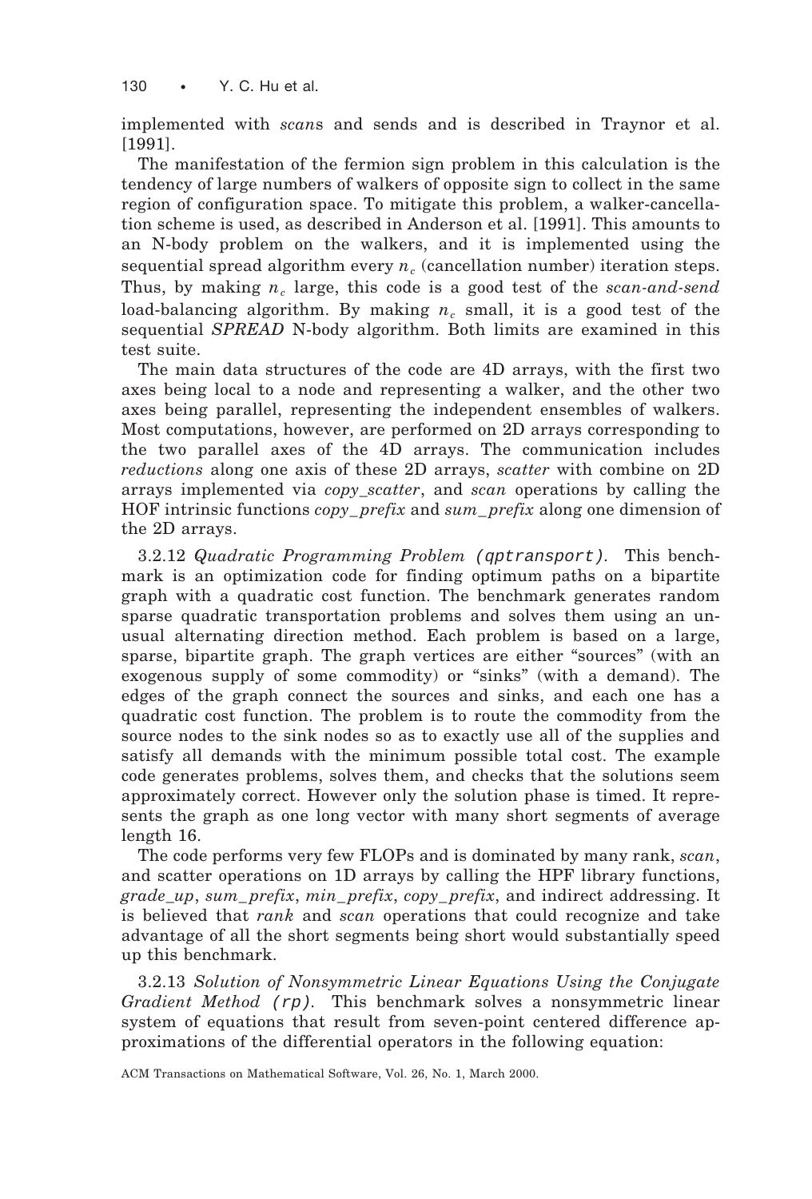implemented with *scan*s and sends and is described in Traynor et al. [1991].

The manifestation of the fermion sign problem in this calculation is the tendency of large numbers of walkers of opposite sign to collect in the same region of configuration space. To mitigate this problem, a walker-cancellation scheme is used, as described in Anderson et al. [1991]. This amounts to an N-body problem on the walkers, and it is implemented using the sequential spread algorithm every $n_c$ (cancellation number) iteration steps. Thus, by making $n_c$ large, this code is a good test of the *scan-and-send* load-balancing algorithm. By making $n_c$ small, it is a good test of the sequential *SPREAD* N-body algorithm. Both limits are examined in this test suite.

The main data structures of the code are 4D arrays, with the first two axes being local to a node and representing a walker, and the other two axes being parallel, representing the independent ensembles of walkers. Most computations, however, are performed on 2D arrays corresponding to the two parallel axes of the 4D arrays. The communication includes *reductions* along one axis of these 2D arrays, *scatter* with combine on 2D arrays implemented via *copy_scatter*, and *scan* operations by calling the HOF intrinsic functions *copy_prefix* and *sum_prefix* along one dimension of the 2D arrays.

#### 3.2.12 *Quadratic Programming Problem* (`qptransport`).

This benchmark is an optimization code for finding optimum paths on a bipartite graph with a quadratic cost function. The benchmark generates random sparse quadratic transportation problems and solves them using an unusual alternating direction method. Each problem is based on a large, sparse, bipartite graph. The graph vertices are either "sources" (with an exogenous supply of some commodity) or "sinks" (with a demand). The edges of the graph connect the sources and sinks, and each one has a quadratic cost function. The problem is to route the commodity from the source nodes to the sink nodes so as to exactly use all of the supplies and satisfy all demands with the minimum possible total cost. The example code generates problems, solves them, and checks that the solutions seem approximately correct. However only the solution phase is timed. It represents the graph as one long vector with many short segments of average length 16.

The code performs very few FLOPs and is dominated by many rank, *scan*, and scatter operations on 1D arrays by calling the HPF library functions, *grade_up*, *sum_prefix*, *min_prefix*, *copy_prefix*, and indirect addressing. It is believed that *rank* and *scan* operations that could recognize and take advantage of all the short segments being short would substantially speed up this benchmark.

#### 3.2.13 *Solution of Nonsymmetric Linear Equations Using the Conjugate Gradient Method* (`rp`).

This benchmark solves a nonsymmetric linear system of equations that result from seven-point centered difference approximations of the differential operators in the following equation: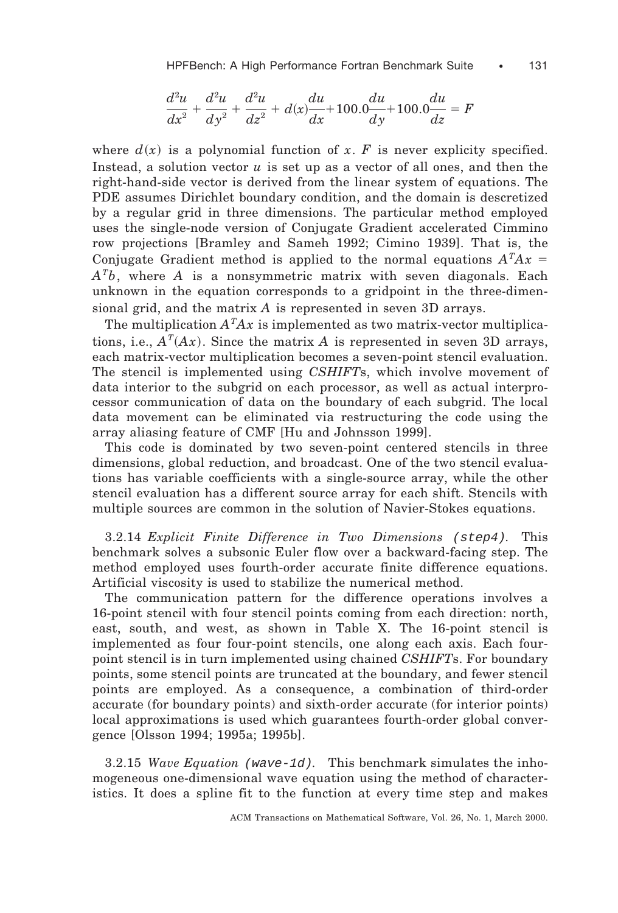$$\frac{d^2u}{dx^2} + \frac{d^2u}{dy^2} + \frac{d^2u}{dz^2} + d(x)\frac{du}{dx} + 100.0\frac{du}{dy} + 100.0\frac{du}{dz} = F$$

where $d(x)$ is a polynomial function of $x$. $F$ is never explicity specified. Instead, a solution vector $u$ is set up as a vector of all ones, and then the right-hand-side vector is derived from the linear system of equations. The PDE assumes Dirichlet boundary condition, and the domain is descretized by a regular grid in three dimensions. The particular method employed uses the single-node version of Conjugate Gradient accelerated Cimmino row projections [Bramley and Sameh 1992; Cimino 1939]. That is, the Conjugate Gradient method is applied to the normal equations $A^TAx = A^Tb$, where $A$ is a nonsymmetric matrix with seven diagonals. Each unknown in the equation corresponds to a gridpoint in the three-dimensional grid, and the matrix $A$ is represented in seven 3D arrays.

The multiplication $A^TAx$ is implemented as two matrix-vector multiplications, i.e., $A^T(Ax)$. Since the matrix $A$ is represented in seven 3D arrays, each matrix-vector multiplication becomes a seven-point stencil evaluation. The stencil is implemented using *CSHIFT*s, which involve movement of data interior to the subgrid on each processor, as well as actual interprocessor communication of data on the boundary of each subgrid. The local data movement can be eliminated via restructuring the code using the array aliasing feature of CMF [Hu and Johnsson 1999].

This code is dominated by two seven-point centered stencils in three dimensions, global reduction, and broadcast. One of the two stencil evaluations has variable coefficients with a single-source array, while the other stencil evaluation has a different source array for each shift. Stencils with multiple sources are common in the solution of Navier-Stokes equations.

3.2.14 *Explicit Finite Difference in Two Dimensions* (`step4`). This benchmark solves a subsonic Euler flow over a backward-facing step. The method employed uses fourth-order accurate finite difference equations. Artificial viscosity is used to stabilize the numerical method.

The communication pattern for the difference operations involves a 16-point stencil with four stencil points coming from each direction: north, east, south, and west, as shown in Table X. The 16-point stencil is implemented as four four-point stencils, one along each axis. Each four-point stencil is in turn implemented using chained *CSHIFT*s. For boundary points, some stencil points are truncated at the boundary, and fewer stencil points are employed. As a consequence, a combination of third-order accurate (for boundary points) and sixth-order accurate (for interior points) local approximations is used which guarantees fourth-order global convergence [Olsson 1994; 1995a; 1995b].

3.2.15 *Wave Equation* (`wave-1d`). This benchmark simulates the inhomogeneous one-dimensional wave equation using the method of characteristics. It does a spline fit to the function at every time step and makes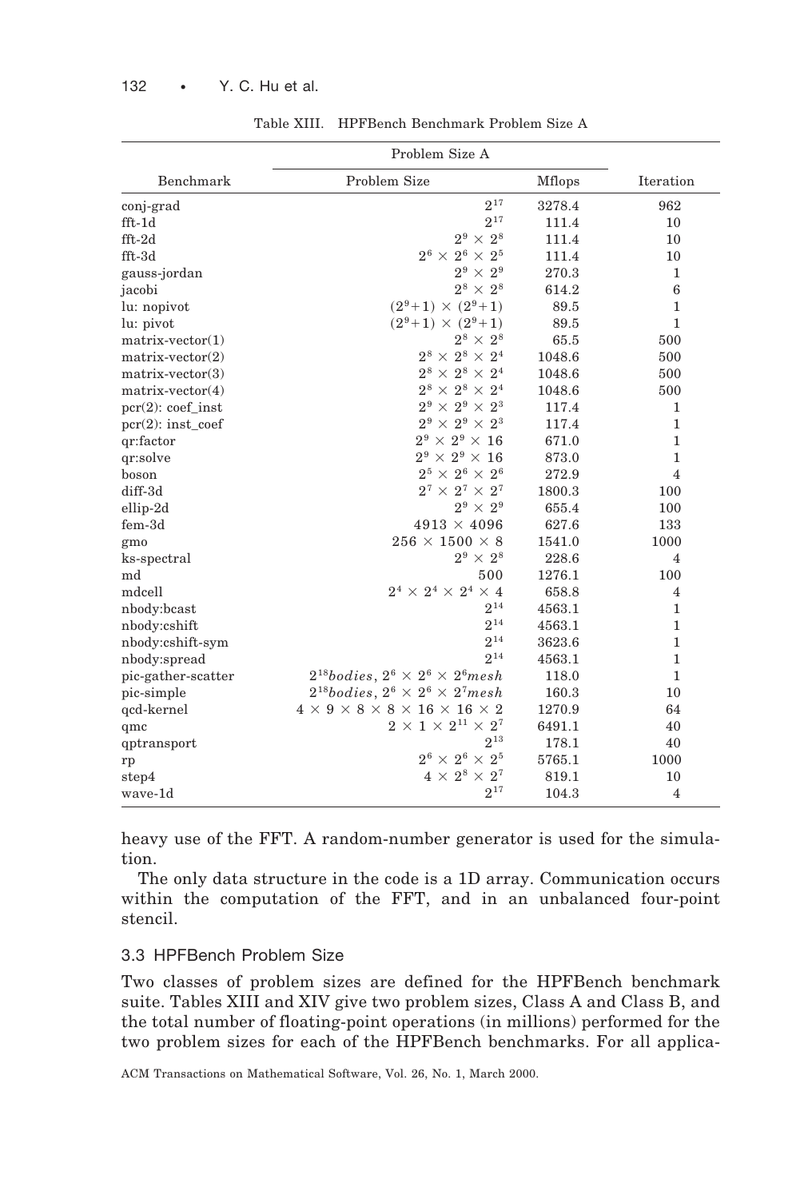Table XIII. HPFBench Benchmark Problem Size A

| Benchmark | Problem Size A | | Iteration |
|---|---|---|---|
| | Problem Size | Mflops | |
| conj-grad | $2^{17}$ | 3278.4 | 962 |
| fft-1d | $2^{17}$ | 111.4 | 10 |
| fft-2d | $2^9 \times 2^8$ | 111.4 | 10 |
| fft-3d | $2^6 \times 2^6 \times 2^5$ | 111.4 | 10 |
| gauss-jordan | $2^9 \times 2^9$ | 270.3 | 1 |
| jacobi | $2^8 \times 2^8$ | 614.2 | 6 |
| lu: nopivot | $(2^9{+}1) \times (2^9{+}1)$ | 89.5 | 1 |
| lu: pivot | $(2^9{+}1) \times (2^9{+}1)$ | 89.5 | 1 |
| matrix-vector(1) | $2^8 \times 2^8$ | 65.5 | 500 |
| matrix-vector(2) | $2^8 \times 2^8 \times 2^4$ | 1048.6 | 500 |
| matrix-vector(3) | $2^8 \times 2^8 \times 2^4$ | 1048.6 | 500 |
| matrix-vector(4) | $2^8 \times 2^8 \times 2^4$ | 1048.6 | 500 |
| pcr(2): coef_inst | $2^9 \times 2^9 \times 2^3$ | 117.4 | 1 |
| pcr(2): inst_coef | $2^9 \times 2^9 \times 2^3$ | 117.4 | 1 |
| qr:factor | $2^9 \times 2^9 \times 16$ | 671.0 | 1 |
| qr:solve | $2^9 \times 2^9 \times 16$ | 873.0 | 1 |
| boson | $2^5 \times 2^6 \times 2^6$ | 272.9 | 4 |
| diff-3d | $2^7 \times 2^7 \times 2^7$ | 1800.3 | 100 |
| ellip-2d | $2^9 \times 2^9$ | 655.4 | 100 |
| fem-3d | $4913 \times 4096$ | 627.6 | 133 |
| gmo | $256 \times 1500 \times 8$ | 1541.0 | 1000 |
| ks-spectral | $2^9 \times 2^8$ | 228.6 | 4 |
| md | 500 | 1276.1 | 100 |
| mdcell | $2^4 \times 2^4 \times 2^4 \times 4$ | 658.8 | 4 |
| nbody:bcast | $2^{14}$ | 4563.1 | 1 |
| nbody:cshift | $2^{14}$ | 4563.1 | 1 |
| nbody:cshift-sym | $2^{14}$ | 3623.6 | 1 |
| nbody:spread | $2^{14}$ | 4563.1 | 1 |
| pic-gather-scatter | $2^{18} bodies,\ 2^6 \times 2^6 \times 2^6 mesh$ | 118.0 | 1 |
| pic-simple | $2^{18} bodies,\ 2^6 \times 2^6 \times 2^7 mesh$ | 160.3 | 10 |
| qcd-kernel | $4 \times 9 \times 8 \times 8 \times 16 \times 16 \times 2$ | 1270.9 | 64 |
| qmc | $2 \times 1 \times 2^{11} \times 2^7$ | 6491.1 | 40 |
| qptransport | $2^{13}$ | 178.1 | 40 |
| rp | $2^6 \times 2^6 \times 2^5$ | 5765.1 | 1000 |
| step4 | $4 \times 2^8 \times 2^7$ | 819.1 | 10 |
| wave-1d | $2^{17}$ | 104.3 | 4 |

heavy use of the FFT. A random-number generator is used for the simulation.

The only data structure in the code is a 1D array. Communication occurs within the computation of the FFT, and in an unbalanced four-point stencil.

### 3.3 HPFBench Problem Size

Two classes of problem sizes are defined for the HPFBench benchmark suite. Tables XIII and XIV give two problem sizes, Class A and Class B, and the total number of floating-point operations (in millions) performed for the two problem sizes for each of the HPFBench benchmarks. For all applica-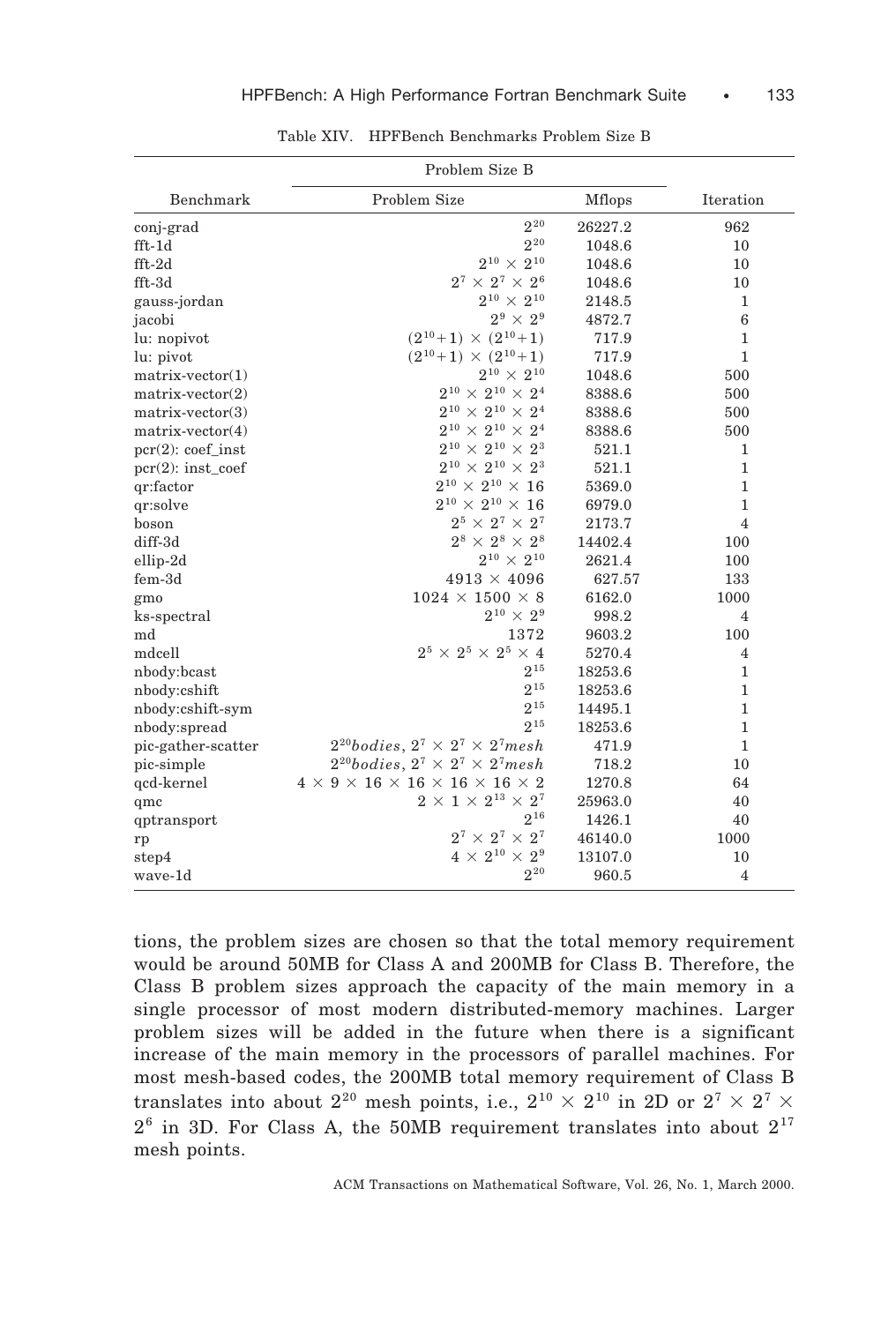Table XIV. HPFBench Benchmarks Problem Size B

| Benchmark | Problem Size B | | Iteration |
|---|---|---|---|
| | Problem Size | Mflops | |
| conj-grad | $2^{20}$ | 26227.2 | 962 |
| fft-1d | $2^{20}$ | 1048.6 | 10 |
| fft-2d | $2^{10} \times 2^{10}$ | 1048.6 | 10 |
| fft-3d | $2^7 \times 2^7 \times 2^6$ | 1048.6 | 10 |
| gauss-jordan | $2^{10} \times 2^{10}$ | 2148.5 | 1 |
| jacobi | $2^9 \times 2^9$ | 4872.7 | 6 |
| lu: nopivot | $(2^{10}+1) \times (2^{10}+1)$ | 717.9 | 1 |
| lu: pivot | $(2^{10}+1) \times (2^{10}+1)$ | 717.9 | 1 |
| matrix-vector(1) | $2^{10} \times 2^{10}$ | 1048.6 | 500 |
| matrix-vector(2) | $2^{10} \times 2^{10} \times 2^4$ | 8388.6 | 500 |
| matrix-vector(3) | $2^{10} \times 2^{10} \times 2^4$ | 8388.6 | 500 |
| matrix-vector(4) | $2^{10} \times 2^{10} \times 2^4$ | 8388.6 | 500 |
| pcr(2): coef_inst | $2^{10} \times 2^{10} \times 2^3$ | 521.1 | 1 |
| pcr(2): inst_coef | $2^{10} \times 2^{10} \times 2^3$ | 521.1 | 1 |
| qr:factor | $2^{10} \times 2^{10} \times 16$ | 5369.0 | 1 |
| qr:solve | $2^{10} \times 2^{10} \times 16$ | 6979.0 | 1 |
| boson | $2^5 \times 2^7 \times 2^7$ | 2173.7 | 4 |
| diff-3d | $2^8 \times 2^8 \times 2^8$ | 14402.4 | 100 |
| ellip-2d | $2^{10} \times 2^{10}$ | 2621.4 | 100 |
| fem-3d | $4913 \times 4096$ | 627.57 | 133 |
| gmo | $1024 \times 1500 \times 8$ | 6162.0 | 1000 |
| ks-spectral | $2^{10} \times 2^9$ | 998.2 | 4 |
| md | 1372 | 9603.2 | 100 |
| mdcell | $2^5 \times 2^5 \times 2^5 \times 4$ | 5270.4 | 4 |
| nbody:bcast | $2^{15}$ | 18253.6 | 1 |
| nbody:cshift | $2^{15}$ | 18253.6 | 1 |
| nbody:cshift-sym | $2^{15}$ | 14495.1 | 1 |
| nbody:spread | $2^{15}$ | 18253.6 | 1 |
| pic-gather-scatter | $2^{20} bodies$, $2^7 \times 2^7 \times 2^7 mesh$ | 471.9 | 1 |
| pic-simple | $2^{20} bodies$, $2^7 \times 2^7 \times 2^7 mesh$ | 718.2 | 10 |
| qcd-kernel | $4 \times 9 \times 16 \times 16 \times 16 \times 16 \times 2$ | 1270.8 | 64 |
| qmc | $2 \times 1 \times 2^{13} \times 2^7$ | 25963.0 | 40 |
| qptransport | $2^{16}$ | 1426.1 | 40 |
| rp | $2^7 \times 2^7 \times 2^7$ | 46140.0 | 1000 |
| step4 | $4 \times 2^{10} \times 2^9$ | 13107.0 | 10 |
| wave-1d | $2^{20}$ | 960.5 | 4 |

tions, the problem sizes are chosen so that the total memory requirement would be around 50MB for Class A and 200MB for Class B. Therefore, the Class B problem sizes approach the capacity of the main memory in a single processor of most modern distributed-memory machines. Larger problem sizes will be added in the future when there is a significant increase of the main memory in the processors of parallel machines. For most mesh-based codes, the 200MB total memory requirement of Class B translates into about $2^{20}$ mesh points, i.e., $2^{10} \times 2^{10}$ in 2D or $2^7 \times 2^7 \times 2^6$ in 3D. For Class A, the 50MB requirement translates into about $2^{17}$ mesh points.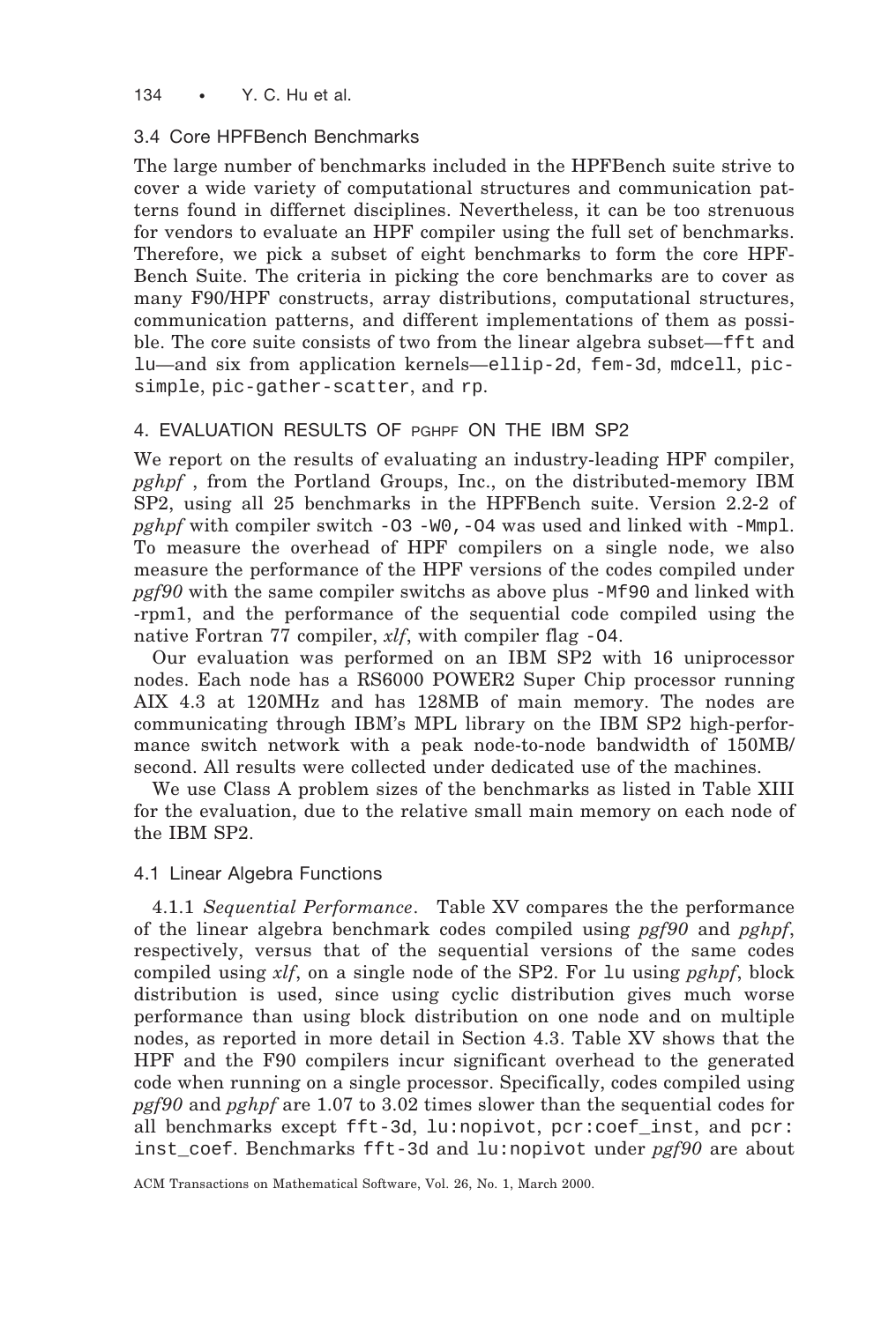### 3.4 Core HPFBench Benchmarks

The large number of benchmarks included in the HPFBench suite strive to cover a wide variety of computational structures and communication patterns found in differnet disciplines. Nevertheless, it can be too strenuous for vendors to evaluate an HPF compiler using the full set of benchmarks. Therefore, we pick a subset of eight benchmarks to form the core HPF-Bench Suite. The criteria in picking the core benchmarks are to cover as many F90/HPF constructs, array distributions, computational structures, communication patterns, and different implementations of them as possible. The core suite consists of two from the linear algebra subset—`fft` and `lu`—and six from application kernels—`ellip-2d`, `fem-3d`, `mdcell`, `pic-simple`, `pic-gather-scatter`, and `rp`.

## 4. EVALUATION RESULTS OF PGHPF ON THE IBM SP2

We report on the results of evaluating an industry-leading HPF compiler, *pghpf* , from the Portland Groups, Inc., on the distributed-memory IBM SP2, using all 25 benchmarks in the HPFBench suite. Version 2.2-2 of *pghpf* with compiler switch `-O3 -W0,-O4` was used and linked with `-Mmpl`. To measure the overhead of HPF compilers on a single node, we also measure the performance of the HPF versions of the codes compiled under *pgf90* with the same compiler switchs as above plus `-Mf90` and linked with -rpm1, and the performance of the sequential code compiled using the native Fortran 77 compiler, *xlf*, with compiler flag `-O4`.

Our evaluation was performed on an IBM SP2 with 16 uniprocessor nodes. Each node has a RS6000 POWER2 Super Chip processor running AIX 4.3 at 120MHz and has 128MB of main memory. The nodes are communicating through IBM's MPL library on the IBM SP2 high-performance switch network with a peak node-to-node bandwidth of 150MB/second. All results were collected under dedicated use of the machines.

We use Class A problem sizes of the benchmarks as listed in Table XIII for the evaluation, due to the relative small main memory on each node of the IBM SP2.

### 4.1 Linear Algebra Functions

4.1.1 *Sequential Performance*. Table XV compares the the performance of the linear algebra benchmark codes compiled using *pgf90* and *pghpf*, respectively, versus that of the sequential versions of the same codes compiled using *xlf*, on a single node of the SP2. For `lu` using *pghpf*, block distribution is used, since using cyclic distribution gives much worse performance than using block distribution on one node and on multiple nodes, as reported in more detail in Section 4.3. Table XV shows that the HPF and the F90 compilers incur significant overhead to the generated code when running on a single processor. Specifically, codes compiled using *pgf90* and *pghpf* are 1.07 to 3.02 times slower than the sequential codes for all benchmarks except `fft-3d`, `lu:nopivot`, `pcr:coef_inst`, and `pcr:inst_coef`. Benchmarks `fft-3d` and `lu:nopivot` under *pgf90* are about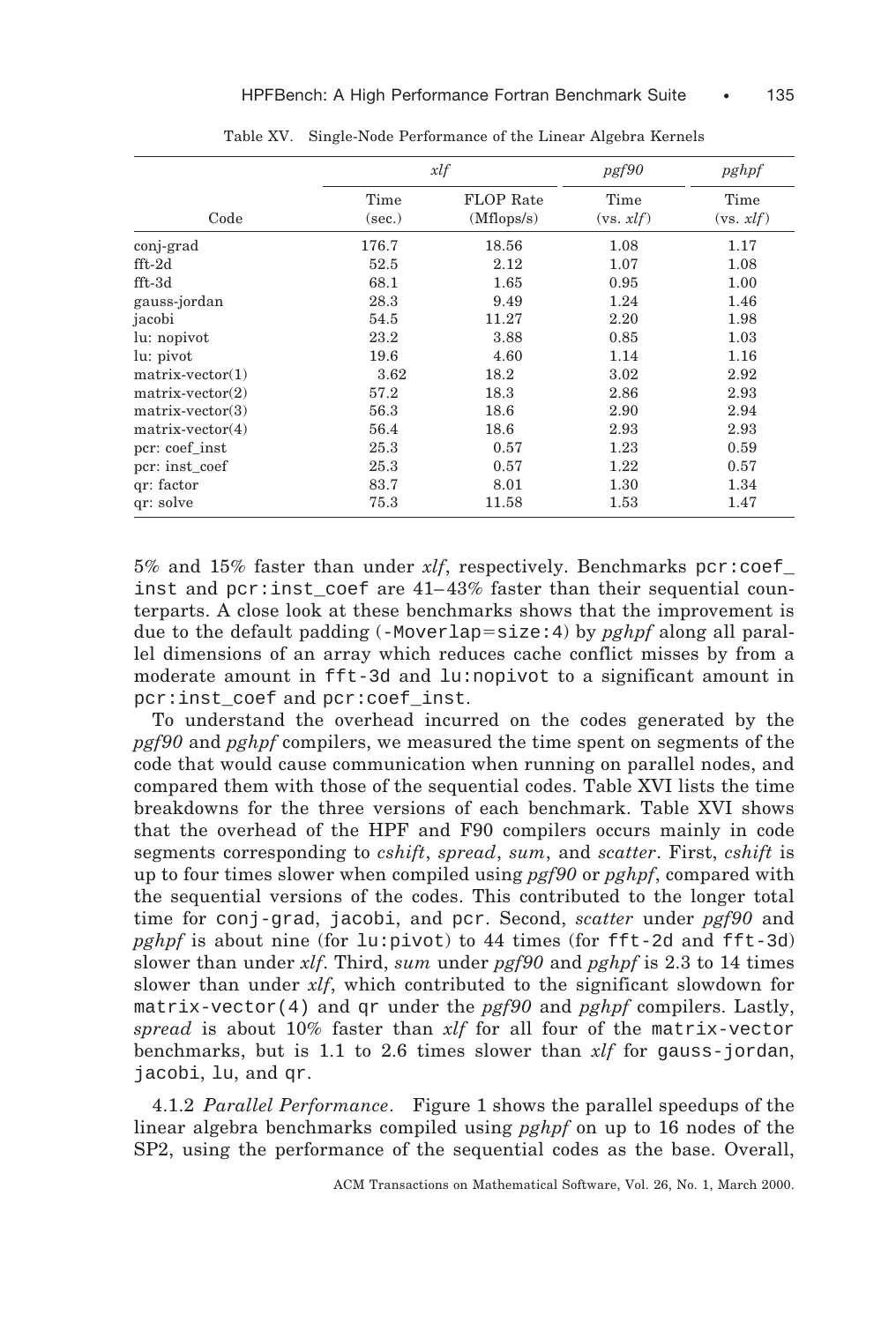Table XV. Single-Node Performance of the Linear Algebra Kernels

| Code | *xlf* | | *pgf90* | *pghpf* |
|---|---|---|---|---|
| | Time (sec.) | FLOP Rate (Mflops/s) | Time (vs. *xlf*) | Time (vs. *xlf*) |
| conj-grad | 176.7 | 18.56 | 1.08 | 1.17 |
| fft-2d | 52.5 | 2.12 | 1.07 | 1.08 |
| fft-3d | 68.1 | 1.65 | 0.95 | 1.00 |
| gauss-jordan | 28.3 | 9.49 | 1.24 | 1.46 |
| jacobi | 54.5 | 11.27 | 2.20 | 1.98 |
| lu: nopivot | 23.2 | 3.88 | 0.85 | 1.03 |
| lu: pivot | 19.6 | 4.60 | 1.14 | 1.16 |
| matrix-vector(1) | 3.62 | 18.2 | 3.02 | 2.92 |
| matrix-vector(2) | 57.2 | 18.3 | 2.86 | 2.93 |
| matrix-vector(3) | 56.3 | 18.6 | 2.90 | 2.94 |
| matrix-vector(4) | 56.4 | 18.6 | 2.93 | 2.93 |
| pcr: coef_inst | 25.3 | 0.57 | 1.23 | 0.59 |
| pcr: inst_coef | 25.3 | 0.57 | 1.22 | 0.57 |
| qr: factor | 83.7 | 8.01 | 1.30 | 1.34 |
| qr: solve | 75.3 | 11.58 | 1.53 | 1.47 |

5% and 15% faster than under *xlf*, respectively. Benchmarks `pcr:coef_inst` and `pcr:inst_coef` are 41–43% faster than their sequential counterparts. A close look at these benchmarks shows that the improvement is due to the default padding (`-Moverlap=size:4`) by *pghpf* along all parallel dimensions of an array which reduces cache conflict misses by from a moderate amount in `fft-3d` and `lu:nopivot` to a significant amount in `pcr:inst_coef` and `pcr:coef_inst`.

To understand the overhead incurred on the codes generated by the *pgf90* and *pghpf* compilers, we measured the time spent on segments of the code that would cause communication when running on parallel nodes, and compared them with those of the sequential codes. Table XVI lists the time breakdowns for the three versions of each benchmark. Table XVI shows that the overhead of the HPF and F90 compilers occurs mainly in code segments corresponding to *cshift*, *spread*, *sum*, and *scatter*. First, *cshift* is up to four times slower when compiled using *pgf90* or *pghpf*, compared with the sequential versions of the codes. This contributed to the longer total time for `conj-grad`, `jacobi`, and `pcr`. Second, *scatter* under *pgf90* and *pghpf* is about nine (for `lu:pivot`) to 44 times (for `fft-2d` and `fft-3d`) slower than under *xlf*. Third, *sum* under *pgf90* and *pghpf* is 2.3 to 14 times slower than under *xlf*, which contributed to the significant slowdown for `matrix-vector(4)` and `qr` under the *pgf90* and *pghpf* compilers. Lastly, *spread* is about 10% faster than *xlf* for all four of the `matrix-vector` benchmarks, but is 1.1 to 2.6 times slower than *xlf* for `gauss-jordan`, `jacobi`, `lu`, and `qr`.

4.1.2 *Parallel Performance*. Figure 1 shows the parallel speedups of the linear algebra benchmarks compiled using *pghpf* on up to 16 nodes of the SP2, using the performance of the sequential codes as the base. Overall,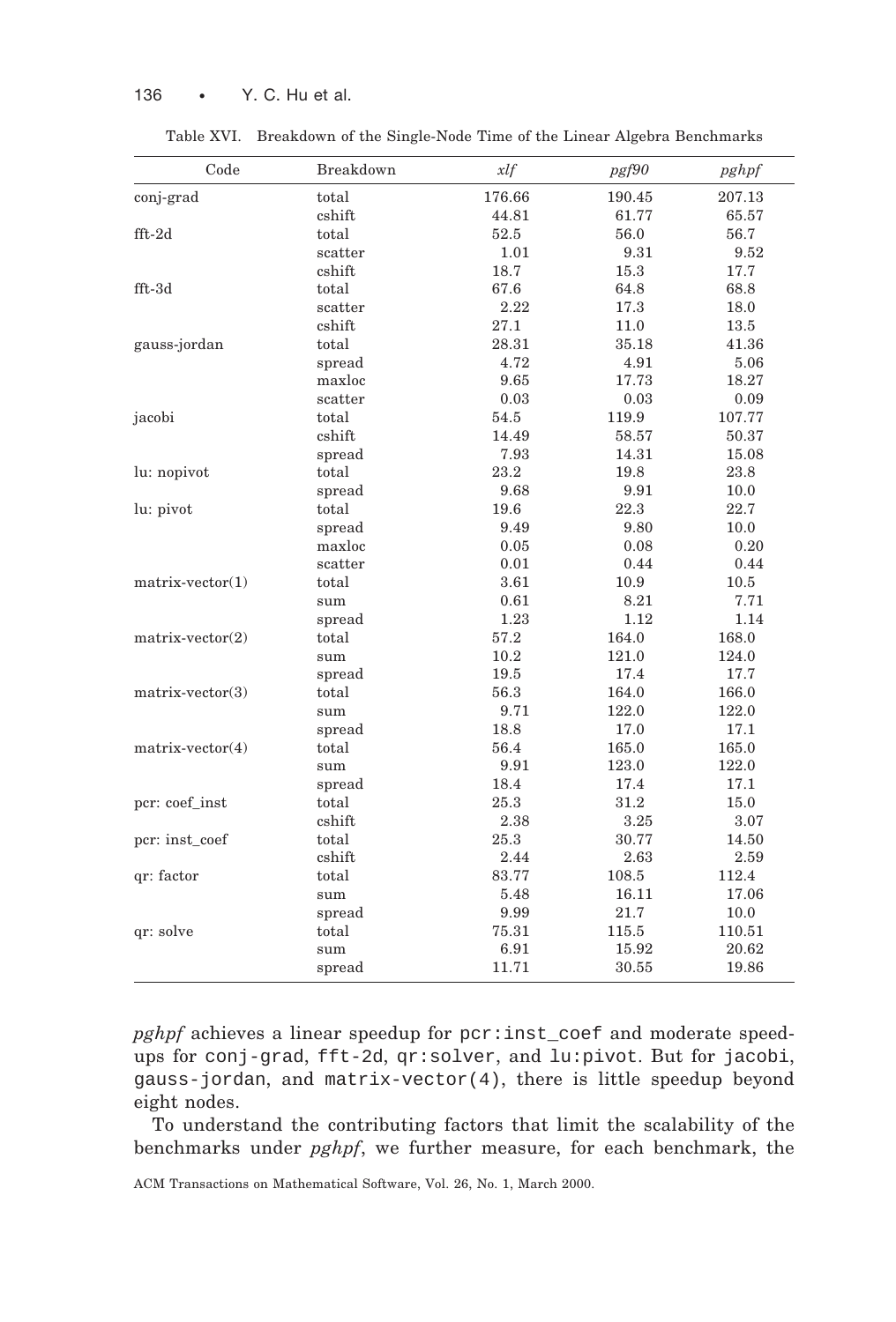Table XVI. Breakdown of the Single-Node Time of the Linear Algebra Benchmarks

| Code | Breakdown | *xlf* | *pgf90* | *pghpf* |
|---|---|---|---|---|
| conj-grad | total | 176.66 | 190.45 | 207.13 |
| | cshift | 44.81 | 61.77 | 65.57 |
| fft-2d | total | 52.5 | 56.0 | 56.7 |
| | scatter | 1.01 | 9.31 | 9.52 |
| | cshift | 18.7 | 15.3 | 17.7 |
| fft-3d | total | 67.6 | 64.8 | 68.8 |
| | scatter | 2.22 | 17.3 | 18.0 |
| | cshift | 27.1 | 11.0 | 13.5 |
| gauss-jordan | total | 28.31 | 35.18 | 41.36 |
| | spread | 4.72 | 4.91 | 5.06 |
| | maxloc | 9.65 | 17.73 | 18.27 |
| | scatter | 0.03 | 0.03 | 0.09 |
| jacobi | total | 54.5 | 119.9 | 107.77 |
| | cshift | 14.49 | 58.57 | 50.37 |
| | spread | 7.93 | 14.31 | 15.08 |
| lu: nopivot | total | 23.2 | 19.8 | 23.8 |
| | spread | 9.68 | 9.91 | 10.0 |
| lu: pivot | total | 19.6 | 22.3 | 22.7 |
| | spread | 9.49 | 9.80 | 10.0 |
| | maxloc | 0.05 | 0.08 | 0.20 |
| | scatter | 0.01 | 0.44 | 0.44 |
| matrix-vector(1) | total | 3.61 | 10.9 | 10.5 |
| | sum | 0.61 | 8.21 | 7.71 |
| | spread | 1.23 | 1.12 | 1.14 |
| matrix-vector(2) | total | 57.2 | 164.0 | 168.0 |
| | sum | 10.2 | 121.0 | 124.0 |
| | spread | 19.5 | 17.4 | 17.7 |
| matrix-vector(3) | total | 56.3 | 164.0 | 166.0 |
| | sum | 9.71 | 122.0 | 122.0 |
| | spread | 18.8 | 17.0 | 17.1 |
| matrix-vector(4) | total | 56.4 | 165.0 | 165.0 |
| | sum | 9.91 | 123.0 | 122.0 |
| | spread | 18.4 | 17.4 | 17.1 |
| pcr: coef_inst | total | 25.3 | 31.2 | 15.0 |
| | cshift | 2.38 | 3.25 | 3.07 |
| pcr: inst_coef | total | 25.3 | 30.77 | 14.50 |
| | cshift | 2.44 | 2.63 | 2.59 |
| qr: factor | total | 83.77 | 108.5 | 112.4 |
| | sum | 5.48 | 16.11 | 17.06 |
| | spread | 9.99 | 21.7 | 10.0 |
| qr: solve | total | 75.31 | 115.5 | 110.51 |
| | sum | 6.91 | 15.92 | 20.62 |
| | spread | 11.71 | 30.55 | 19.86 |

*pghpf* achieves a linear speedup for `pcr:inst_coef` and moderate speedups for `conj-grad`, `fft-2d`, `qr:solver`, and `lu:pivot`. But for `jacobi`, `gauss-jordan`, and `matrix-vector(4)`, there is little speedup beyond eight nodes.

To understand the contributing factors that limit the scalability of the benchmarks under *pghpf*, we further measure, for each benchmark, the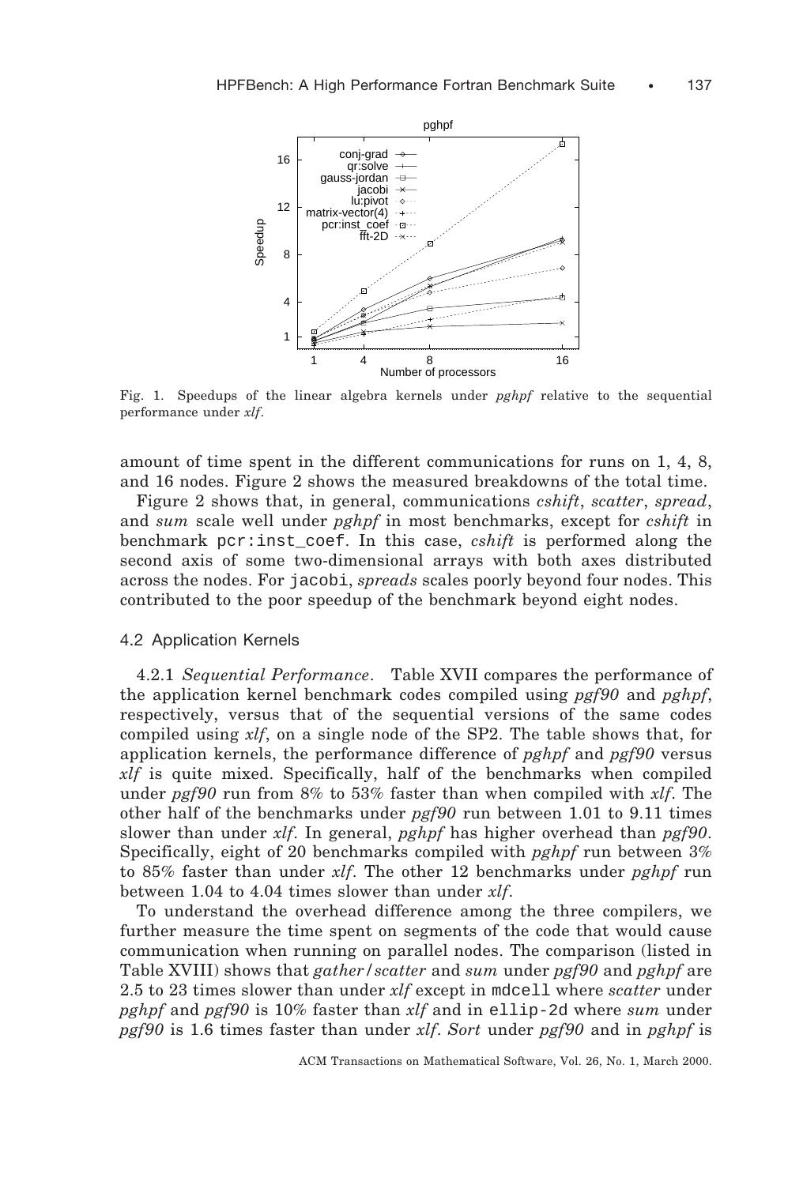Fig. 1. Speedups of the linear algebra kernels under *pghpf* relative to the sequential performance under *xlf*.

amount of time spent in the different communications for runs on 1, 4, 8, and 16 nodes. Figure 2 shows the measured breakdowns of the total time.

Figure 2 shows that, in general, communications *cshift*, *scatter*, *spread*, and *sum* scale well under *pghpf* in most benchmarks, except for *cshift* in benchmark `pcr:inst_coef`. In this case, *cshift* is performed along the second axis of some two-dimensional arrays with both axes distributed across the nodes. For `jacobi`, *spreads* scales poorly beyond four nodes. This contributed to the poor speedup of the benchmark beyond eight nodes.

### 4.2 Application Kernels

4.2.1 *Sequential Performance*. Table XVII compares the performance of the application kernel benchmark codes compiled using *pgf90* and *pghpf*, respectively, versus that of the sequential versions of the same codes compiled using *xlf*, on a single node of the SP2. The table shows that, for application kernels, the performance difference of *pghpf* and *pgf90* versus *xlf* is quite mixed. Specifically, half of the benchmarks when compiled under *pgf90* run from 8% to 53% faster than when compiled with *xlf*. The other half of the benchmarks under *pgf90* run between 1.01 to 9.11 times slower than under *xlf*. In general, *pghpf* has higher overhead than *pgf90*. Specifically, eight of 20 benchmarks compiled with *pghpf* run between 3% to 85% faster than under *xlf*. The other 12 benchmarks under *pghpf* run between 1.04 to 4.04 times slower than under *xlf*.

To understand the overhead difference among the three compilers, we further measure the time spent on segments of the code that would cause communication when running on parallel nodes. The comparison (listed in Table XVIII) shows that *gather*/*scatter* and *sum* under *pgf90* and *pghpf* are 2.5 to 23 times slower than under *xlf* except in `mdcell` where *scatter* under *pghpf* and *pgf90* is 10% faster than *xlf* and in `ellip-2d` where *sum* under *pgf90* is 1.6 times faster than under *xlf*. *Sort* under *pgf90* and in *pghpf* is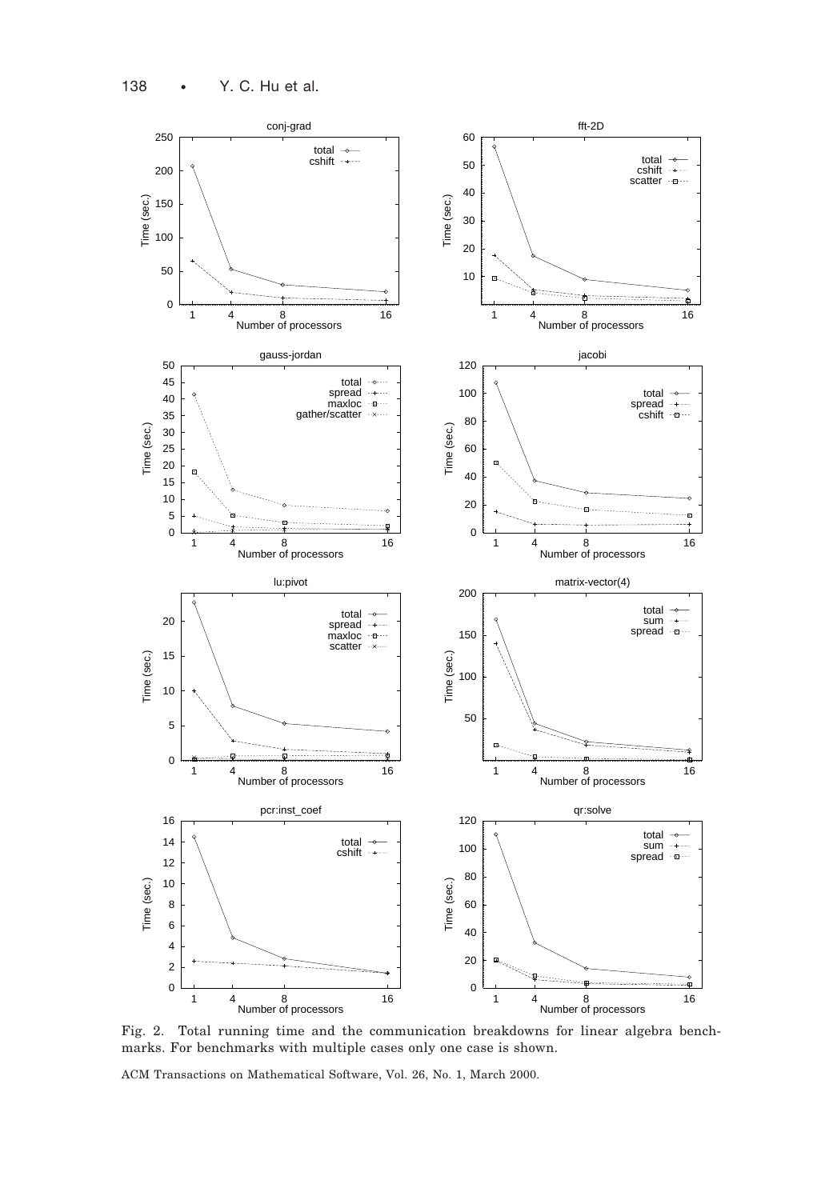Fig. 2. Total running time and the communication breakdowns for linear algebra benchmarks. For benchmarks with multiple cases only one case is shown.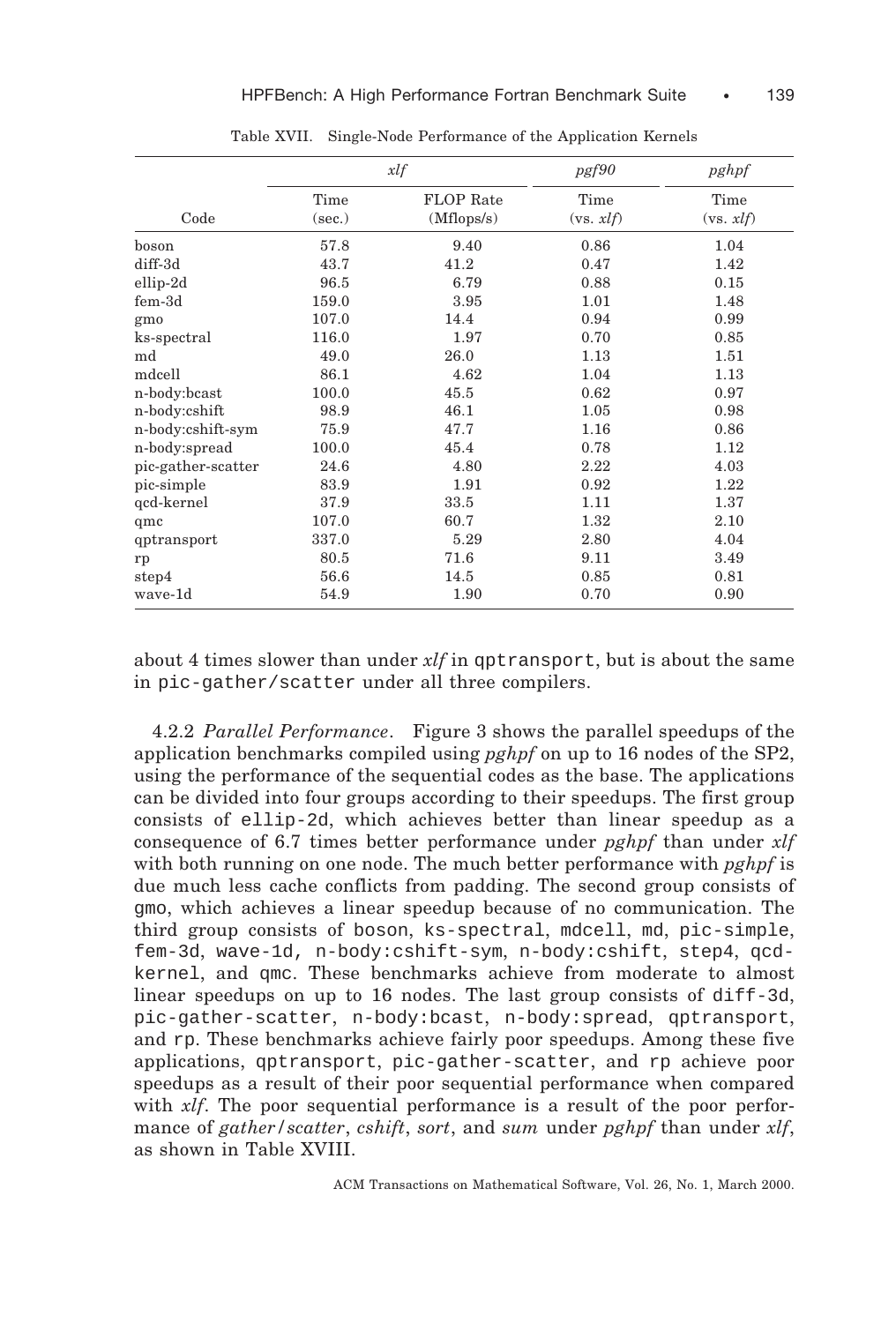Table XVII. Single-Node Performance of the Application Kernels

| | *xlf* | | *pgf90* | *pghpf* |
|---|---|---|---|---|
| Code | Time (sec.) | FLOP Rate (Mflops/s) | Time (vs. *xlf*) | Time (vs. *xlf*) |
| boson | 57.8 | 9.40 | 0.86 | 1.04 |
| diff-3d | 43.7 | 41.2 | 0.47 | 1.42 |
| ellip-2d | 96.5 | 6.79 | 0.88 | 0.15 |
| fem-3d | 159.0 | 3.95 | 1.01 | 1.48 |
| gmo | 107.0 | 14.4 | 0.94 | 0.99 |
| ks-spectral | 116.0 | 1.97 | 0.70 | 0.85 |
| md | 49.0 | 26.0 | 1.13 | 1.51 |
| mdcell | 86.1 | 4.62 | 1.04 | 1.13 |
| n-body:bcast | 100.0 | 45.5 | 0.62 | 0.97 |
| n-body:cshift | 98.9 | 46.1 | 1.05 | 0.98 |
| n-body:cshift-sym | 75.9 | 47.7 | 1.16 | 0.86 |
| n-body:spread | 100.0 | 45.4 | 0.78 | 1.12 |
| pic-gather-scatter | 24.6 | 4.80 | 2.22 | 4.03 |
| pic-simple | 83.9 | 1.91 | 0.92 | 1.22 |
| qcd-kernel | 37.9 | 33.5 | 1.11 | 1.37 |
| qmc | 107.0 | 60.7 | 1.32 | 2.10 |
| qptransport | 337.0 | 5.29 | 2.80 | 4.04 |
| rp | 80.5 | 71.6 | 9.11 | 3.49 |
| step4 | 56.6 | 14.5 | 0.85 | 0.81 |
| wave-1d | 54.9 | 1.90 | 0.70 | 0.90 |

about 4 times slower than under *xlf* in qptransport, but is about the same in pic-gather/scatter under all three compilers.

4.2.2 *Parallel Performance*. Figure 3 shows the parallel speedups of the application benchmarks compiled using *pghpf* on up to 16 nodes of the SP2, using the performance of the sequential codes as the base. The applications can be divided into four groups according to their speedups. The first group consists of ellip-2d, which achieves better than linear speedup as a consequence of 6.7 times better performance under *pghpf* than under *xlf* with both running on one node. The much better performance with *pghpf* is due much less cache conflicts from padding. The second group consists of gmo, which achieves a linear speedup because of no communication. The third group consists of boson, ks-spectral, mdcell, md, pic-simple, fem-3d, wave-1d, n-body:cshift-sym, n-body:cshift, step4, qcd-kernel, and qmc. These benchmarks achieve from moderate to almost linear speedups on up to 16 nodes. The last group consists of diff-3d, pic-gather-scatter, n-body:bcast, n-body:spread, qptransport, and rp. These benchmarks achieve fairly poor speedups. Among these five applications, qptransport, pic-gather-scatter, and rp achieve poor speedups as a result of their poor sequential performance when compared with *xlf*. The poor sequential performance is a result of the poor performance of *gather/scatter*, *cshift*, *sort*, and *sum* under *pghpf* than under *xlf*, as shown in Table XVIII.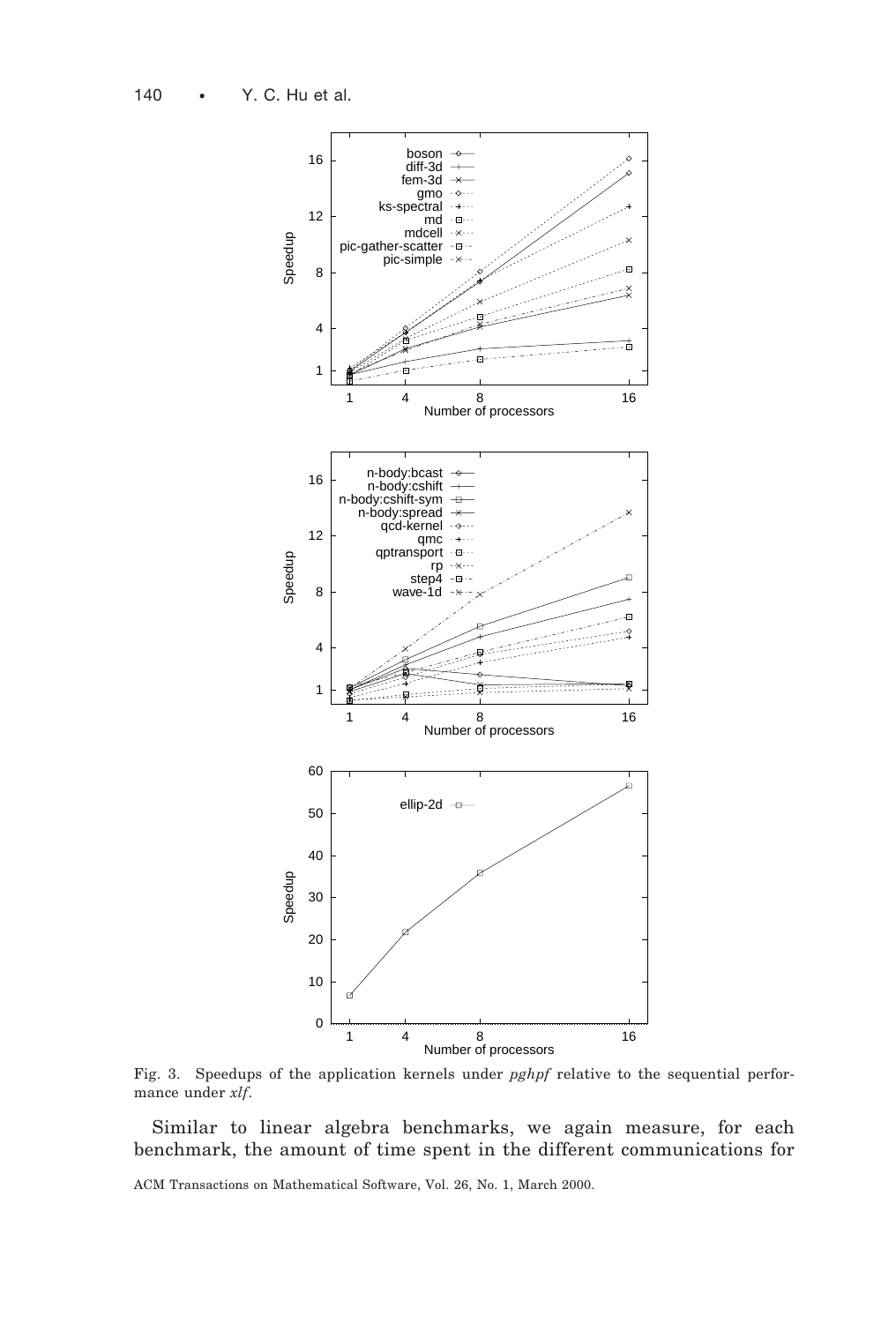Fig. 3. Speedups of the application kernels under *pghpf* relative to the sequential performance under *xlf*.

Similar to linear algebra benchmarks, we again measure, for each benchmark, the amount of time spent in the different communications for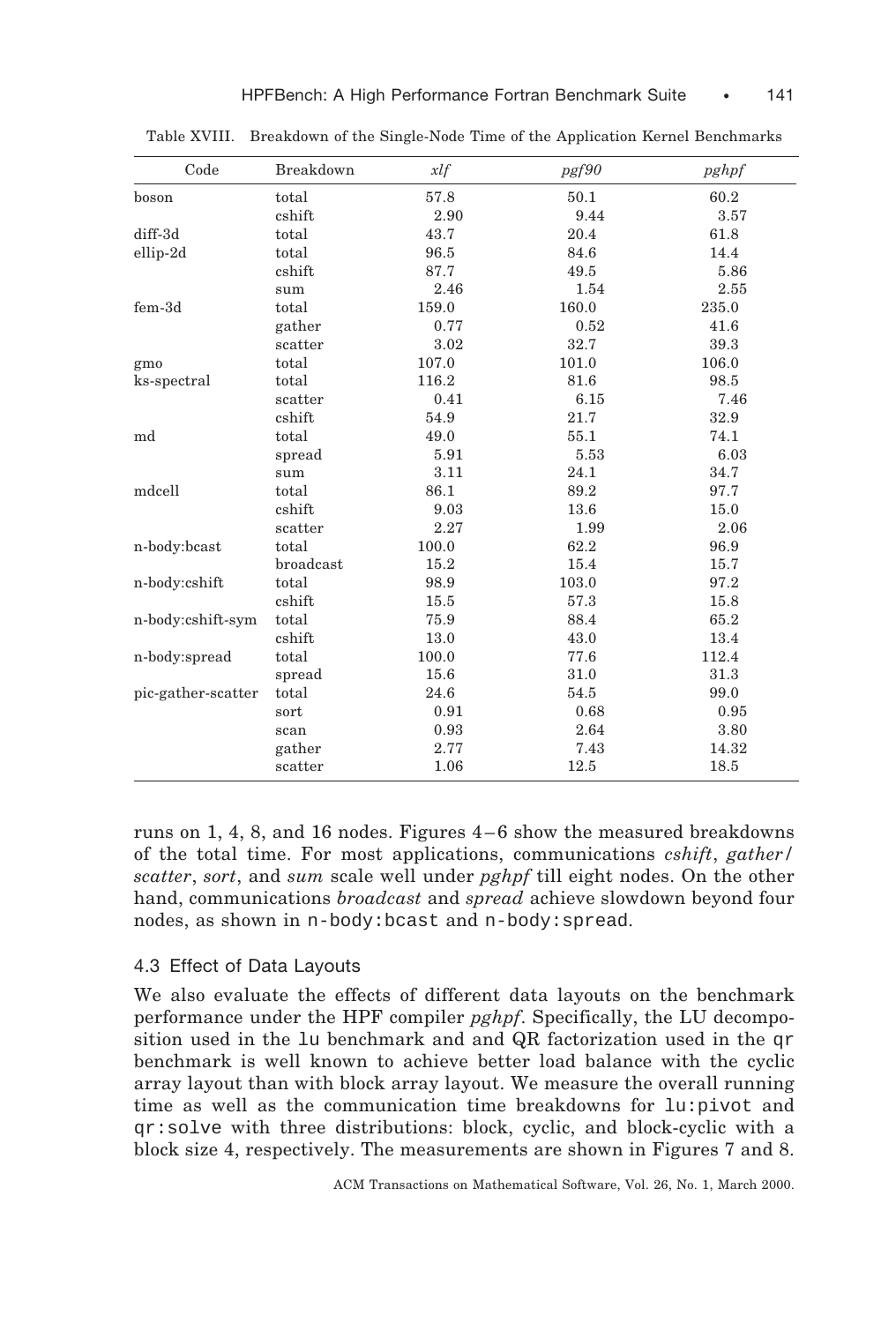Table XVIII. Breakdown of the Single-Node Time of the Application Kernel Benchmarks

| Code | Breakdown | *xlf* | *pgf90* | *pghpf* |
|---|---|---|---|---|
| boson | total | 57.8 | 50.1 | 60.2 |
| | cshift | 2.90 | 9.44 | 3.57 |
| diff-3d | total | 43.7 | 20.4 | 61.8 |
| ellip-2d | total | 96.5 | 84.6 | 14.4 |
| | cshift | 87.7 | 49.5 | 5.86 |
| | sum | 2.46 | 1.54 | 2.55 |
| fem-3d | total | 159.0 | 160.0 | 235.0 |
| | gather | 0.77 | 0.52 | 41.6 |
| | scatter | 3.02 | 32.7 | 39.3 |
| gmo | total | 107.0 | 101.0 | 106.0 |
| ks-spectral | total | 116.2 | 81.6 | 98.5 |
| | scatter | 0.41 | 6.15 | 7.46 |
| | cshift | 54.9 | 21.7 | 32.9 |
| md | total | 49.0 | 55.1 | 74.1 |
| | spread | 5.91 | 5.53 | 6.03 |
| | sum | 3.11 | 24.1 | 34.7 |
| mdcell | total | 86.1 | 89.2 | 97.7 |
| | cshift | 9.03 | 13.6 | 15.0 |
| | scatter | 2.27 | 1.99 | 2.06 |
| n-body:bcast | total | 100.0 | 62.2 | 96.9 |
| | broadcast | 15.2 | 15.4 | 15.7 |
| n-body:cshift | total | 98.9 | 103.0 | 97.2 |
| | cshift | 15.5 | 57.3 | 15.8 |
| n-body:cshift-sym | total | 75.9 | 88.4 | 65.2 |
| | cshift | 13.0 | 43.0 | 13.4 |
| n-body:spread | total | 100.0 | 77.6 | 112.4 |
| | spread | 15.6 | 31.0 | 31.3 |
| pic-gather-scatter | total | 24.6 | 54.5 | 99.0 |
| | sort | 0.91 | 0.68 | 0.95 |
| | scan | 0.93 | 2.64 | 3.80 |
| | gather | 2.77 | 7.43 | 14.32 |
| | scatter | 1.06 | 12.5 | 18.5 |

runs on 1, 4, 8, and 16 nodes. Figures 4–6 show the measured breakdowns of the total time. For most applications, communications *cshift*, *gather/scatter*, *sort*, and *sum* scale well under *pghpf* till eight nodes. On the other hand, communications *broadcast* and *spread* achieve slowdown beyond four nodes, as shown in `n-body:bcast` and `n-body:spread`.

### 4.3 Effect of Data Layouts

We also evaluate the effects of different data layouts on the benchmark performance under the HPF compiler *pghpf*. Specifically, the LU decomposition used in the `lu` benchmark and and QR factorization used in the `qr` benchmark is well known to achieve better load balance with the cyclic array layout than with block array layout. We measure the overall running time as well as the communication time breakdowns for `lu:pivot` and `qr:solve` with three distributions: block, cyclic, and block-cyclic with a block size 4, respectively. The measurements are shown in Figures 7 and 8.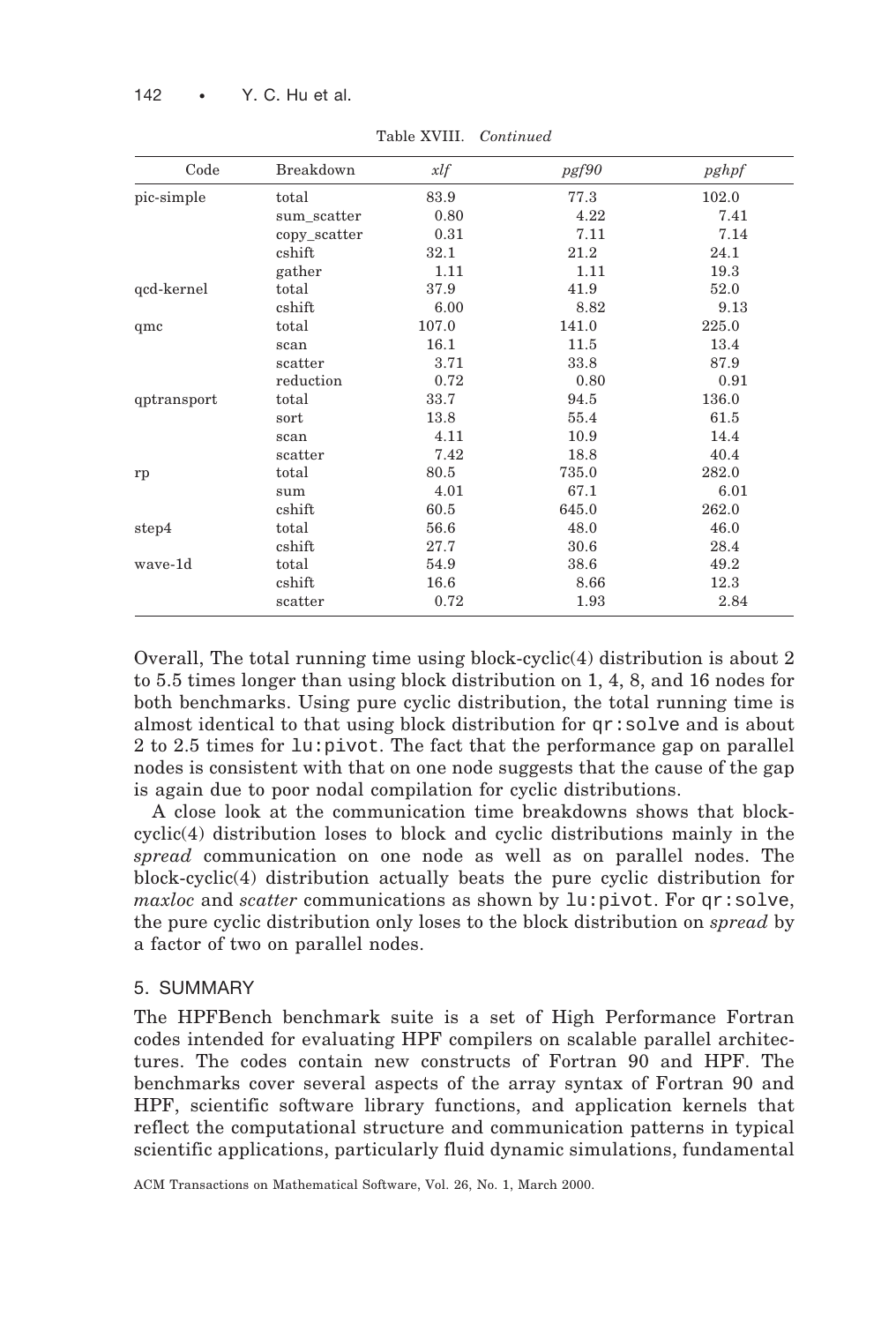Table XVIII. *Continued*

| Code | Breakdown | *xlf* | *pgf90* | *pghpf* |
|---|---|---|---|---|
| pic-simple | total | 83.9 | 77.3 | 102.0 |
| | sum_scatter | 0.80 | 4.22 | 7.41 |
| | copy_scatter | 0.31 | 7.11 | 7.14 |
| | cshift | 32.1 | 21.2 | 24.1 |
| | gather | 1.11 | 1.11 | 19.3 |
| qcd-kernel | total | 37.9 | 41.9 | 52.0 |
| | cshift | 6.00 | 8.82 | 9.13 |
| qmc | total | 107.0 | 141.0 | 225.0 |
| | scan | 16.1 | 11.5 | 13.4 |
| | scatter | 3.71 | 33.8 | 87.9 |
| | reduction | 0.72 | 0.80 | 0.91 |
| qptransport | total | 33.7 | 94.5 | 136.0 |
| | sort | 13.8 | 55.4 | 61.5 |
| | scan | 4.11 | 10.9 | 14.4 |
| | scatter | 7.42 | 18.8 | 40.4 |
| rp | total | 80.5 | 735.0 | 282.0 |
| | sum | 4.01 | 67.1 | 6.01 |
| | cshift | 60.5 | 645.0 | 262.0 |
| step4 | total | 56.6 | 48.0 | 46.0 |
| | cshift | 27.7 | 30.6 | 28.4 |
| wave-1d | total | 54.9 | 38.6 | 49.2 |
| | cshift | 16.6 | 8.66 | 12.3 |
| | scatter | 0.72 | 1.93 | 2.84 |

Overall, The total running time using block-cyclic(4) distribution is about 2 to 5.5 times longer than using block distribution on 1, 4, 8, and 16 nodes for both benchmarks. Using pure cyclic distribution, the total running time is almost identical to that using block distribution for `qr:solve` and is about 2 to 2.5 times for `lu:pivot`. The fact that the performance gap on parallel nodes is consistent with that on one node suggests that the cause of the gap is again due to poor nodal compilation for cyclic distributions.

A close look at the communication time breakdowns shows that block-cyclic(4) distribution loses to block and cyclic distributions mainly in the *spread* communication on one node as well as on parallel nodes. The block-cyclic(4) distribution actually beats the pure cyclic distribution for *maxloc* and *scatter* communications as shown by `lu:pivot`. For `qr:solve`, the pure cyclic distribution only loses to the block distribution on *spread* by a factor of two on parallel nodes.

## 5. SUMMARY

The HPFBench benchmark suite is a set of High Performance Fortran codes intended for evaluating HPF compilers on scalable parallel architectures. The codes contain new constructs of Fortran 90 and HPF. The benchmarks cover several aspects of the array syntax of Fortran 90 and HPF, scientific software library functions, and application kernels that reflect the computational structure and communication patterns in typical scientific applications, particularly fluid dynamic simulations, fundamental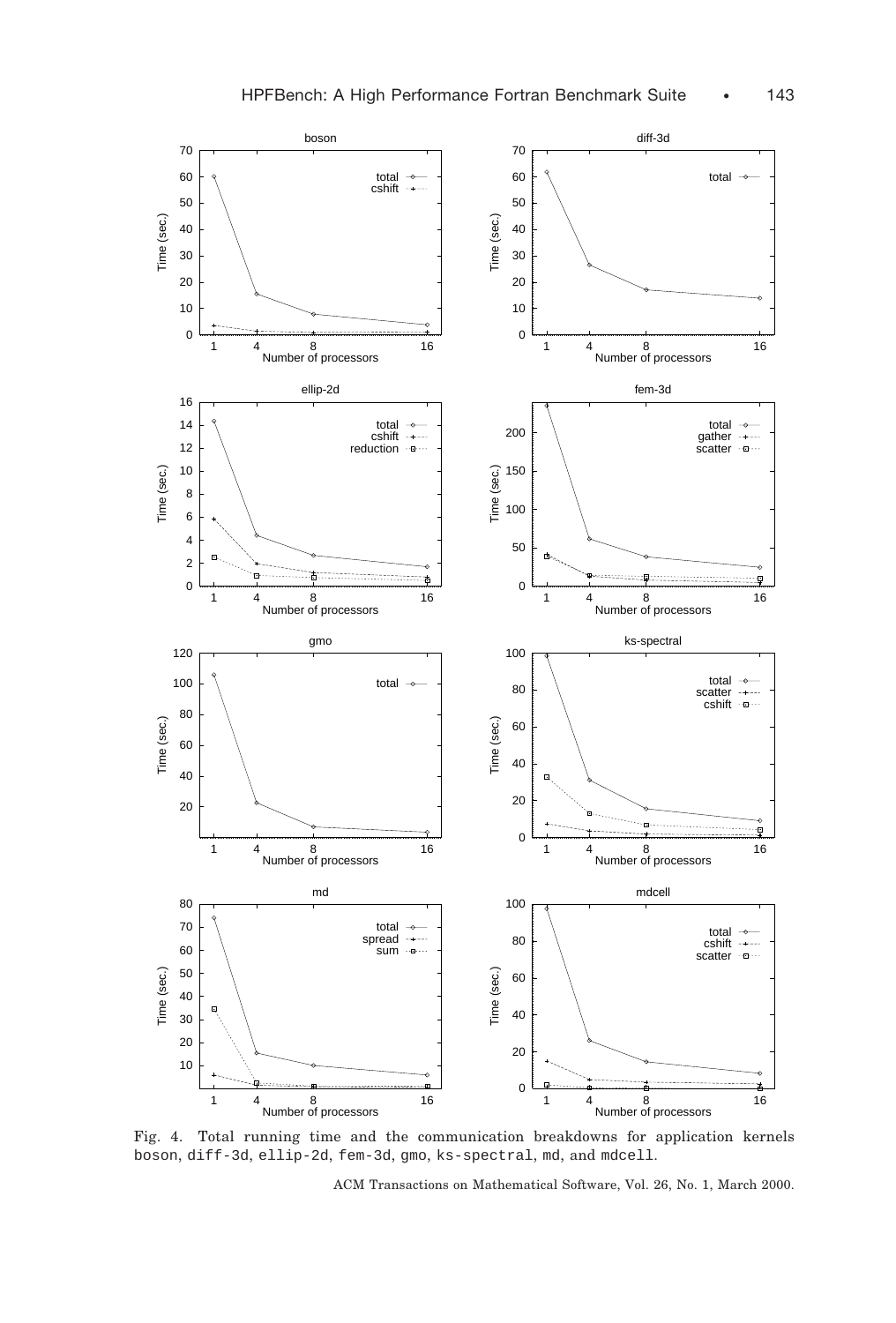Fig. 4. Total running time and the communication breakdowns for application kernels boson, diff-3d, ellip-2d, fem-3d, gmo, ks-spectral, md, and mdcell.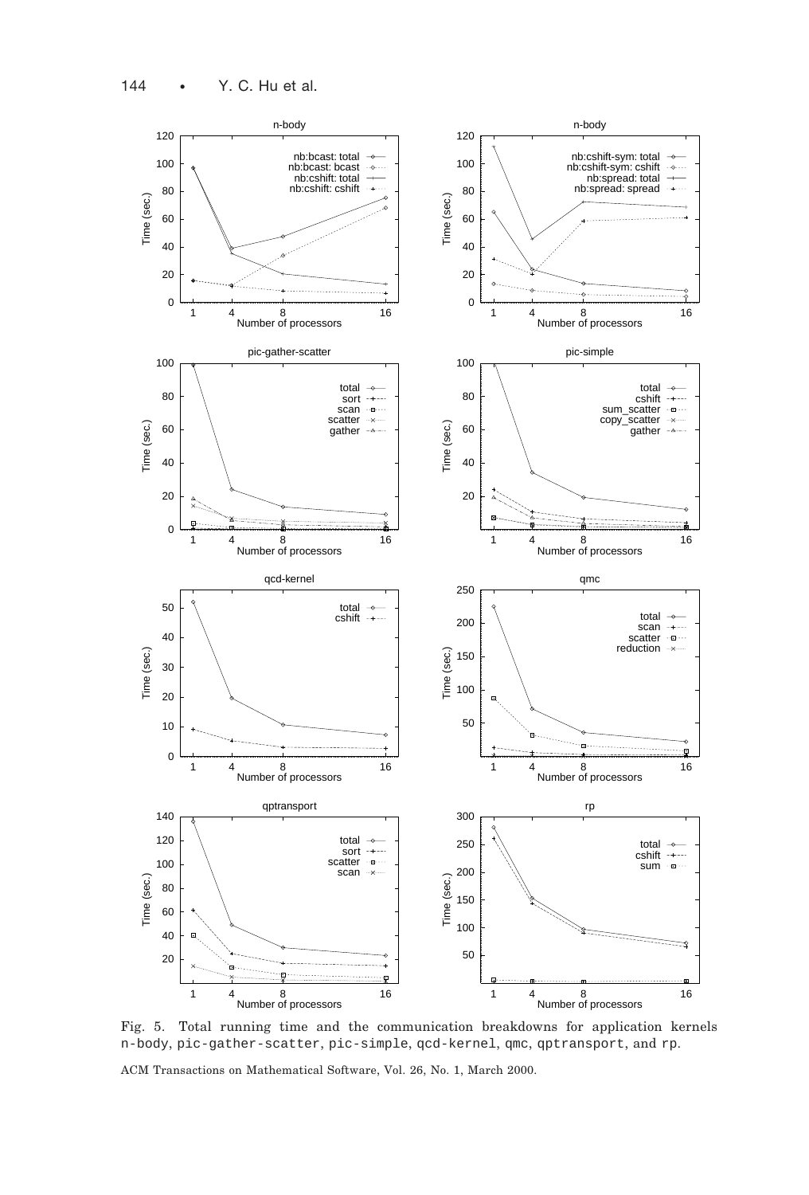Fig. 5. Total running time and the communication breakdowns for application kernels n-body, pic-gather-scatter, pic-simple, qcd-kernel, qmc, qptransport, and rp.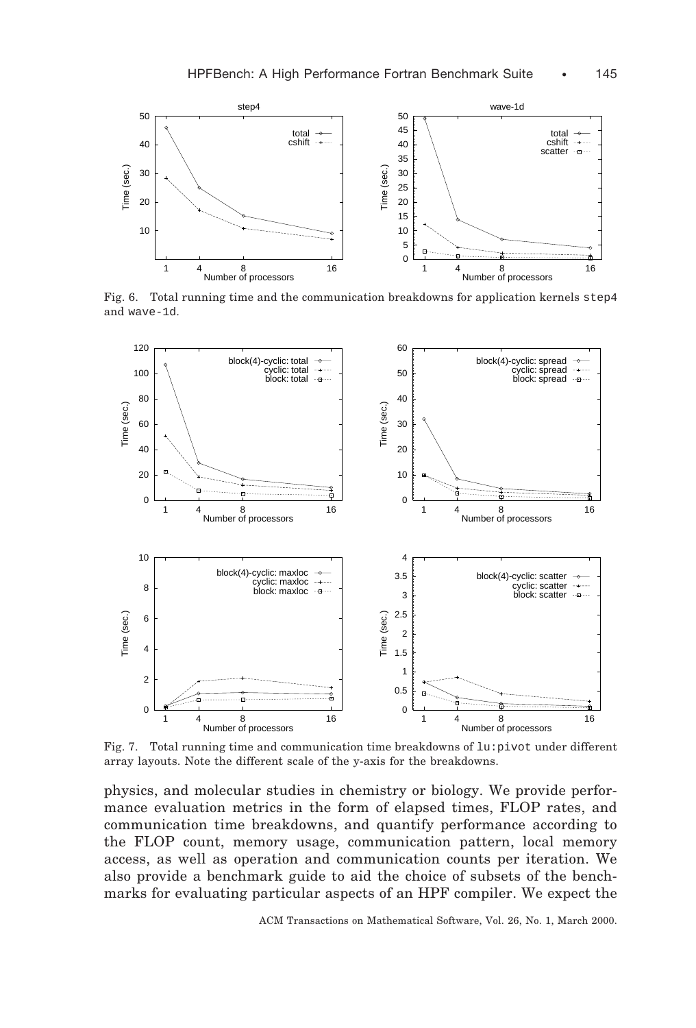Fig. 6. Total running time and the communication breakdowns for application kernels `step4` and `wave-1d`.

Fig. 7. Total running time and communication time breakdowns of `lu:pivot` under different array layouts. Note the different scale of the y-axis for the breakdowns.

physics, and molecular studies in chemistry or biology. We provide performance evaluation metrics in the form of elapsed times, FLOP rates, and communication time breakdowns, and quantify performance according to the FLOP count, memory usage, communication pattern, local memory access, as well as operation and communication counts per iteration. We also provide a benchmark guide to aid the choice of subsets of the benchmarks for evaluating particular aspects of an HPF compiler. We expect the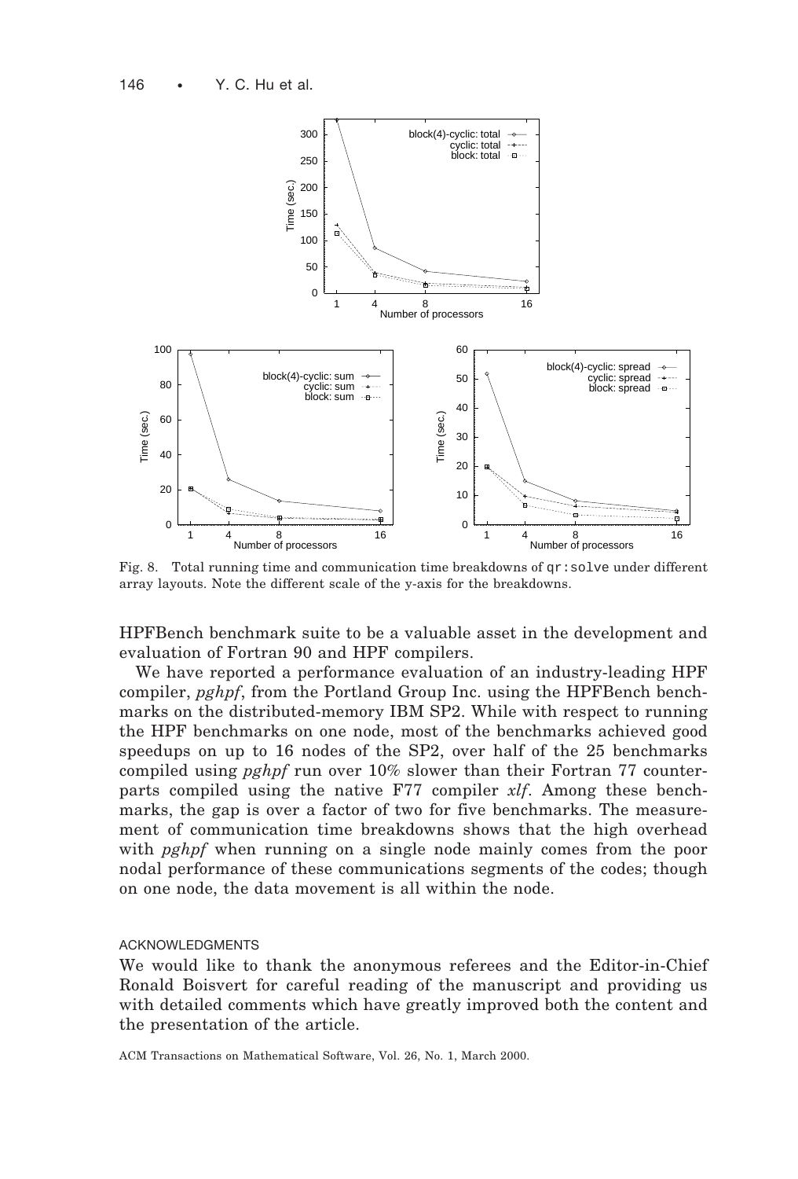Fig. 8. Total running time and communication time breakdowns of `qr:solve` under different array layouts. Note the different scale of the y-axis for the breakdowns.

HPFBench benchmark suite to be a valuable asset in the development and evaluation of Fortran 90 and HPF compilers.

We have reported a performance evaluation of an industry-leading HPF compiler, *pghpf*, from the Portland Group Inc. using the HPFBench benchmarks on the distributed-memory IBM SP2. While with respect to running the HPF benchmarks on one node, most of the benchmarks achieved good speedups on up to 16 nodes of the SP2, over half of the 25 benchmarks compiled using *pghpf* run over 10% slower than their Fortran 77 counterparts compiled using the native F77 compiler *xlf*. Among these benchmarks, the gap is over a factor of two for five benchmarks. The measurement of communication time breakdowns shows that the high overhead with *pghpf* when running on a single node mainly comes from the poor nodal performance of these communications segments of the codes; though on one node, the data movement is all within the node.

## ACKNOWLEDGMENTS

We would like to thank the anonymous referees and the Editor-in-Chief Ronald Boisvert for careful reading of the manuscript and providing us with detailed comments which have greatly improved both the content and the presentation of the article.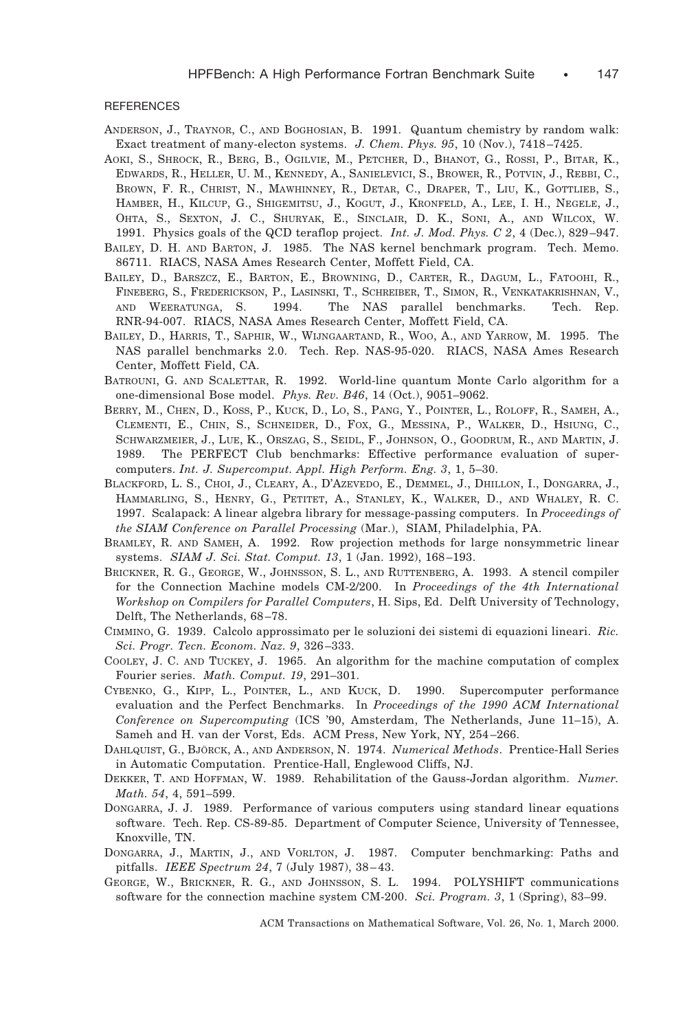REFERENCES

ANDERSON, J., TRAYNOR, C., AND BOGHOSIAN, B. 1991. Quantum chemistry by random walk: Exact treatment of many-electon systems. *J. Chem. Phys. 95*, 10 (Nov.), 7418–7425.

AOKI, S., SHROCK, R., BERG, B., OGILVIE, M., PETCHER, D., BHANOT, G., ROSSI, P., BITAR, K., EDWARDS, R., HELLER, U. M., KENNEDY, A., SANIELEVICI, S., BROWER, R., POTVIN, J., REBBI, C., BROWN, F. R., CHRIST, N., MAWHINNEY, R., DETAR, C., DRAPER, T., LIU, K., GOTTLIEB, S., HAMBER, H., KILCUP, G., SHIGEMITSU, J., KOGUT, J., KRONFELD, A., LEE, I. H., NEGELE, J., OHTA, S., SEXTON, J. C., SHURYAK, E., SINCLAIR, D. K., SONI, A., AND WILCOX, W. 1991. Physics goals of the QCD teraflop project. *Int. J. Mod. Phys. C 2*, 4 (Dec.), 829–947.

BAILEY, D. H. AND BARTON, J. 1985. The NAS kernel benchmark program. Tech. Memo. 86711. RIACS, NASA Ames Research Center, Moffett Field, CA.

BAILEY, D., BARSZCZ, E., BARTON, E., BROWNING, D., CARTER, R., DAGUM, L., FATOOHI, R., FINEBERG, S., FREDERICKSON, P., LASINSKI, T., SCHREIBER, T., SIMON, R., VENKATAKRISHNAN, V., AND WEERATUNGA, S. 1994. The NAS parallel benchmarks. Tech. Rep. RNR-94-007. RIACS, NASA Ames Research Center, Moffett Field, CA.

BAILEY, D., HARRIS, T., SAPHIR, W., WIJNGAARTAND, R., WOO, A., AND YARROW, M. 1995. The NAS parallel benchmarks 2.0. Tech. Rep. NAS-95-020. RIACS, NASA Ames Research Center, Moffett Field, CA.

BATROUNI, G. AND SCALETTAR, R. 1992. World-line quantum Monte Carlo algorithm for a one-dimensional Bose model. *Phys. Rev. B46*, 14 (Oct.), 9051–9062.

BERRY, M., CHEN, D., KOSS, P., KUCK, D., LO, S., PANG, Y., POINTER, L., ROLOFF, R., SAMEH, A., CLEMENTI, E., CHIN, S., SCHNEIDER, D., FOX, G., MESSINA, P., WALKER, D., HSIUNG, C., SCHWARZMEIER, J., LUE, K., ORSZAG, S., SEIDL, F., JOHNSON, O., GOODRUM, R., AND MARTIN, J. 1989. The PERFECT Club benchmarks: Effective performance evaluation of supercomputers. *Int. J. Supercomput. Appl. High Perform. Eng. 3*, 1, 5–30.

BLACKFORD, L. S., CHOI, J., CLEARY, A., D'AZEVEDO, E., DEMMEL, J., DHILLON, I., DONGARRA, J., HAMMARLING, S., HENRY, G., PETITET, A., STANLEY, K., WALKER, D., AND WHALEY, R. C. 1997. Scalapack: A linear algebra library for message-passing computers. In *Proceedings of the SIAM Conference on Parallel Processing* (Mar.), SIAM, Philadelphia, PA.

BRAMLEY, R. AND SAMEH, A. 1992. Row projection methods for large nonsymmetric linear systems. *SIAM J. Sci. Stat. Comput. 13*, 1 (Jan. 1992), 168–193.

BRICKNER, R. G., GEORGE, W., JOHNSSON, S. L., AND RUTTENBERG, A. 1993. A stencil compiler for the Connection Machine models CM-2/200. In *Proceedings of the 4th International Workshop on Compilers for Parallel Computers*, H. Sips, Ed. Delft University of Technology, Delft, The Netherlands, 68–78.

CIMMINO, G. 1939. Calcolo approssimato per le soluzioni dei sistemi di equazioni lineari. *Ric. Sci. Progr. Tecn. Econom. Naz. 9*, 326–333.

COOLEY, J. C. AND TUCKEY, J. 1965. An algorithm for the machine computation of complex Fourier series. *Math. Comput. 19*, 291–301.

CYBENKO, G., KIPP, L., POINTER, L., AND KUCK, D. 1990. Supercomputer performance evaluation and the Perfect Benchmarks. In *Proceedings of the 1990 ACM International Conference on Supercomputing* (ICS '90, Amsterdam, The Netherlands, June 11–15), A. Sameh and H. van der Vorst, Eds. ACM Press, New York, NY, 254–266.

DAHLQUIST, G., BJÖRCK, A., AND ANDERSON, N. 1974. *Numerical Methods*. Prentice-Hall Series in Automatic Computation. Prentice-Hall, Englewood Cliffs, NJ.

DEKKER, T. AND HOFFMAN, W. 1989. Rehabilitation of the Gauss-Jordan algorithm. *Numer. Math. 54*, 4, 591–599.

DONGARRA, J. J. 1989. Performance of various computers using standard linear equations software. Tech. Rep. CS-89-85. Department of Computer Science, University of Tennessee, Knoxville, TN.

DONGARRA, J., MARTIN, J., AND VORLTON, J. 1987. Computer benchmarking: Paths and pitfalls. *IEEE Spectrum 24*, 7 (July 1987), 38–43.

GEORGE, W., BRICKNER, R. G., AND JOHNSSON, S. L. 1994. POLYSHIFT communications software for the connection machine system CM-200. *Sci. Program. 3*, 1 (Spring), 83–99.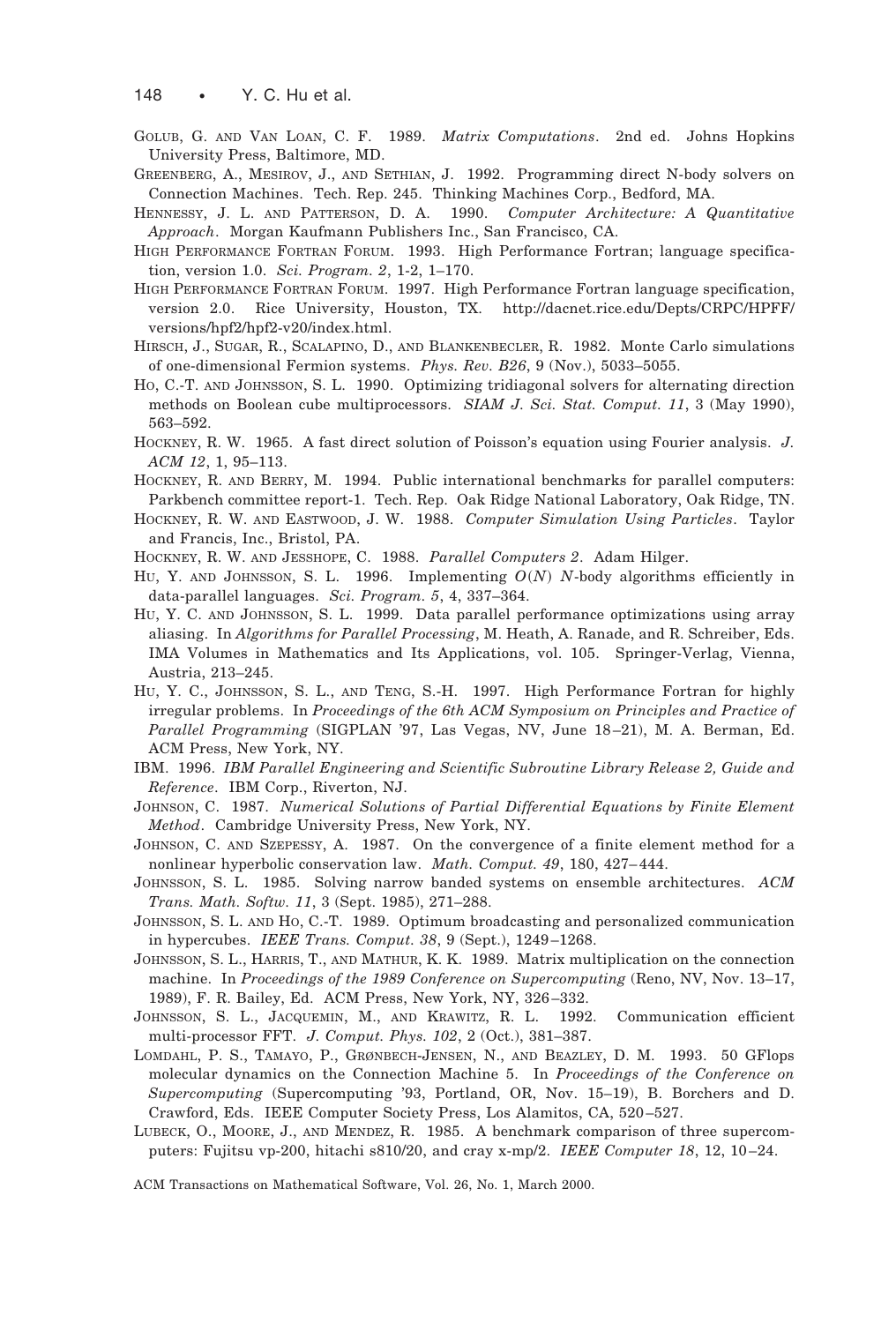GOLUB, G. AND VAN LOAN, C. F. 1989. *Matrix Computations*. 2nd ed. Johns Hopkins University Press, Baltimore, MD.

GREENBERG, A., MESIROV, J., AND SETHIAN, J. 1992. Programming direct N-body solvers on Connection Machines. Tech. Rep. 245. Thinking Machines Corp., Bedford, MA.

HENNESSY, J. L. AND PATTERSON, D. A. 1990. *Computer Architecture: A Quantitative Approach*. Morgan Kaufmann Publishers Inc., San Francisco, CA.

HIGH PERFORMANCE FORTRAN FORUM. 1993. High Performance Fortran; language specification, version 1.0. *Sci. Program. 2*, 1-2, 1–170.

HIGH PERFORMANCE FORTRAN FORUM. 1997. High Performance Fortran language specification, version 2.0. Rice University, Houston, TX. http://dacnet.rice.edu/Depts/CRPC/HPFF/versions/hpf2/hpf2-v20/index.html.

HIRSCH, J., SUGAR, R., SCALAPINO, D., AND BLANKENBECLER, R. 1982. Monte Carlo simulations of one-dimensional Fermion systems. *Phys. Rev. B26*, 9 (Nov.), 5033–5055.

HO, C.-T. AND JOHNSSON, S. L. 1990. Optimizing tridiagonal solvers for alternating direction methods on Boolean cube multiprocessors. *SIAM J. Sci. Stat. Comput. 11*, 3 (May 1990), 563–592.

HOCKNEY, R. W. 1965. A fast direct solution of Poisson's equation using Fourier analysis. *J. ACM 12*, 1, 95–113.

HOCKNEY, R. AND BERRY, M. 1994. Public international benchmarks for parallel computers: Parkbench committee report-1. Tech. Rep. Oak Ridge National Laboratory, Oak Ridge, TN.

HOCKNEY, R. W. AND EASTWOOD, J. W. 1988. *Computer Simulation Using Particles*. Taylor and Francis, Inc., Bristol, PA.

HOCKNEY, R. W. AND JESSHOPE, C. 1988. *Parallel Computers 2*. Adam Hilger.

HU, Y. AND JOHNSSON, S. L. 1996. Implementing $O(N)$ $N$-body algorithms efficiently in data-parallel languages. *Sci. Program. 5*, 4, 337–364.

HU, Y. C. AND JOHNSSON, S. L. 1999. Data parallel performance optimizations using array aliasing. In *Algorithms for Parallel Processing*, M. Heath, A. Ranade, and R. Schreiber, Eds. IMA Volumes in Mathematics and Its Applications, vol. 105. Springer-Verlag, Vienna, Austria, 213–245.

HU, Y. C., JOHNSSON, S. L., AND TENG, S.-H. 1997. High Performance Fortran for highly irregular problems. In *Proceedings of the 6th ACM Symposium on Principles and Practice of Parallel Programming* (SIGPLAN '97, Las Vegas, NV, June 18–21), M. A. Berman, Ed. ACM Press, New York, NY.

IBM. 1996. *IBM Parallel Engineering and Scientific Subroutine Library Release 2, Guide and Reference*. IBM Corp., Riverton, NJ.

JOHNSON, C. 1987. *Numerical Solutions of Partial Differential Equations by Finite Element Method*. Cambridge University Press, New York, NY.

JOHNSON, C. AND SZEPESSY, A. 1987. On the convergence of a finite element method for a nonlinear hyperbolic conservation law. *Math. Comput. 49*, 180, 427–444.

JOHNSSON, S. L. 1985. Solving narrow banded systems on ensemble architectures. *ACM Trans. Math. Softw. 11*, 3 (Sept. 1985), 271–288.

JOHNSSON, S. L. AND HO, C.-T. 1989. Optimum broadcasting and personalized communication in hypercubes. *IEEE Trans. Comput. 38*, 9 (Sept.), 1249–1268.

JOHNSSON, S. L., HARRIS, T., AND MATHUR, K. K. 1989. Matrix multiplication on the connection machine. In *Proceedings of the 1989 Conference on Supercomputing* (Reno, NV, Nov. 13–17, 1989), F. R. Bailey, Ed. ACM Press, New York, NY, 326–332.

JOHNSSON, S. L., JACQUEMIN, M., AND KRAWITZ, R. L. 1992. Communication efficient multi-processor FFT. *J. Comput. Phys. 102*, 2 (Oct.), 381–387.

LOMDAHL, P. S., TAMAYO, P., GRØNBECH-JENSEN, N., AND BEAZLEY, D. M. 1993. 50 GFlops molecular dynamics on the Connection Machine 5. In *Proceedings of the Conference on Supercomputing* (Supercomputing '93, Portland, OR, Nov. 15–19), B. Borchers and D. Crawford, Eds. IEEE Computer Society Press, Los Alamitos, CA, 520–527.

LUBECK, O., MOORE, J., AND MENDEZ, R. 1985. A benchmark comparison of three supercomputers: Fujitsu vp-200, hitachi s810/20, and cray x-mp/2. *IEEE Computer 18*, 12, 10–24.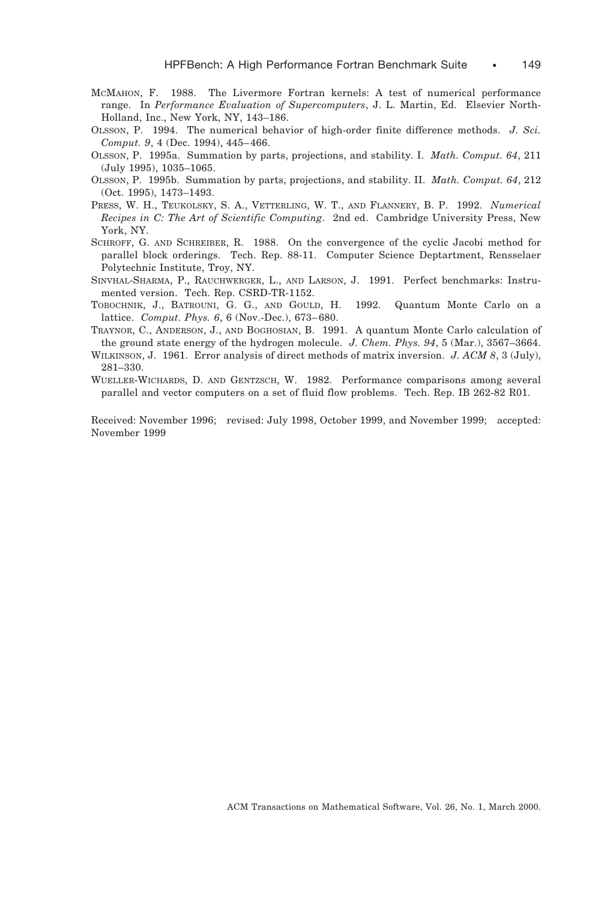McMahon, F. 1988. The Livermore Fortran kernels: A test of numerical performance range. In *Performance Evaluation of Supercomputers*, J. L. Martin, Ed. Elsevier North-Holland, Inc., New York, NY, 143–186.

Olsson, P. 1994. The numerical behavior of high-order finite difference methods. *J. Sci. Comput. 9*, 4 (Dec. 1994), 445–466.

Olsson, P. 1995a. Summation by parts, projections, and stability. I. *Math. Comput. 64*, 211 (July 1995), 1035–1065.

Olsson, P. 1995b. Summation by parts, projections, and stability. II. *Math. Comput. 64*, 212 (Oct. 1995), 1473–1493.

Press, W. H., Teukolsky, S. A., Vetterling, W. T., and Flannery, B. P. 1992. *Numerical Recipes in C: The Art of Scientific Computing*. 2nd ed. Cambridge University Press, New York, NY.

Schroff, G. and Schreiber, R. 1988. On the convergence of the cyclic Jacobi method for parallel block orderings. Tech. Rep. 88-11. Computer Science Deptartment, Rensselaer Polytechnic Institute, Troy, NY.

Sinvhal-Sharma, P., Rauchwerger, L., and Larson, J. 1991. Perfect benchmarks: Instrumented version. Tech. Rep. CSRD-TR-1152.

Tobochnik, J., Batrouni, G. G., and Gould, H. 1992. Quantum Monte Carlo on a lattice. *Comput. Phys. 6*, 6 (Nov.-Dec.), 673–680.

Traynor, C., Anderson, J., and Boghosian, B. 1991. A quantum Monte Carlo calculation of the ground state energy of the hydrogen molecule. *J. Chem. Phys. 94*, 5 (Mar.), 3567–3664.

Wilkinson, J. 1961. Error analysis of direct methods of matrix inversion. *J. ACM 8*, 3 (July), 281–330.

Wueller-Wichards, D. and Gentzsch, W. 1982. Performance comparisons among several parallel and vector computers on a set of fluid flow problems. Tech. Rep. IB 262-82 R01.

Received: November 1996; revised: July 1998, October 1999, and November 1999; accepted: November 1999